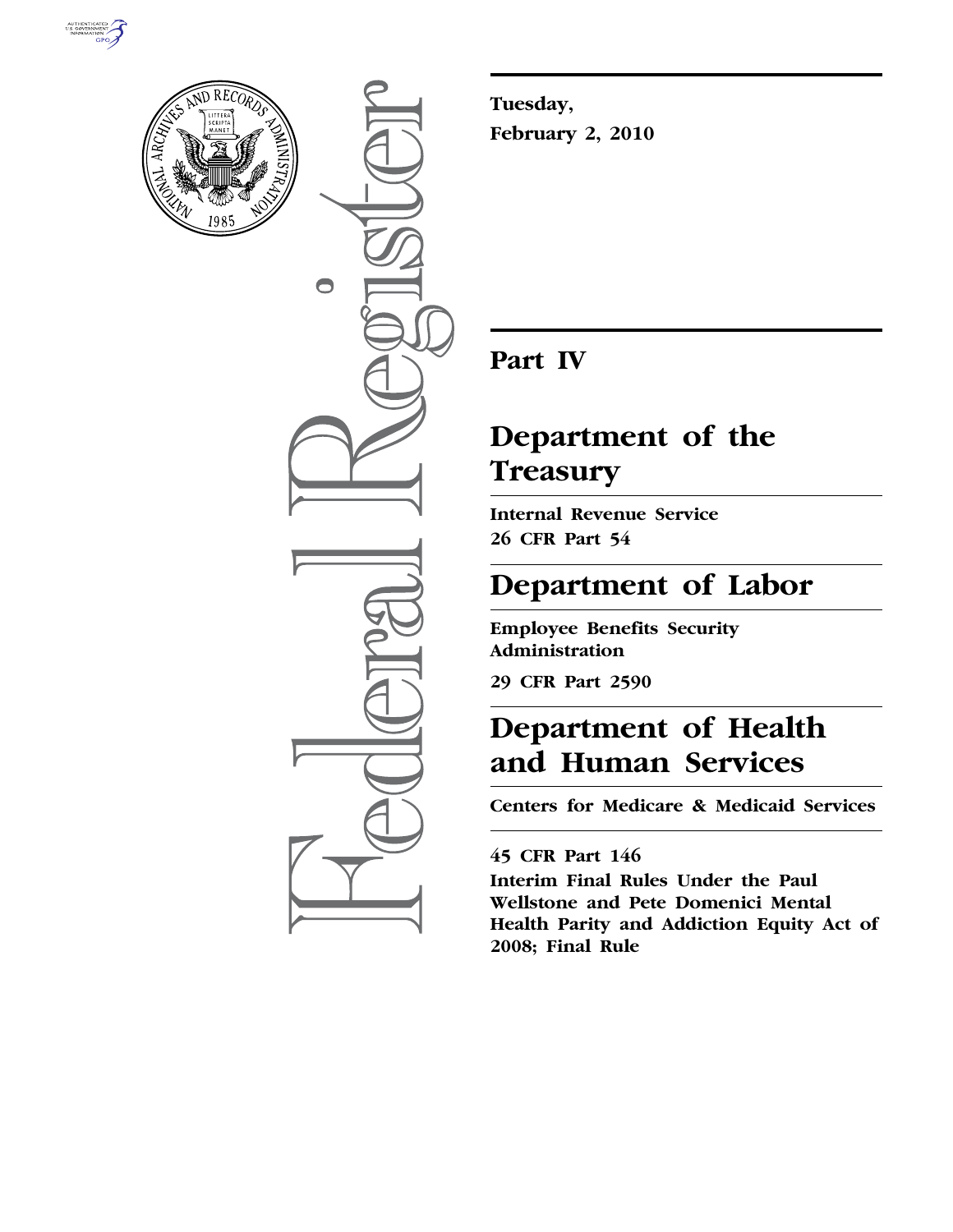Tuesday,

February 2, 2010

# Part IV

# Department of the Treasury

**Internal Revenue Service**

**26 CFR Part 54**

# Department of Labor

**Employee Benefits Security Administration**

**29 CFR Part 2590**

# Department of Health and Human Services

**Centers for Medicare & Medicaid Services**

**45 CFR Part 146**

**Interim Final Rules Under the Paul Wellstone and Pete Domenici Mental Health Parity and Addiction Equity Act of 2008; Final Rule**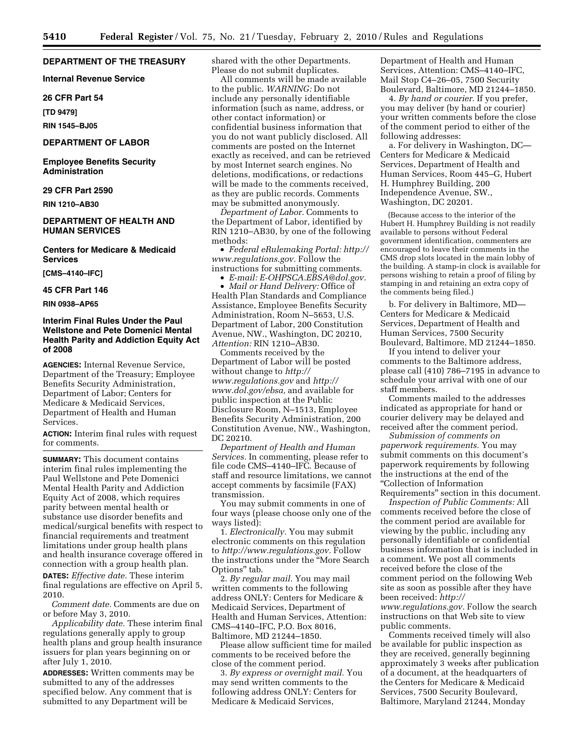**DEPARTMENT OF THE TREASURY**

**Internal Revenue Service**

**26 CFR Part 54**

**[TD 9479]**

**RIN 1545–BJ05**

**DEPARTMENT OF LABOR**

**Employee Benefits Security Administration**

**29 CFR Part 2590**

**RIN 1210–AB30**

**DEPARTMENT OF HEALTH AND HUMAN SERVICES**

**Centers for Medicare & Medicaid Services**

**[CMS–4140–IFC]**

**45 CFR Part 146**

**RIN 0938–AP65**

## Interim Final Rules Under the Paul Wellstone and Pete Domenici Mental Health Parity and Addiction Equity Act of 2008

**AGENCIES:** Internal Revenue Service, Department of the Treasury; Employee Benefits Security Administration, Department of Labor; Centers for Medicare & Medicaid Services, Department of Health and Human Services.

**ACTION:** Interim final rules with request for comments.

**SUMMARY:** This document contains interim final rules implementing the Paul Wellstone and Pete Domenici Mental Health Parity and Addiction Equity Act of 2008, which requires parity between mental health or substance use disorder benefits and medical/surgical benefits with respect to financial requirements and treatment limitations under group health plans and health insurance coverage offered in connection with a group health plan.

**DATES:** *Effective date.* These interim final regulations are effective on April 5, 2010.

*Comment date.* Comments are due on or before May 3, 2010.

*Applicability date.* These interim final regulations generally apply to group health plans and group health insurance issuers for plan years beginning on or after July 1, 2010.

**ADDRESSES:** Written comments may be submitted to any of the addresses specified below. Any comment that is submitted to any Department will be shared with the other Departments. Please do not submit duplicates.

All comments will be made available to the public. *WARNING:* Do not include any personally identifiable information (such as name, address, or other contact information) or confidential business information that you do not want publicly disclosed. All comments are posted on the Internet exactly as received, and can be retrieved by most Internet search engines. No deletions, modifications, or redactions will be made to the comments received, as they are public records. Comments may be submitted anonymously.

*Department of Labor.* Comments to the Department of Labor, identified by RIN 1210–AB30, by one of the following methods:

- *Federal eRulemaking Portal: http://www.regulations.gov.* Follow the instructions for submitting comments.
- *E-mail: E-OHPSCA.EBSA@dol.gov.*
- *Mail or Hand Delivery:* Office of Health Plan Standards and Compliance Assistance, Employee Benefits Security Administration, Room N–5653, U.S. Department of Labor, 200 Constitution Avenue, NW., Washington, DC 20210, *Attention:* RIN 1210–AB30.

Comments received by the Department of Labor will be posted without change to *http://www.regulations.gov* and *http://www.dol.gov/ebsa,* and available for public inspection at the Public Disclosure Room, N–1513, Employee Benefits Security Administration, 200 Constitution Avenue, NW., Washington, DC 20210.

*Department of Health and Human Services.* In commenting, please refer to file code CMS–4140–IFC. Because of staff and resource limitations, we cannot accept comments by facsimile (FAX) transmission.

You may submit comments in one of four ways (please choose only one of the ways listed):

1. *Electronically.* You may submit electronic comments on this regulation to *http://www.regulations.gov.* Follow the instructions under the "More Search Options" tab.

2. *By regular mail.* You may mail written comments to the following address ONLY: Centers for Medicare & Medicaid Services, Department of Health and Human Services, Attention: CMS–4140–IFC, P.O. Box 8016, Baltimore, MD 21244–1850.

Please allow sufficient time for mailed comments to be received before the close of the comment period.

3. *By express or overnight mail.* You may send written comments to the following address ONLY: Centers for Medicare & Medicaid Services, Department of Health and Human Services, Attention: CMS–4140–IFC, Mail Stop C4–26–05, 7500 Security Boulevard, Baltimore, MD 21244–1850.

4. *By hand or courier.* If you prefer, you may deliver (by hand or courier) your written comments before the close of the comment period to either of the following addresses:

a. For delivery in Washington, DC—Centers for Medicare & Medicaid Services, Department of Health and Human Services, Room 445–G, Hubert H. Humphrey Building, 200 Independence Avenue, SW., Washington, DC 20201.

(Because access to the interior of the Hubert H. Humphrey Building is not readily available to persons without Federal government identification, commenters are encouraged to leave their comments in the CMS drop slots located in the main lobby of the building. A stamp-in clock is available for persons wishing to retain a proof of filing by stamping in and retaining an extra copy of the comments being filed.)

b. For delivery in Baltimore, MD—Centers for Medicare & Medicaid Services, Department of Health and Human Services, 7500 Security Boulevard, Baltimore, MD 21244–1850.

If you intend to deliver your comments to the Baltimore address, please call (410) 786–7195 in advance to schedule your arrival with one of our staff members.

Comments mailed to the addresses indicated as appropriate for hand or courier delivery may be delayed and received after the comment period.

*Submission of comments on paperwork requirements.* You may submit comments on this document's paperwork requirements by following the instructions at the end of the "Collection of Information Requirements" section in this document.

*Inspection of Public Comments:* All comments received before the close of the comment period are available for viewing by the public, including any personally identifiable or confidential business information that is included in a comment. We post all comments received before the close of the comment period on the following Web site as soon as possible after they have been received: *http://www.regulations.gov.* Follow the search instructions on that Web site to view public comments.

Comments received timely will also be available for public inspection as they are received, generally beginning approximately 3 weeks after publication of a document, at the headquarters of the Centers for Medicare & Medicaid Services, 7500 Security Boulevard, Baltimore, Maryland 21244, Monday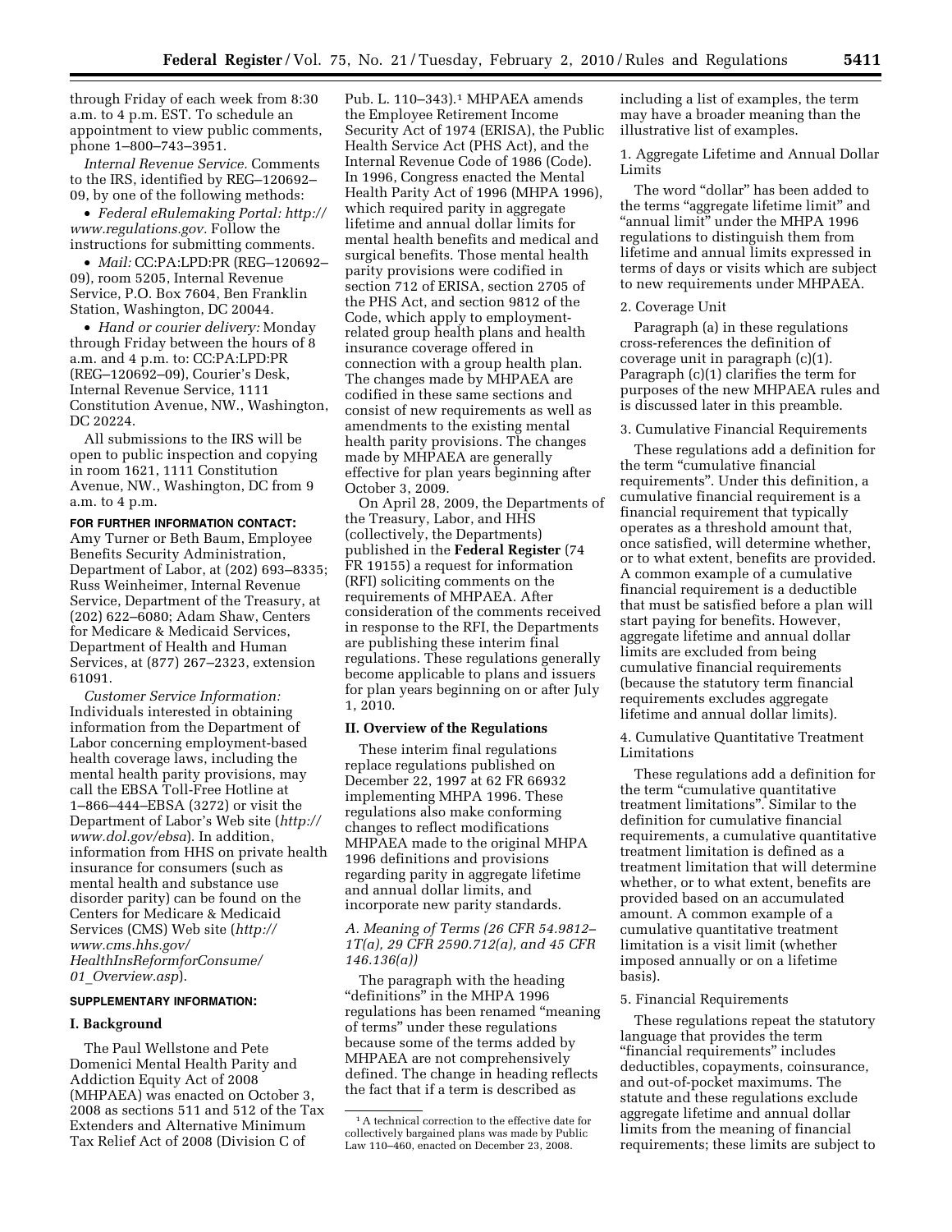through Friday of each week from 8:30 a.m. to 4 p.m. EST. To schedule an appointment to view public comments, phone 1–800–743–3951.

*Internal Revenue Service.* Comments to the IRS, identified by REG–120692–09, by one of the following methods:

- *Federal eRulemaking Portal: http://www.regulations.gov.* Follow the instructions for submitting comments.
- *Mail:* CC:PA:LPD:PR (REG–120692–09), room 5205, Internal Revenue Service, P.O. Box 7604, Ben Franklin Station, Washington, DC 20044.
- *Hand or courier delivery:* Monday through Friday between the hours of 8 a.m. and 4 p.m. to: CC:PA:LPD:PR (REG–120692–09), Courier's Desk, Internal Revenue Service, 1111 Constitution Avenue, NW., Washington, DC 20224.

All submissions to the IRS will be open to public inspection and copying in room 1621, 1111 Constitution Avenue, NW., Washington, DC from 9 a.m. to 4 p.m.

**FOR FURTHER INFORMATION CONTACT:** Amy Turner or Beth Baum, Employee Benefits Security Administration, Department of Labor, at (202) 693–8335; Russ Weinheimer, Internal Revenue Service, Department of the Treasury, at (202) 622–6080; Adam Shaw, Centers for Medicare & Medicaid Services, Department of Health and Human Services, at (877) 267–2323, extension 61091.

*Customer Service Information:* Individuals interested in obtaining information from the Department of Labor concerning employment-based health coverage laws, including the mental health parity provisions, may call the EBSA Toll-Free Hotline at 1–866–444–EBSA (3272) or visit the Department of Labor's Web site (*http://www.dol.gov/ebsa*). In addition, information from HHS on private health insurance for consumers (such as mental health and substance use disorder parity) can be found on the Centers for Medicare & Medicaid Services (CMS) Web site (*http://www.cms.hhs.gov/HealthInsReformforConsume/01_Overview.asp*).

**SUPPLEMENTARY INFORMATION:**

## I. Background

The Paul Wellstone and Pete Domenici Mental Health Parity and Addiction Equity Act of 2008 (MHPAEA) was enacted on October 3, 2008 as sections 511 and 512 of the Tax Extenders and Alternative Minimum Tax Relief Act of 2008 (Division C of Pub. L. 110–343).[1] MHPAEA amends the Employee Retirement Income Security Act of 1974 (ERISA), the Public Health Service Act (PHS Act), and the Internal Revenue Code of 1986 (Code). In 1996, Congress enacted the Mental Health Parity Act of 1996 (MHPA 1996), which required parity in aggregate lifetime and annual dollar limits for mental health benefits and medical and surgical benefits. Those mental health parity provisions were codified in section 712 of ERISA, section 2705 of the PHS Act, and section 9812 of the Code, which apply to employment-related group health plans and health insurance coverage offered in connection with a group health plan. The changes made by MHPAEA are codified in these same sections and consist of new requirements as well as amendments to the existing mental health parity provisions. The changes made by MHPAEA are generally effective for plan years beginning after October 3, 2009.

On April 28, 2009, the Departments of the Treasury, Labor, and HHS (collectively, the Departments) published in the **Federal Register** (74 FR 19155) a request for information (RFI) soliciting comments on the requirements of MHPAEA. After consideration of the comments received in response to the RFI, the Departments are publishing these interim final regulations. These regulations generally become applicable to plans and issuers for plan years beginning on or after July 1, 2010.

## II. Overview of the Regulations

These interim final regulations replace regulations published on December 22, 1997 at 62 FR 66932 implementing MHPA 1996. These regulations also make conforming changes to reflect modifications MHPAEA made to the original MHPA 1996 definitions and provisions regarding parity in aggregate lifetime and annual dollar limits, and incorporate new parity standards.

### *A. Meaning of Terms (26 CFR 54.9812–1T(a), 29 CFR 2590.712(a), and 45 CFR 146.136(a))*

The paragraph with the heading "definitions" in the MHPA 1996 regulations has been renamed "meaning of terms" under these regulations because some of the terms added by MHPAEA are not comprehensively defined. The change in heading reflects the fact that if a term is described as including a list of examples, the term may have a broader meaning than the illustrative list of examples.

1. Aggregate Lifetime and Annual Dollar Limits

The word "dollar" has been added to the terms "aggregate lifetime limit" and "annual limit" under the MHPA 1996 regulations to distinguish them from lifetime and annual limits expressed in terms of days or visits which are subject to new requirements under MHPAEA.

2. Coverage Unit

Paragraph (a) in these regulations cross-references the definition of coverage unit in paragraph (c)(1). Paragraph (c)(1) clarifies the term for purposes of the new MHPAEA rules and is discussed later in this preamble.

3. Cumulative Financial Requirements

These regulations add a definition for the term "cumulative financial requirements". Under this definition, a cumulative financial requirement is a financial requirement that typically operates as a threshold amount that, once satisfied, will determine whether, or to what extent, benefits are provided. A common example of a cumulative financial requirement is a deductible that must be satisfied before a plan will start paying for benefits. However, aggregate lifetime and annual dollar limits are excluded from being cumulative financial requirements (because the statutory term financial requirements excludes aggregate lifetime and annual dollar limits).

4. Cumulative Quantitative Treatment Limitations

These regulations add a definition for the term "cumulative quantitative treatment limitations". Similar to the definition for cumulative financial requirements, a cumulative quantitative treatment limitation is defined as a treatment limitation that will determine whether, or to what extent, benefits are provided based on an accumulated amount. A common example of a cumulative quantitative treatment limitation is a visit limit (whether imposed annually or on a lifetime basis).

5. Financial Requirements

These regulations repeat the statutory language that provides the term "financial requirements" includes deductibles, copayments, coinsurance, and out-of-pocket maximums. The statute and these regulations exclude aggregate lifetime and annual dollar limits from the meaning of financial requirements; these limits are subject to

[1] A technical correction to the effective date for collectively bargained plans was made by Public Law 110–460, enacted on December 23, 2008.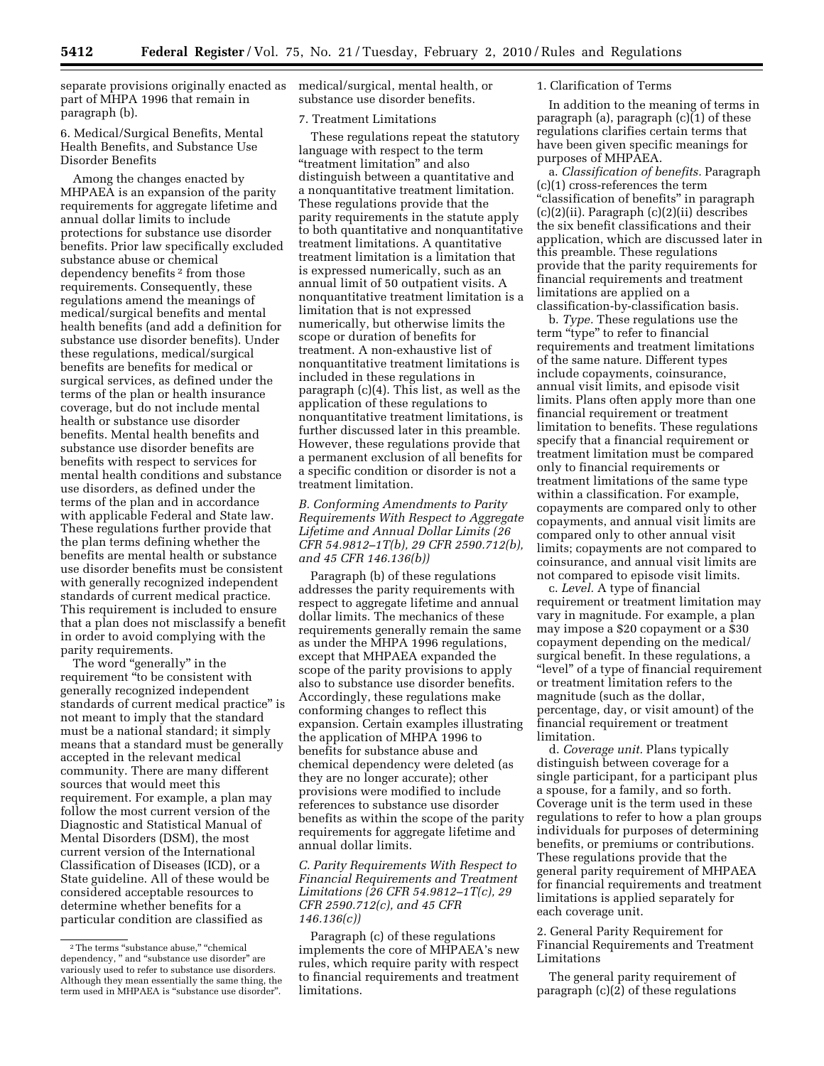separate provisions originally enacted as part of MHPA 1996 that remain in paragraph (b).

6. Medical/Surgical Benefits, Mental Health Benefits, and Substance Use Disorder Benefits

Among the changes enacted by MHPAEA is an expansion of the parity requirements for aggregate lifetime and annual dollar limits to include protections for substance use disorder benefits. Prior law specifically excluded substance abuse or chemical dependency benefits [2] from those requirements. Consequently, these regulations amend the meanings of medical/surgical benefits and mental health benefits (and add a definition for substance use disorder benefits). Under these regulations, medical/surgical benefits are benefits for medical or surgical services, as defined under the terms of the plan or health insurance coverage, but do not include mental health or substance use disorder benefits. Mental health benefits and substance use disorder benefits are benefits with respect to services for mental health conditions and substance use disorders, as defined under the terms of the plan and in accordance with applicable Federal and State law. These regulations further provide that the plan terms defining whether the benefits are mental health or substance use disorder benefits must be consistent with generally recognized independent standards of current medical practice. This requirement is included to ensure that a plan does not misclassify a benefit in order to avoid complying with the parity requirements.

The word "generally" in the requirement "to be consistent with generally recognized independent standards of current medical practice" is not meant to imply that the standard must be a national standard; it simply means that a standard must be generally accepted in the relevant medical community. There are many different sources that would meet this requirement. For example, a plan may follow the most current version of the Diagnostic and Statistical Manual of Mental Disorders (DSM), the most current version of the International Classification of Diseases (ICD), or a State guideline. All of these would be considered acceptable resources to determine whether benefits for a particular condition are classified as medical/surgical, mental health, or substance use disorder benefits.

[2] The terms "substance abuse," "chemical dependency, " and "substance use disorder" are variously used to refer to substance use disorders. Although they mean essentially the same thing, the term used in MHPAEA is "substance use disorder".

7. Treatment Limitations

These regulations repeat the statutory language with respect to the term "treatment limitation" and also distinguish between a quantitative and a nonquantitative treatment limitation. These regulations provide that the parity requirements in the statute apply to both quantitative and nonquantitative treatment limitations. A quantitative treatment limitation is a limitation that is expressed numerically, such as an annual limit of 50 outpatient visits. A nonquantitative treatment limitation is a limitation that is not expressed numerically, but otherwise limits the scope or duration of benefits for treatment. A non-exhaustive list of nonquantitative treatment limitations is included in these regulations in paragraph (c)(4). This list, as well as the application of these regulations to nonquantitative treatment limitations, is further discussed later in this preamble. However, these regulations provide that a permanent exclusion of all benefits for a specific condition or disorder is not a treatment limitation.

*B. Conforming Amendments to Parity Requirements With Respect to Aggregate Lifetime and Annual Dollar Limits (26 CFR 54.9812–1T(b), 29 CFR 2590.712(b), and 45 CFR 146.136(b))*

Paragraph (b) of these regulations addresses the parity requirements with respect to aggregate lifetime and annual dollar limits. The mechanics of these requirements generally remain the same as under the MHPA 1996 regulations, except that MHPAEA expanded the scope of the parity provisions to apply also to substance use disorder benefits. Accordingly, these regulations make conforming changes to reflect this expansion. Certain examples illustrating the application of MHPA 1996 to benefits for substance abuse and chemical dependency were deleted (as they are no longer accurate); other provisions were modified to include references to substance use disorder benefits as within the scope of the parity requirements for aggregate lifetime and annual dollar limits.

*C. Parity Requirements With Respect to Financial Requirements and Treatment Limitations (26 CFR 54.9812–1T(c), 29 CFR 2590.712(c), and 45 CFR 146.136(c))*

Paragraph (c) of these regulations implements the core of MHPAEA's new rules, which require parity with respect to financial requirements and treatment limitations.

1. Clarification of Terms

In addition to the meaning of terms in paragraph (a), paragraph (c)(1) of these regulations clarifies certain terms that have been given specific meanings for purposes of MHPAEA.

a. *Classification of benefits.* Paragraph (c)(1) cross-references the term "classification of benefits" in paragraph (c)(2)(ii). Paragraph (c)(2)(ii) describes the six benefit classifications and their application, which are discussed later in this preamble. These regulations provide that the parity requirements for financial requirements and treatment limitations are applied on a classification-by-classification basis.

b. *Type.* These regulations use the term "type" to refer to financial requirements and treatment limitations of the same nature. Different types include copayments, coinsurance, annual visit limits, and episode visit limits. Plans often apply more than one financial requirement or treatment limitation to benefits. These regulations specify that a financial requirement or treatment limitation must be compared only to financial requirements or treatment limitations of the same type within a classification. For example, copayments are compared only to other copayments, and annual visit limits are compared only to other annual visit limits; copayments are not compared to coinsurance, and annual visit limits are not compared to episode visit limits.

c. *Level.* A type of financial requirement or treatment limitation may vary in magnitude. For example, a plan may impose a $20 copayment or a $30 copayment depending on the medical/surgical benefit. In these regulations, a "level" of a type of financial requirement or treatment limitation refers to the magnitude (such as the dollar, percentage, day, or visit amount) of the financial requirement or treatment limitation.

d. *Coverage unit.* Plans typically distinguish between coverage for a single participant, for a participant plus a spouse, for a family, and so forth. Coverage unit is the term used in these regulations to refer to how a plan groups individuals for purposes of determining benefits, or premiums or contributions. These regulations provide that the general parity requirement of MHPAEA for financial requirements and treatment limitations is applied separately for each coverage unit.

2. General Parity Requirement for Financial Requirements and Treatment Limitations

The general parity requirement of paragraph (c)(2) of these regulations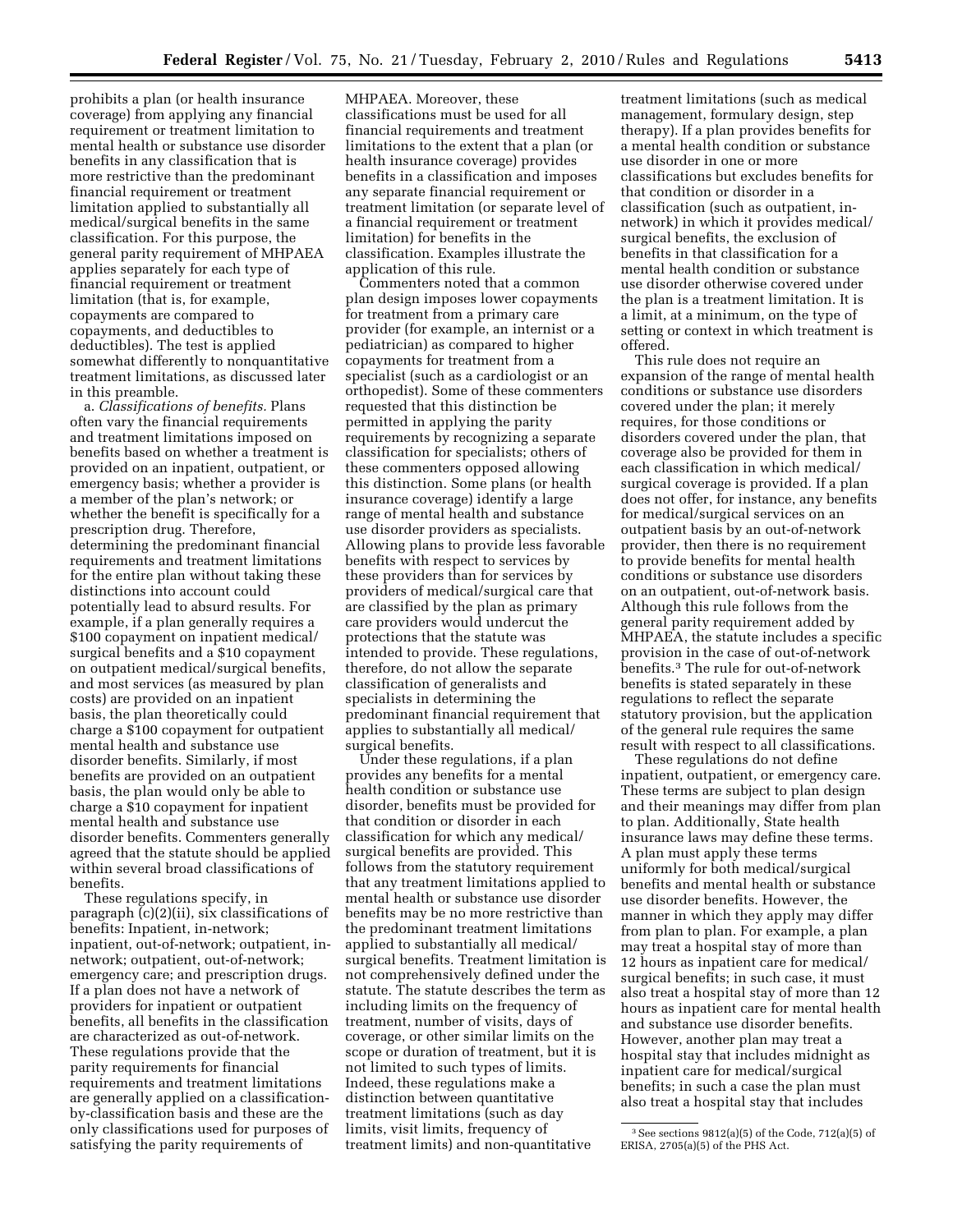prohibits a plan (or health insurance coverage) from applying any financial requirement or treatment limitation to mental health or substance use disorder benefits in any classification that is more restrictive than the predominant financial requirement or treatment limitation applied to substantially all medical/surgical benefits in the same classification. For this purpose, the general parity requirement of MHPAEA applies separately for each type of financial requirement or treatment limitation (that is, for example, copayments are compared to copayments, and deductibles to deductibles). The test is applied somewhat differently to nonquantitative treatment limitations, as discussed later in this preamble.

a. *Classifications of benefits.* Plans often vary the financial requirements and treatment limitations imposed on benefits based on whether a treatment is provided on an inpatient, outpatient, or emergency basis; whether a provider is a member of the plan's network; or whether the benefit is specifically for a prescription drug. Therefore, determining the predominant financial requirements and treatment limitations for the entire plan without taking these distinctions into account could potentially lead to absurd results. For example, if a plan generally requires a $100 copayment on inpatient medical/surgical benefits and a $10 copayment on outpatient medical/surgical benefits, and most services (as measured by plan costs) are provided on an inpatient basis, the plan theoretically could charge a $100 copayment for outpatient mental health and substance use disorder benefits. Similarly, if most benefits are provided on an outpatient basis, the plan would only be able to charge a $10 copayment for inpatient mental health and substance use disorder benefits. Commenters generally agreed that the statute should be applied within several broad classifications of benefits.

These regulations specify, in paragraph (c)(2)(ii), six classifications of benefits: Inpatient, in-network; inpatient, out-of-network; outpatient, in-network; outpatient, out-of-network; emergency care; and prescription drugs. If a plan does not have a network of providers for inpatient or outpatient benefits, all benefits in the classification are characterized as out-of-network. These regulations provide that the parity requirements for financial requirements and treatment limitations are generally applied on a classification-by-classification basis and these are the only classifications used for purposes of satisfying the parity requirements of MHPAEA. Moreover, these classifications must be used for all financial requirements and treatment limitations to the extent that a plan (or health insurance coverage) provides benefits in a classification and imposes any separate financial requirement or treatment limitation (or separate level of a financial requirement or treatment limitation) for benefits in the classification. Examples illustrate the application of this rule.

Commenters noted that a common plan design imposes lower copayments for treatment from a primary care provider (for example, an internist or a pediatrician) as compared to higher copayments for treatment from a specialist (such as a cardiologist or an orthopedist). Some of these commenters requested that this distinction be permitted in applying the parity requirements by recognizing a separate classification for specialists; others of these commenters opposed allowing this distinction. Some plans (or health insurance coverage) identify a large range of mental health and substance use disorder providers as specialists. Allowing plans to provide less favorable benefits with respect to services by these providers than for services by providers of medical/surgical care that are classified by the plan as primary care providers would undercut the protections that the statute was intended to provide. These regulations, therefore, do not allow the separate classification of generalists and specialists in determining the predominant financial requirement that applies to substantially all medical/surgical benefits.

Under these regulations, if a plan provides any benefits for a mental health condition or substance use disorder, benefits must be provided for that condition or disorder in each classification for which any medical/surgical benefits are provided. This follows from the statutory requirement that any treatment limitations applied to mental health or substance use disorder benefits may be no more restrictive than the predominant treatment limitations applied to substantially all medical/surgical benefits. Treatment limitation is not comprehensively defined under the statute. The statute describes the term as including limits on the frequency of treatment, number of visits, days of coverage, or other similar limits on the scope or duration of treatment, but it is not limited to such types of limits. Indeed, these regulations make a distinction between quantitative treatment limitations (such as day limits, visit limits, frequency of treatment limits) and non-quantitative treatment limitations (such as medical management, formulary design, step therapy). If a plan provides benefits for a mental health condition or substance use disorder in one or more classifications but excludes benefits for that condition or disorder in a classification (such as outpatient, in-network) in which it provides medical/surgical benefits, the exclusion of benefits in that classification for a mental health condition or substance use disorder otherwise covered under the plan is a treatment limitation. It is a limit, at a minimum, on the type of setting or context in which treatment is offered.

This rule does not require an expansion of the range of mental health conditions or substance use disorders covered under the plan; it merely requires, for those conditions or disorders covered under the plan, that coverage also be provided for them in each classification in which medical/surgical coverage is provided. If a plan does not offer, for instance, any benefits for medical/surgical services on an outpatient basis by an out-of-network provider, then there is no requirement to provide benefits for mental health conditions or substance use disorders on an outpatient, out-of-network basis. Although this rule follows from the general parity requirement added by MHPAEA, the statute includes a specific provision in the case of out-of-network benefits.[3] The rule for out-of-network benefits is stated separately in these regulations to reflect the separate statutory provision, but the application of the general rule requires the same result with respect to all classifications.

These regulations do not define inpatient, outpatient, or emergency care. These terms are subject to plan design and their meanings may differ from plan to plan. Additionally, State health insurance laws may define these terms. A plan must apply these terms uniformly for both medical/surgical benefits and mental health or substance use disorder benefits. However, the manner in which they apply may differ from plan to plan. For example, a plan may treat a hospital stay of more than 12 hours as inpatient care for medical/surgical benefits; in such case, it must also treat a hospital stay of more than 12 hours as inpatient care for mental health and substance use disorder benefits. However, another plan may treat a hospital stay that includes midnight as inpatient care for medical/surgical benefits; in such a case the plan must also treat a hospital stay that includes

[3] See sections 9812(a)(5) of the Code, 712(a)(5) of ERISA, 2705(a)(5) of the PHS Act.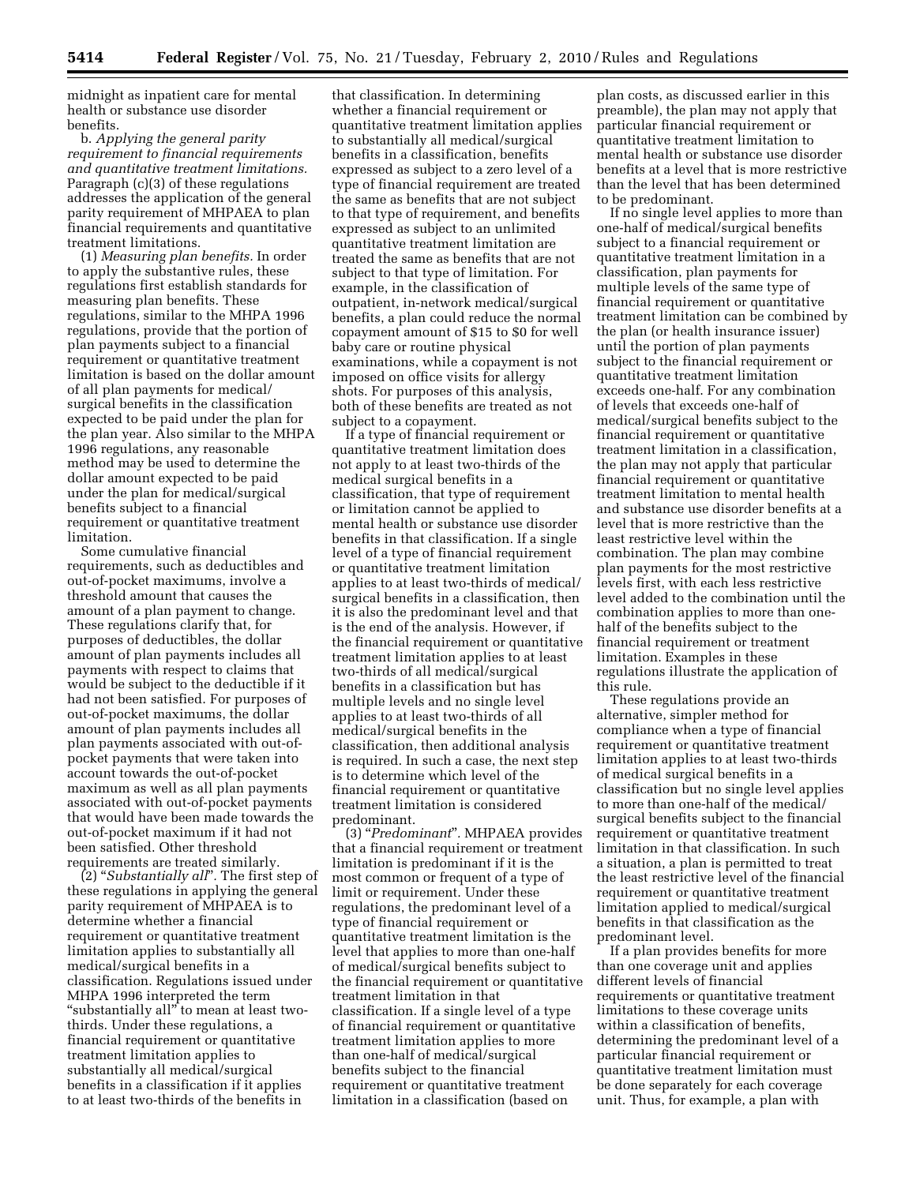midnight as inpatient care for mental health or substance use disorder benefits.

b. *Applying the general parity requirement to financial requirements and quantitative treatment limitations.* Paragraph (c)(3) of these regulations addresses the application of the general parity requirement of MHPAEA to plan financial requirements and quantitative treatment limitations.

(1) *Measuring plan benefits.* In order to apply the substantive rules, these regulations first establish standards for measuring plan benefits. These regulations, similar to the MHPA 1996 regulations, provide that the portion of plan payments subject to a financial requirement or quantitative treatment limitation is based on the dollar amount of all plan payments for medical/surgical benefits in the classification expected to be paid under the plan for the plan year. Also similar to the MHPA 1996 regulations, any reasonable method may be used to determine the dollar amount expected to be paid under the plan for medical/surgical benefits subject to a financial requirement or quantitative treatment limitation.

Some cumulative financial requirements, such as deductibles and out-of-pocket maximums, involve a threshold amount that causes the amount of a plan payment to change. These regulations clarify that, for purposes of deductibles, the dollar amount of plan payments includes all payments with respect to claims that would be subject to the deductible if it had not been satisfied. For purposes of out-of-pocket maximums, the dollar amount of plan payments includes all plan payments associated with out-of-pocket payments that were taken into account towards the out-of-pocket maximum as well as all plan payments associated with out-of-pocket payments that would have been made towards the out-of-pocket maximum if it had not been satisfied. Other threshold requirements are treated similarly.

(2) "*Substantially all*". The first step of these regulations in applying the general parity requirement of MHPAEA is to determine whether a financial requirement or quantitative treatment limitation applies to substantially all medical/surgical benefits in a classification. Regulations issued under MHPA 1996 interpreted the term "substantially all" to mean at least two-thirds. Under these regulations, a financial requirement or quantitative treatment limitation applies to substantially all medical/surgical benefits in a classification if it applies to at least two-thirds of the benefits in that classification. In determining whether a financial requirement or quantitative treatment limitation applies to substantially all medical/surgical benefits in a classification, benefits expressed as subject to a zero level of a type of financial requirement are treated the same as benefits that are not subject to that type of requirement, and benefits expressed as subject to an unlimited quantitative treatment limitation are treated the same as benefits that are not subject to that type of limitation. For example, in the classification of outpatient, in-network medical/surgical benefits, a plan could reduce the normal copayment amount of $15 to $0 for well baby care or routine physical examinations, while a copayment is not imposed on office visits for allergy shots. For purposes of this analysis, both of these benefits are treated as not subject to a copayment.

If a type of financial requirement or quantitative treatment limitation does not apply to at least two-thirds of the medical surgical benefits in a classification, that type of requirement or limitation cannot be applied to mental health or substance use disorder benefits in that classification. If a single level of a type of financial requirement or quantitative treatment limitation applies to at least two-thirds of medical/surgical benefits in a classification, then it is also the predominant level and that is the end of the analysis. However, if the financial requirement or quantitative treatment limitation applies to at least two-thirds of all medical/surgical benefits in a classification but has multiple levels and no single level applies to at least two-thirds of all medical/surgical benefits in the classification, then additional analysis is required. In such a case, the next step is to determine which level of the financial requirement or quantitative treatment limitation is considered predominant.

(3) "*Predominant*". MHPAEA provides that a financial requirement or treatment limitation is predominant if it is the most common or frequent of a type of limit or requirement. Under these regulations, the predominant level of a type of financial requirement or quantitative treatment limitation is the level that applies to more than one-half of medical/surgical benefits subject to the financial requirement or quantitative treatment limitation in that classification. If a single level of a type of financial requirement or quantitative treatment limitation applies to more than one-half of medical/surgical benefits subject to the financial requirement or quantitative treatment limitation in a classification (based on plan costs, as discussed earlier in this preamble), the plan may not apply that particular financial requirement or quantitative treatment limitation to mental health or substance use disorder benefits at a level that is more restrictive than the level that has been determined to be predominant.

If no single level applies to more than one-half of medical/surgical benefits subject to a financial requirement or quantitative treatment limitation in a classification, plan payments for multiple levels of the same type of financial requirement or quantitative treatment limitation can be combined by the plan (or health insurance issuer) until the portion of plan payments subject to the financial requirement or quantitative treatment limitation exceeds one-half. For any combination of levels that exceeds one-half of medical/surgical benefits subject to the financial requirement or quantitative treatment limitation in a classification, the plan may not apply that particular financial requirement or quantitative treatment limitation to mental health and substance use disorder benefits at a level that is more restrictive than the least restrictive level within the combination. The plan may combine plan payments for the most restrictive levels first, with each less restrictive level added to the combination until the combination applies to more than one-half of the benefits subject to the financial requirement or treatment limitation. Examples in these regulations illustrate the application of this rule.

These regulations provide an alternative, simpler method for compliance when a type of financial requirement or quantitative treatment limitation applies to at least two-thirds of medical surgical benefits in a classification but no single level applies to more than one-half of the medical/surgical benefits subject to the financial requirement or quantitative treatment limitation in that classification. In such a situation, a plan is permitted to treat the least restrictive level of the financial requirement or quantitative treatment limitation applied to medical/surgical benefits in that classification as the predominant level.

If a plan provides benefits for more than one coverage unit and applies different levels of financial requirements or quantitative treatment limitations to these coverage units within a classification of benefits, determining the predominant level of a particular financial requirement or quantitative treatment limitation must be done separately for each coverage unit. Thus, for example, a plan with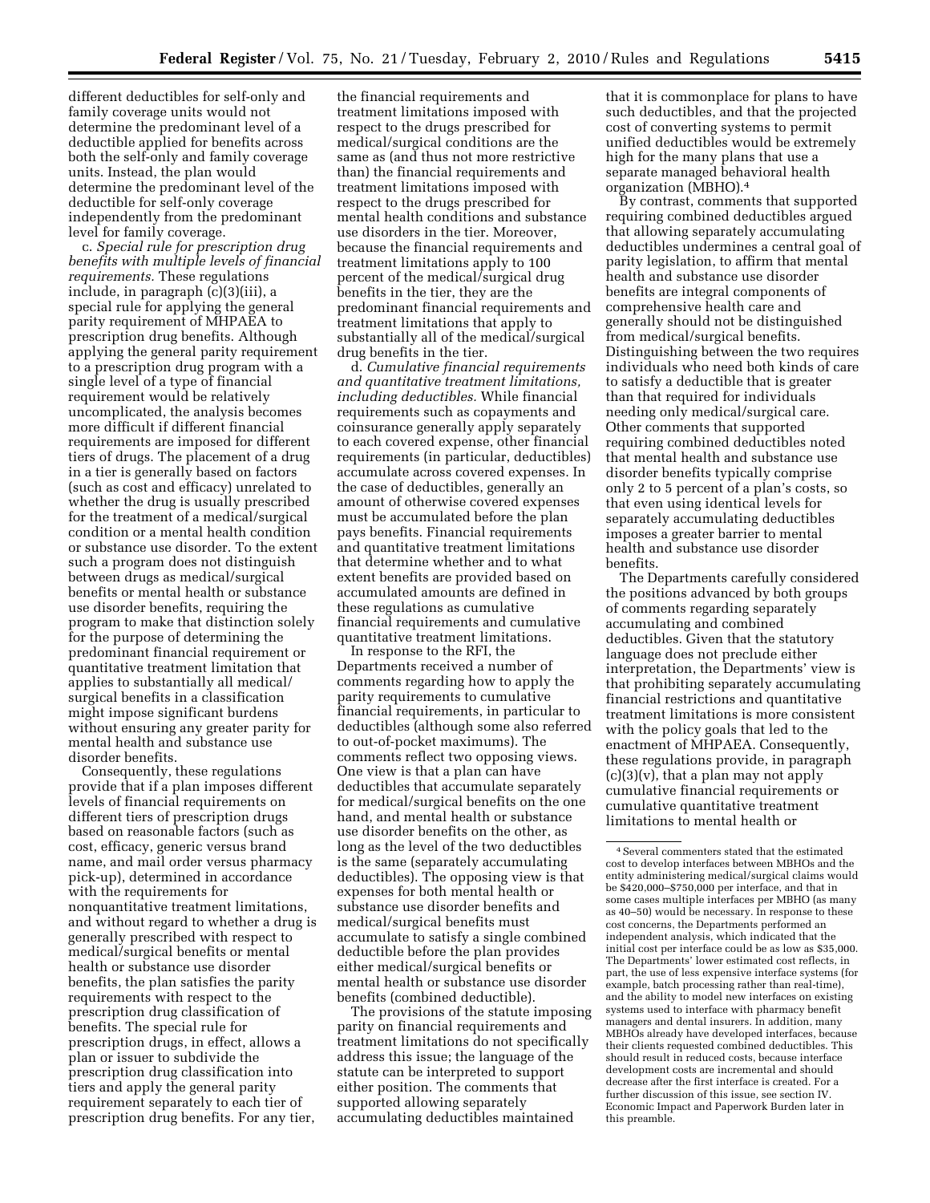different deductibles for self-only and family coverage units would not determine the predominant level of a deductible applied for benefits across both the self-only and family coverage units. Instead, the plan would determine the predominant level of the deductible for self-only coverage independently from the predominant level for family coverage.

c. *Special rule for prescription drug benefits with multiple levels of financial requirements.* These regulations include, in paragraph (c)(3)(iii), a special rule for applying the general parity requirement of MHPAEA to prescription drug benefits. Although applying the general parity requirement to a prescription drug program with a single level of a type of financial requirement would be relatively uncomplicated, the analysis becomes more difficult if different financial requirements are imposed for different tiers of drugs. The placement of a drug in a tier is generally based on factors (such as cost and efficacy) unrelated to whether the drug is usually prescribed for the treatment of a medical/surgical condition or a mental health condition or substance use disorder. To the extent such a program does not distinguish between drugs as medical/surgical benefits or mental health or substance use disorder benefits, requiring the program to make that distinction solely for the purpose of determining the predominant financial requirement or quantitative treatment limitation that applies to substantially all medical/surgical benefits in a classification might impose significant burdens without ensuring any greater parity for mental health and substance use disorder benefits.

Consequently, these regulations provide that if a plan imposes different levels of financial requirements on different tiers of prescription drugs based on reasonable factors (such as cost, efficacy, generic versus brand name, and mail order versus pharmacy pick-up), determined in accordance with the requirements for nonquantitative treatment limitations, and without regard to whether a drug is generally prescribed with respect to medical/surgical benefits or mental health or substance use disorder benefits, the plan satisfies the parity requirements with respect to the prescription drug classification of benefits. The special rule for prescription drugs, in effect, allows a plan or issuer to subdivide the prescription drug classification into tiers and apply the general parity requirement separately to each tier of prescription drug benefits. For any tier, the financial requirements and treatment limitations imposed with respect to the drugs prescribed for medical/surgical conditions are the same as (and thus not more restrictive than) the financial requirements and treatment limitations imposed with respect to the drugs prescribed for mental health conditions and substance use disorders in the tier. Moreover, because the financial requirements and treatment limitations apply to 100 percent of the medical/surgical drug benefits in the tier, they are the predominant financial requirements and treatment limitations that apply to substantially all of the medical/surgical drug benefits in the tier.

d. *Cumulative financial requirements and quantitative treatment limitations, including deductibles.* While financial requirements such as copayments and coinsurance generally apply separately to each covered expense, other financial requirements (in particular, deductibles) accumulate across covered expenses. In the case of deductibles, generally an amount of otherwise covered expenses must be accumulated before the plan pays benefits. Financial requirements and quantitative treatment limitations that determine whether and to what extent benefits are provided based on accumulated amounts are defined in these regulations as cumulative financial requirements and cumulative quantitative treatment limitations.

In response to the RFI, the Departments received a number of comments regarding how to apply the parity requirements to cumulative financial requirements, in particular to deductibles (although some also referred to out-of-pocket maximums). The comments reflect two opposing views. One view is that a plan can have deductibles that accumulate separately for medical/surgical benefits on the one hand, and mental health or substance use disorder benefits on the other, as long as the level of the two deductibles is the same (separately accumulating deductibles). The opposing view is that expenses for both mental health or substance use disorder benefits and medical/surgical benefits must accumulate to satisfy a single combined deductible before the plan provides either medical/surgical benefits or mental health or substance use disorder benefits (combined deductible).

The provisions of the statute imposing parity on financial requirements and treatment limitations do not specifically address this issue; the language of the statute can be interpreted to support either position. The comments that supported allowing separately accumulating deductibles maintained that it is commonplace for plans to have such deductibles, and that the projected cost of converting systems to permit unified deductibles would be extremely high for the many plans that use a separate managed behavioral health organization (MBHO).[4]

By contrast, comments that supported requiring combined deductibles argued that allowing separately accumulating deductibles undermines a central goal of parity legislation, to affirm that mental health and substance use disorder benefits are integral components of comprehensive health care and generally should not be distinguished from medical/surgical benefits. Distinguishing between the two requires individuals who need both kinds of care to satisfy a deductible that is greater than that required for individuals needing only medical/surgical care. Other comments that supported requiring combined deductibles noted that mental health and substance use disorder benefits typically comprise only 2 to 5 percent of a plan's costs, so that even using identical levels for separately accumulating deductibles imposes a greater barrier to mental health and substance use disorder benefits.

The Departments carefully considered the positions advanced by both groups of comments regarding separately accumulating and combined deductibles. Given that the statutory language does not preclude either interpretation, the Departments' view is that prohibiting separately accumulating financial restrictions and quantitative treatment limitations is more consistent with the policy goals that led to the enactment of MHPAEA. Consequently, these regulations provide, in paragraph (c)(3)(v), that a plan may not apply cumulative financial requirements or cumulative quantitative treatment limitations to mental health or

[4] Several commenters stated that the estimated cost to develop interfaces between MBHOs and the entity administering medical/surgical claims would be $420,000–$750,000 per interface, and that in some cases multiple interfaces per MBHO (as many as 40–50) would be necessary. In response to these cost concerns, the Departments performed an independent analysis, which indicated that the initial cost per interface could be as low as $35,000. The Departments' lower estimated cost reflects, in part, the use of less expensive interface systems (for example, batch processing rather than real-time), and the ability to model new interfaces on existing systems used to interface with pharmacy benefit managers and dental insurers. In addition, many MBHOs already have developed interfaces, because their clients requested combined deductibles. This should result in reduced costs, because interface development costs are incremental and should decrease after the first interface is created. For a further discussion of this issue, see section IV. Economic Impact and Paperwork Burden later in this preamble.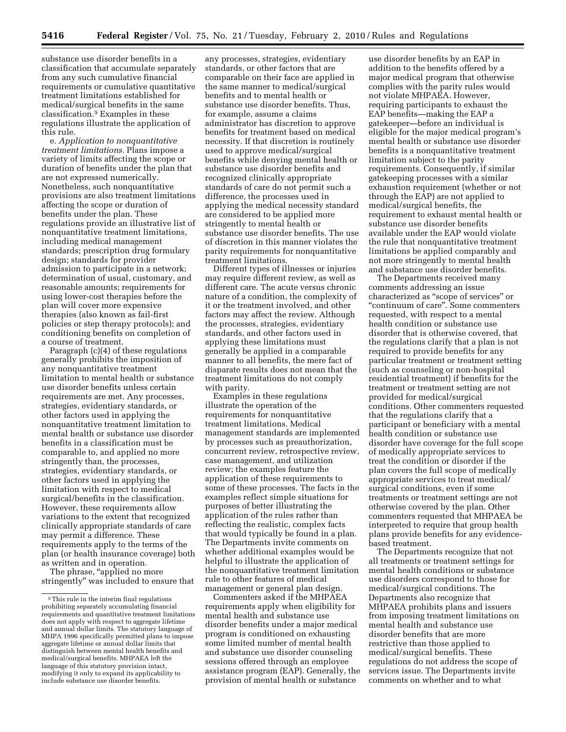substance use disorder benefits in a classification that accumulate separately from any such cumulative financial requirements or cumulative quantitative treatment limitations established for medical/surgical benefits in the same classification.[5] Examples in these regulations illustrate the application of this rule.

e. *Application to nonquantitative treatment limitations.* Plans impose a variety of limits affecting the scope or duration of benefits under the plan that are not expressed numerically. Nonetheless, such nonquantitative provisions are also treatment limitations affecting the scope or duration of benefits under the plan. These regulations provide an illustrative list of nonquantitative treatment limitations, including medical management standards; prescription drug formulary design; standards for provider admission to participate in a network; determination of usual, customary, and reasonable amounts; requirements for using lower-cost therapies before the plan will cover more expensive therapies (also known as fail-first policies or step therapy protocols); and conditioning benefits on completion of a course of treatment.

Paragraph (c)(4) of these regulations generally prohibits the imposition of any nonquantitative treatment limitation to mental health or substance use disorder benefits unless certain requirements are met. Any processes, strategies, evidentiary standards, or other factors used in applying the nonquantitative treatment limitation to mental health or substance use disorder benefits in a classification must be comparable to, and applied no more stringently than, the processes, strategies, evidentiary standards, or other factors used in applying the limitation with respect to medical surgical/benefits in the classification. However, these requirements allow variations to the extent that recognized clinically appropriate standards of care may permit a difference. These requirements apply to the terms of the plan (or health insurance coverage) both as written and in operation.

The phrase, "applied no more stringently" was included to ensure that any processes, strategies, evidentiary standards, or other factors that are comparable on their face are applied in the same manner to medical/surgical benefits and to mental health or substance use disorder benefits. Thus, for example, assume a claims administrator has discretion to approve benefits for treatment based on medical necessity. If that discretion is routinely used to approve medical/surgical benefits while denying mental health or substance use disorder benefits and recognized clinically appropriate standards of care do not permit such a difference, the processes used in applying the medical necessity standard are considered to be applied more stringently to mental health or substance use disorder benefits. The use of discretion in this manner violates the parity requirements for nonquantitative treatment limitations.

Different types of illnesses or injuries may require different review, as well as different care. The acute versus chronic nature of a condition, the complexity of it or the treatment involved, and other factors may affect the review. Although the processes, strategies, evidentiary standards, and other factors used in applying these limitations must generally be applied in a comparable manner to all benefits, the mere fact of disparate results does not mean that the treatment limitations do not comply with parity.

Examples in these regulations illustrate the operation of the requirements for nonquantitative treatment limitations. Medical management standards are implemented by processes such as preauthorization, concurrent review, retrospective review, case management, and utilization review; the examples feature the application of these requirements to some of these processes. The facts in the examples reflect simple situations for purposes of better illustrating the application of the rules rather than reflecting the realistic, complex facts that would typically be found in a plan. The Departments invite comments on whether additional examples would be helpful to illustrate the application of the nonquantitative treatment limitation rule to other features of medical management or general plan design.

Commenters asked if the MHPAEA requirements apply when eligibility for mental health and substance use disorder benefits under a major medical program is conditioned on exhausting some limited number of mental health and substance use disorder counseling sessions offered through an employee assistance program (EAP). Generally, the provision of mental health or substance use disorder benefits by an EAP in addition to the benefits offered by a major medical program that otherwise complies with the parity rules would not violate MHPAEA. However, requiring participants to exhaust the EAP benefits—making the EAP a gatekeeper—before an individual is eligible for the major medical program's mental health or substance use disorder benefits is a nonquantitative treatment limitation subject to the parity requirements. Consequently, if similar gatekeeping processes with a similar exhaustion requirement (whether or not through the EAP) are not applied to medical/surgical benefits, the requirement to exhaust mental health or substance use disorder benefits available under the EAP would violate the rule that nonquantitative treatment limitations be applied comparably and not more stringently to mental health and substance use disorder benefits.

The Departments received many comments addressing an issue characterized as "scope of services" or "continuum of care". Some commenters requested, with respect to a mental health condition or substance use disorder that is otherwise covered, that the regulations clarify that a plan is not required to provide benefits for any particular treatment or treatment setting (such as counseling or non-hospital residential treatment) if benefits for the treatment or treatment setting are not provided for medical/surgical conditions. Other commenters requested that the regulations clarify that a participant or beneficiary with a mental health condition or substance use disorder have coverage for the full scope of medically appropriate services to treat the condition or disorder if the plan covers the full scope of medically appropriate services to treat medical/surgical conditions, even if some treatments or treatment settings are not otherwise covered by the plan. Other commenters requested that MHPAEA be interpreted to require that group health plans provide benefits for any evidence-based treatment.

The Departments recognize that not all treatments or treatment settings for mental health conditions or substance use disorders correspond to those for medical/surgical conditions. The Departments also recognize that MHPAEA prohibits plans and issuers from imposing treatment limitations on mental health and substance use disorder benefits that are more restrictive than those applied to medical/surgical benefits. These regulations do not address the scope of services issue. The Departments invite comments on whether and to what

---

[5] This rule in the interim final regulations prohibiting separately accumulating financial requirements and quantitative treatment limitations does not apply with respect to aggregate lifetime and annual dollar limits. The statutory language of MHPA 1996 specifically permitted plans to impose aggregate lifetime or annual dollar limits that distinguish between mental health benefits and medical/surgical benefits. MHPAEA left the language of this statutory provision intact, modifying it only to expand its applicability to include substance use disorder benefits.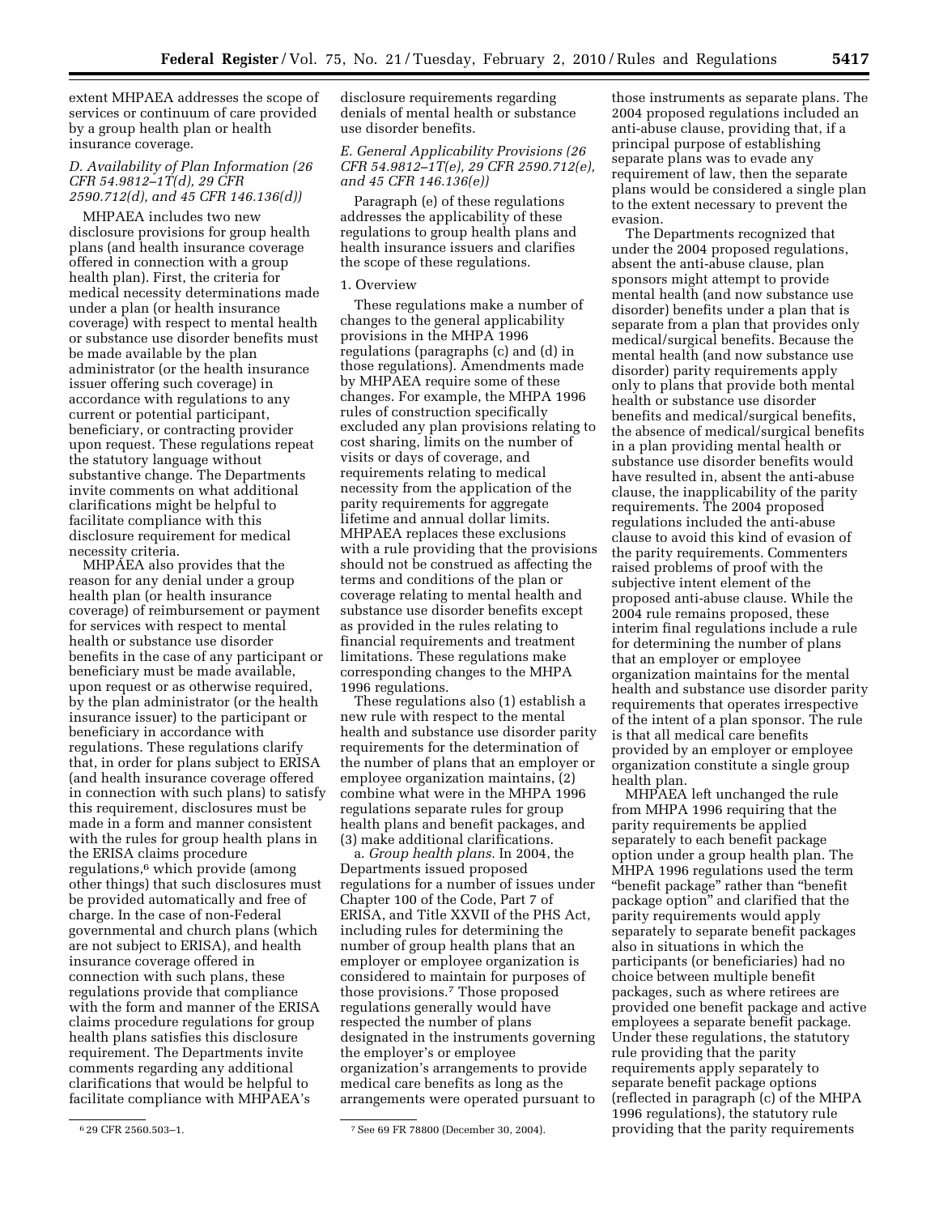extent MHPAEA addresses the scope of services or continuum of care provided by a group health plan or health insurance coverage.

### D. Availability of Plan Information (26 CFR 54.9812–1T(d), 29 CFR 2590.712(d), and 45 CFR 146.136(d))

MHPAEA includes two new disclosure provisions for group health plans (and health insurance coverage offered in connection with a group health plan). First, the criteria for medical necessity determinations made under a plan (or health insurance coverage) with respect to mental health or substance use disorder benefits must be made available by the plan administrator (or the health insurance issuer offering such coverage) in accordance with regulations to any current or potential participant, beneficiary, or contracting provider upon request. These regulations repeat the statutory language without substantive change. The Departments invite comments on what additional clarifications might be helpful to facilitate compliance with this disclosure requirement for medical necessity criteria.

MHPAEA also provides that the reason for any denial under a group health plan (or health insurance coverage) of reimbursement or payment for services with respect to mental health or substance use disorder benefits in the case of any participant or beneficiary must be made available, upon request or as otherwise required, by the plan administrator (or the health insurance issuer) to the participant or beneficiary in accordance with regulations. These regulations clarify that, in order for plans subject to ERISA (and health insurance coverage offered in connection with such plans) to satisfy this requirement, disclosures must be made in a form and manner consistent with the rules for group health plans in the ERISA claims procedure regulations,[6] which provide (among other things) that such disclosures must be provided automatically and free of charge. In the case of non-Federal governmental and church plans (which are not subject to ERISA), and health insurance coverage offered in connection with such plans, these regulations provide that compliance with the form and manner of the ERISA claims procedure regulations for group health plans satisfies this disclosure requirement. The Departments invite comments regarding any additional clarifications that would be helpful to facilitate compliance with MHPAEA's disclosure requirements regarding denials of mental health or substance use disorder benefits.

### E. General Applicability Provisions (26 CFR 54.9812–1T(e), 29 CFR 2590.712(e), and 45 CFR 146.136(e))

Paragraph (e) of these regulations addresses the applicability of these regulations to group health plans and health insurance issuers and clarifies the scope of these regulations.

#### 1. Overview

These regulations make a number of changes to the general applicability provisions in the MHPA 1996 regulations (paragraphs (c) and (d) in those regulations). Amendments made by MHPAEA require some of these changes. For example, the MHPA 1996 rules of construction specifically excluded any plan provisions relating to cost sharing, limits on the number of visits or days of coverage, and requirements relating to medical necessity from the application of the parity requirements for aggregate lifetime and annual dollar limits. MHPAEA replaces these exclusions with a rule providing that the provisions should not be construed as affecting the terms and conditions of the plan or coverage relating to mental health and substance use disorder benefits except as provided in the rules relating to financial requirements and treatment limitations. These regulations make corresponding changes to the MHPA 1996 regulations.

These regulations also (1) establish a new rule with respect to the mental health and substance use disorder parity requirements for the determination of the number of plans that an employer or employee organization maintains, (2) combine what were in the MHPA 1996 regulations separate rules for group health plans and benefit packages, and (3) make additional clarifications.

a. *Group health plans.* In 2004, the Departments issued proposed regulations for a number of issues under Chapter 100 of the Code, Part 7 of ERISA, and Title XXVII of the PHS Act, including rules for determining the number of group health plans that an employer or employee organization is considered to maintain for purposes of those provisions.[7] Those proposed regulations generally would have respected the number of plans designated in the instruments governing the employer's or employee organization's arrangements to provide medical care benefits as long as the arrangements were operated pursuant to those instruments as separate plans. The 2004 proposed regulations included an anti-abuse clause, providing that, if a principal purpose of establishing separate plans was to evade any requirement of law, then the separate plans would be considered a single plan to the extent necessary to prevent the evasion.

The Departments recognized that under the 2004 proposed regulations, absent the anti-abuse clause, plan sponsors might attempt to provide mental health (and now substance use disorder) benefits under a plan that is separate from a plan that provides only medical/surgical benefits. Because the mental health (and now substance use disorder) parity requirements apply only to plans that provide both mental health or substance use disorder benefits and medical/surgical benefits, the absence of medical/surgical benefits in a plan providing mental health or substance use disorder benefits would have resulted in, absent the anti-abuse clause, the inapplicability of the parity requirements. The 2004 proposed regulations included the anti-abuse clause to avoid this kind of evasion of the parity requirements. Commenters raised problems of proof with the subjective intent element of the proposed anti-abuse clause. While the 2004 rule remains proposed, these interim final regulations include a rule for determining the number of plans that an employer or employee organization maintains for the mental health and substance use disorder parity requirements that operates irrespective of the intent of a plan sponsor. The rule is that all medical care benefits provided by an employer or employee organization constitute a single group health plan.

MHPAEA left unchanged the rule from MHPA 1996 requiring that the parity requirements be applied separately to each benefit package option under a group health plan. The MHPA 1996 regulations used the term "benefit package" rather than "benefit package option" and clarified that the parity requirements would apply separately to separate benefit packages also in situations in which the participants (or beneficiaries) had no choice between multiple benefit packages, such as where retirees are provided one benefit package and active employees a separate benefit package. Under these regulations, the statutory rule providing that the parity requirements apply separately to separate benefit package options (reflected in paragraph (c) of the MHPA 1996 regulations), the statutory rule providing that the parity requirements

[6] 29 CFR 2560.503–1.

[7] See 69 FR 78800 (December 30, 2004).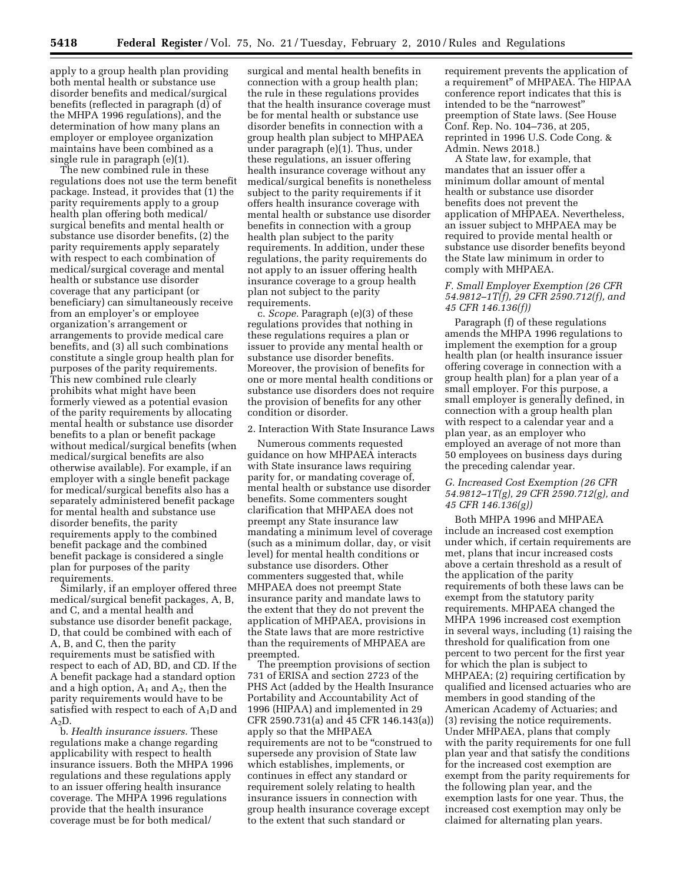apply to a group health plan providing both mental health or substance use disorder benefits and medical/surgical benefits (reflected in paragraph (d) of the MHPA 1996 regulations), and the determination of how many plans an employer or employee organization maintains have been combined as a single rule in paragraph (e)(1).

The new combined rule in these regulations does not use the term benefit package. Instead, it provides that (1) the parity requirements apply to a group health plan offering both medical/surgical benefits and mental health or substance use disorder benefits, (2) the parity requirements apply separately with respect to each combination of medical/surgical coverage and mental health or substance use disorder coverage that any participant (or beneficiary) can simultaneously receive from an employer's or employee organization's arrangement or arrangements to provide medical care benefits, and (3) all such combinations constitute a single group health plan for purposes of the parity requirements. This new combined rule clearly prohibits what might have been formerly viewed as a potential evasion of the parity requirements by allocating mental health or substance use disorder benefits to a plan or benefit package without medical/surgical benefits (when medical/surgical benefits are also otherwise available). For example, if an employer with a single benefit package for medical/surgical benefits also has a separately administered benefit package for mental health and substance use disorder benefits, the parity requirements apply to the combined benefit package and the combined benefit package is considered a single plan for purposes of the parity requirements.

Similarly, if an employer offered three medical/surgical benefit packages, A, B, and C, and a mental health and substance use disorder benefit package, D, that could be combined with each of A, B, and C, then the parity requirements must be satisfied with respect to each of AD, BD, and CD. If the A benefit package had a standard option and a high option, $A_1$ and $A_2$, then the parity requirements would have to be satisfied with respect to each of $A_1D$ and $A_2D$.

b. *Health insurance issuers.* These regulations make a change regarding applicability with respect to health insurance issuers. Both the MHPA 1996 regulations and these regulations apply to an issuer offering health insurance coverage. The MHPA 1996 regulations provide that the health insurance coverage must be for both medical/surgical and mental health benefits in connection with a group health plan; the rule in these regulations provides that the health insurance coverage must be for mental health or substance use disorder benefits in connection with a group health plan subject to MHPAEA under paragraph (e)(1). Thus, under these regulations, an issuer offering health insurance coverage without any medical/surgical benefits is nonetheless subject to the parity requirements if it offers health insurance coverage with mental health or substance use disorder benefits in connection with a group health plan subject to the parity requirements. In addition, under these regulations, the parity requirements do not apply to an issuer offering health insurance coverage to a group health plan not subject to the parity requirements.

c. *Scope.* Paragraph (e)(3) of these regulations provides that nothing in these regulations requires a plan or issuer to provide any mental health or substance use disorder benefits. Moreover, the provision of benefits for one or more mental health conditions or substance use disorders does not require the provision of benefits for any other condition or disorder.

2. Interaction With State Insurance Laws

Numerous comments requested guidance on how MHPAEA interacts with State insurance laws requiring parity for, or mandating coverage of, mental health or substance use disorder benefits. Some commenters sought clarification that MHPAEA does not preempt any State insurance law mandating a minimum level of coverage (such as a minimum dollar, day, or visit level) for mental health conditions or substance use disorders. Other commenters suggested that, while MHPAEA does not preempt State insurance parity and mandate laws to the extent that they do not prevent the application of MHPAEA, provisions in the State laws that are more restrictive than the requirements of MHPAEA are preempted.

The preemption provisions of section 731 of ERISA and section 2723 of the PHS Act (added by the Health Insurance Portability and Accountability Act of 1996 (HIPAA) and implemented in 29 CFR 2590.731(a) and 45 CFR 146.143(a)) apply so that the MHPAEA requirements are not to be "construed to supersede any provision of State law which establishes, implements, or continues in effect any standard or requirement solely relating to health insurance issuers in connection with group health insurance coverage except to the extent that such standard or requirement prevents the application of a requirement" of MHPAEA. The HIPAA conference report indicates that this is intended to be the "narrowest" preemption of State laws. (See House Conf. Rep. No. 104–736, at 205, reprinted in 1996 U.S. Code Cong. & Admin. News 2018.)

A State law, for example, that mandates that an issuer offer a minimum dollar amount of mental health or substance use disorder benefits does not prevent the application of MHPAEA. Nevertheless, an issuer subject to MHPAEA may be required to provide mental health or substance use disorder benefits beyond the State law minimum in order to comply with MHPAEA.

### *F. Small Employer Exemption (26 CFR 54.9812–1T(f), 29 CFR 2590.712(f), and 45 CFR 146.136(f))*

Paragraph (f) of these regulations amends the MHPA 1996 regulations to implement the exemption for a group health plan (or health insurance issuer offering coverage in connection with a group health plan) for a plan year of a small employer. For this purpose, a small employer is generally defined, in connection with a group health plan with respect to a calendar year and a plan year, as an employer who employed an average of not more than 50 employees on business days during the preceding calendar year.

### *G. Increased Cost Exemption (26 CFR 54.9812–1T(g), 29 CFR 2590.712(g), and 45 CFR 146.136(g))*

Both MHPA 1996 and MHPAEA include an increased cost exemption under which, if certain requirements are met, plans that incur increased costs above a certain threshold as a result of the application of the parity requirements of both these laws can be exempt from the statutory parity requirements. MHPAEA changed the MHPA 1996 increased cost exemption in several ways, including (1) raising the threshold for qualification from one percent to two percent for the first year for which the plan is subject to MHPAEA; (2) requiring certification by qualified and licensed actuaries who are members in good standing of the American Academy of Actuaries; and (3) revising the notice requirements. Under MHPAEA, plans that comply with the parity requirements for one full plan year and that satisfy the conditions for the increased cost exemption are exempt from the parity requirements for the following plan year, and the exemption lasts for one year. Thus, the increased cost exemption may only be claimed for alternating plan years.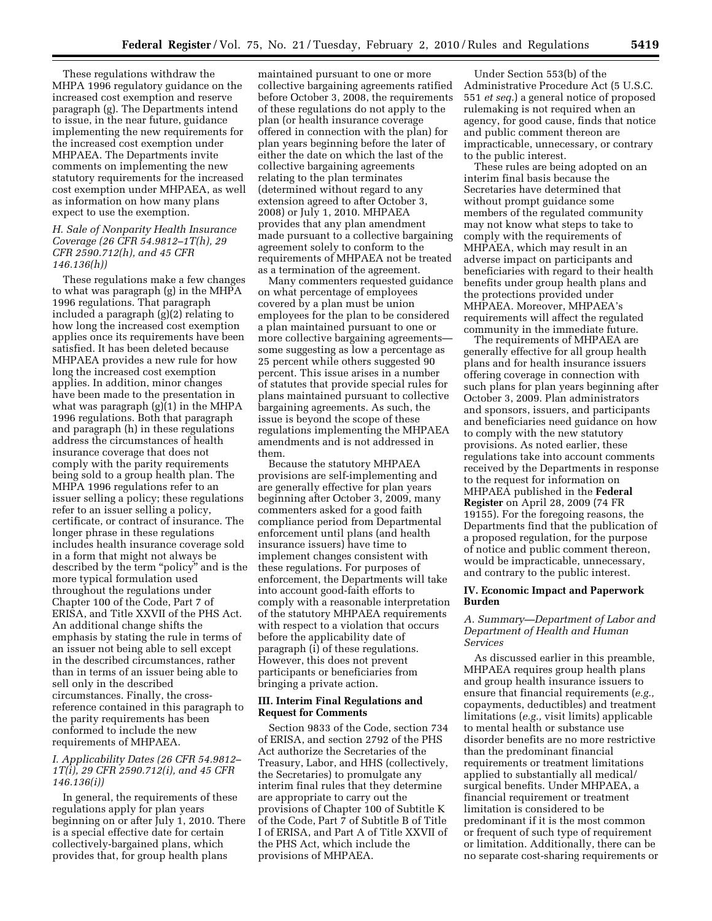These regulations withdraw the MHPA 1996 regulatory guidance on the increased cost exemption and reserve paragraph (g). The Departments intend to issue, in the near future, guidance implementing the new requirements for the increased cost exemption under MHPAEA. The Departments invite comments on implementing the new statutory requirements for the increased cost exemption under MHPAEA, as well as information on how many plans expect to use the exemption.

### *H. Sale of Nonparity Health Insurance Coverage (26 CFR 54.9812–1T(h), 29 CFR 2590.712(h), and 45 CFR 146.136(h))*

These regulations make a few changes to what was paragraph (g) in the MHPA 1996 regulations. That paragraph included a paragraph (g)(2) relating to how long the increased cost exemption applies once its requirements have been satisfied. It has been deleted because MHPAEA provides a new rule for how long the increased cost exemption applies. In addition, minor changes have been made to the presentation in what was paragraph (g)(1) in the MHPA 1996 regulations. Both that paragraph and paragraph (h) in these regulations address the circumstances of health insurance coverage that does not comply with the parity requirements being sold to a group health plan. The MHPA 1996 regulations refer to an issuer selling a policy; these regulations refer to an issuer selling a policy, certificate, or contract of insurance. The longer phrase in these regulations includes health insurance coverage sold in a form that might not always be described by the term "policy" and is the more typical formulation used throughout the regulations under Chapter 100 of the Code, Part 7 of ERISA, and Title XXVII of the PHS Act. An additional change shifts the emphasis by stating the rule in terms of an issuer not being able to sell except in the described circumstances, rather than in terms of an issuer being able to sell only in the described circumstances. Finally, the cross-reference contained in this paragraph to the parity requirements has been conformed to include the new requirements of MHPAEA.

### *I. Applicability Dates (26 CFR 54.9812–1T(i), 29 CFR 2590.712(i), and 45 CFR 146.136(i))*

In general, the requirements of these regulations apply for plan years beginning on or after July 1, 2010. There is a special effective date for certain collectively-bargained plans, which provides that, for group health plans maintained pursuant to one or more collective bargaining agreements ratified before October 3, 2008, the requirements of these regulations do not apply to the plan (or health insurance coverage offered in connection with the plan) for plan years beginning before the later of either the date on which the last of the collective bargaining agreements relating to the plan terminates (determined without regard to any extension agreed to after October 3, 2008) or July 1, 2010. MHPAEA provides that any plan amendment made pursuant to a collective bargaining agreement solely to conform to the requirements of MHPAEA not be treated as a termination of the agreement.

Many commenters requested guidance on what percentage of employees covered by a plan must be union employees for the plan to be considered a plan maintained pursuant to one or more collective bargaining agreements—some suggesting as low a percentage as 25 percent while others suggested 90 percent. This issue arises in a number of statutes that provide special rules for plans maintained pursuant to collective bargaining agreements. As such, the issue is beyond the scope of these regulations implementing the MHPAEA amendments and is not addressed in them.

Because the statutory MHPAEA provisions are self-implementing and are generally effective for plan years beginning after October 3, 2009, many commenters asked for a good faith compliance period from Departmental enforcement until plans (and health insurance issuers) have time to implement changes consistent with these regulations. For purposes of enforcement, the Departments will take into account good-faith efforts to comply with a reasonable interpretation of the statutory MHPAEA requirements with respect to a violation that occurs before the applicability date of paragraph (i) of these regulations. However, this does not prevent participants or beneficiaries from bringing a private action.

## III. Interim Final Regulations and Request for Comments

Section 9833 of the Code, section 734 of ERISA, and section 2792 of the PHS Act authorize the Secretaries of the Treasury, Labor, and HHS (collectively, the Secretaries) to promulgate any interim final rules that they determine are appropriate to carry out the provisions of Chapter 100 of Subtitle K of the Code, Part 7 of Subtitle B of Title I of ERISA, and Part A of Title XXVII of the PHS Act, which include the provisions of MHPAEA.

Under Section 553(b) of the Administrative Procedure Act (5 U.S.C. 551 *et seq.*) a general notice of proposed rulemaking is not required when an agency, for good cause, finds that notice and public comment thereon are impracticable, unnecessary, or contrary to the public interest.

These rules are being adopted on an interim final basis because the Secretaries have determined that without prompt guidance some members of the regulated community may not know what steps to take to comply with the requirements of MHPAEA, which may result in an adverse impact on participants and beneficiaries with regard to their health benefits under group health plans and the protections provided under MHPAEA. Moreover, MHPAEA's requirements will affect the regulated community in the immediate future.

The requirements of MHPAEA are generally effective for all group health plans and for health insurance issuers offering coverage in connection with such plans for plan years beginning after October 3, 2009. Plan administrators and sponsors, issuers, and participants and beneficiaries need guidance on how to comply with the new statutory provisions. As noted earlier, these regulations take into account comments received by the Departments in response to the request for information on MHPAEA published in the **Federal Register** on April 28, 2009 (74 FR 19155). For the foregoing reasons, the Departments find that the publication of a proposed regulation, for the purpose of notice and public comment thereon, would be impracticable, unnecessary, and contrary to the public interest.

## IV. Economic Impact and Paperwork Burden

### *A. Summary—Department of Labor and Department of Health and Human Services*

As discussed earlier in this preamble, MHPAEA requires group health plans and group health insurance issuers to ensure that financial requirements (*e.g.,* copayments, deductibles) and treatment limitations (*e.g.,* visit limits) applicable to mental health or substance use disorder benefits are no more restrictive than the predominant financial requirements or treatment limitations applied to substantially all medical/surgical benefits. Under MHPAEA, a financial requirement or treatment limitation is considered to be predominant if it is the most common or frequent of such type of requirement or limitation. Additionally, there can be no separate cost-sharing requirements or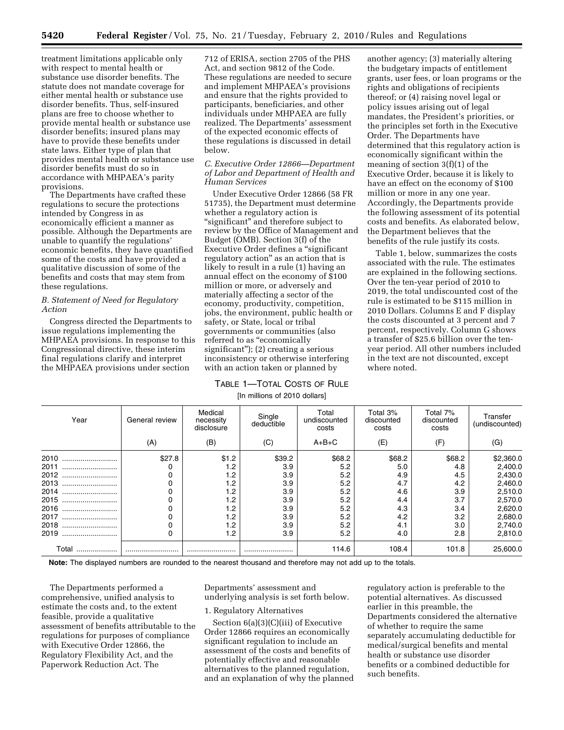treatment limitations applicable only with respect to mental health or substance use disorder benefits. The statute does not mandate coverage for either mental health or substance use disorder benefits. Thus, self-insured plans are free to choose whether to provide mental health or substance use disorder benefits; insured plans may have to provide these benefits under state laws. Either type of plan that provides mental health or substance use disorder benefits must do so in accordance with MHPAEA's parity provisions.

The Departments have crafted these regulations to secure the protections intended by Congress in as economically efficient a manner as possible. Although the Departments are unable to quantify the regulations' economic benefits, they have quantified some of the costs and have provided a qualitative discussion of some of the benefits and costs that may stem from these regulations.

### *B. Statement of Need for Regulatory Action*

Congress directed the Departments to issue regulations implementing the MHPAEA provisions. In response to this Congressional directive, these interim final regulations clarify and interpret the MHPAEA provisions under section 712 of ERISA, section 2705 of the PHS Act, and section 9812 of the Code. These regulations are needed to secure and implement MHPAEA's provisions and ensure that the rights provided to participants, beneficiaries, and other individuals under MHPAEA are fully realized. The Departments' assessment of the expected economic effects of these regulations is discussed in detail below.

### *C. Executive Order 12866—Department of Labor and Department of Health and Human Services*

Under Executive Order 12866 (58 FR 51735), the Department must determine whether a regulatory action is "significant" and therefore subject to review by the Office of Management and Budget (OMB). Section 3(f) of the Executive Order defines a "significant regulatory action" as an action that is likely to result in a rule (1) having an annual effect on the economy of $100 million or more, or adversely and materially affecting a sector of the economy, productivity, competition, jobs, the environment, public health or safety, or State, local or tribal governments or communities (also referred to as "economically significant"); (2) creating a serious inconsistency or otherwise interfering with an action taken or planned by another agency; (3) materially altering the budgetary impacts of entitlement grants, user fees, or loan programs or the rights and obligations of recipients thereof; or (4) raising novel legal or policy issues arising out of legal mandates, the President's priorities, or the principles set forth in the Executive Order. The Departments have determined that this regulatory action is economically significant within the meaning of section 3(f)(1) of the Executive Order, because it is likely to have an effect on the economy of $100 million or more in any one year. Accordingly, the Departments provide the following assessment of its potential costs and benefits. As elaborated below, the Department believes that the benefits of the rule justify its costs.

Table 1, below, summarizes the costs associated with the rule. The estimates are explained in the following sections. Over the ten-year period of 2010 to 2019, the total undiscounted cost of the rule is estimated to be $115 million in 2010 Dollars. Columns E and F display the costs discounted at 3 percent and 7 percent, respectively. Column G shows a transfer of $25.6 billion over the ten-year period. All other numbers included in the text are not discounted, except where noted.

TABLE 1—TOTAL COSTS OF RULE

[In millions of 2010 dollars]

| Year | General review | Medical necessity disclosure | Single deductible | Total undiscounted costs | Total 3% discounted costs | Total 7% discounted costs | Transfer (undiscounted) |
|---|---|---|---|---|---|---|---|
| | (A) | (B) | (C) | A+B+C | (E) | (F) | (G) |
| 2010 | $27.8 | $1.2 | $39.2 | $68.2 | $68.2 | $68.2 | $2,360.0 |
| 2011 | 0 | 1.2 | 3.9 | 5.2 | 5.0 | 4.8 | 2,400.0 |
| 2012 | 0 | 1.2 | 3.9 | 5.2 | 4.9 | 4.5 | 2,430.0 |
| 2013 | 0 | 1.2 | 3.9 | 5.2 | 4.7 | 4.2 | 2,460.0 |
| 2014 | 0 | 1.2 | 3.9 | 5.2 | 4.6 | 3.9 | 2,510.0 |
| 2015 | 0 | 1.2 | 3.9 | 5.2 | 4.4 | 3.7 | 2,570.0 |
| 2016 | 0 | 1.2 | 3.9 | 5.2 | 4.3 | 3.4 | 2,620.0 |
| 2017 | 0 | 1.2 | 3.9 | 5.2 | 4.2 | 3.2 | 2,680.0 |
| 2018 | 0 | 1.2 | 3.9 | 5.2 | 4.1 | 3.0 | 2,740.0 |
| 2019 | 0 | 1.2 | 3.9 | 5.2 | 4.0 | 2.8 | 2,810.0 |
| Total | | | | 114.6 | 108.4 | 101.8 | 25,600.0 |

**Note:** The displayed numbers are rounded to the nearest thousand and therefore may not add up to the totals.

The Departments performed a comprehensive, unified analysis to estimate the costs and, to the extent feasible, provide a qualitative assessment of benefits attributable to the regulations for purposes of compliance with Executive Order 12866, the Regulatory Flexibility Act, and the Paperwork Reduction Act. The Departments' assessment and underlying analysis is set forth below.

#### 1. Regulatory Alternatives

Section 6(a)(3)(C)(iii) of Executive Order 12866 requires an economically significant regulation to include an assessment of the costs and benefits of potentially effective and reasonable alternatives to the planned regulation, and an explanation of why the planned regulatory action is preferable to the potential alternatives. As discussed earlier in this preamble, the Departments considered the alternative of whether to require the same separately accumulating deductible for medical/surgical benefits and mental health or substance use disorder benefits or a combined deductible for such benefits.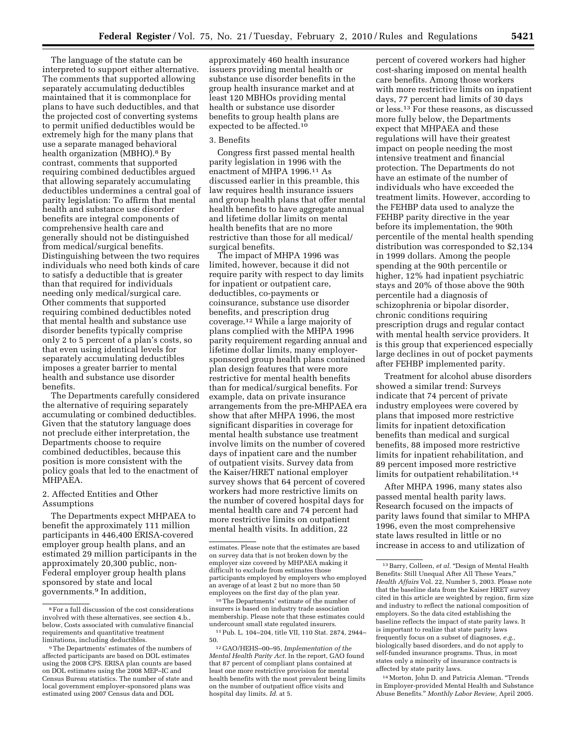The language of the statute can be interpreted to support either alternative. The comments that supported allowing separately accumulating deductibles maintained that it is commonplace for plans to have such deductibles, and that the projected cost of converting systems to permit unified deductibles would be extremely high for the many plans that use a separate managed behavioral health organization (MBHO).[8] By contrast, comments that supported requiring combined deductibles argued that allowing separately accumulating deductibles undermines a central goal of parity legislation: To affirm that mental health and substance use disorder benefits are integral components of comprehensive health care and generally should not be distinguished from medical/surgical benefits. Distinguishing between the two requires individuals who need both kinds of care to satisfy a deductible that is greater than that required for individuals needing only medical/surgical care. Other comments that supported requiring combined deductibles noted that mental health and substance use disorder benefits typically comprise only 2 to 5 percent of a plan's costs, so that even using identical levels for separately accumulating deductibles imposes a greater barrier to mental health and substance use disorder benefits.

The Departments carefully considered the alternative of requiring separately accumulating or combined deductibles. Given that the statutory language does not preclude either interpretation, the Departments choose to require combined deductibles, because this position is more consistent with the policy goals that led to the enactment of MHPAEA.

2. Affected Entities and Other Assumptions

The Departments expect MHPAEA to benefit the approximately 111 million participants in 446,400 ERISA-covered employer group health plans, and an estimated 29 million participants in the approximately 20,300 public, non-Federal employer group health plans sponsored by state and local governments.[9] In addition, approximately 460 health insurance issuers providing mental health or substance use disorder benefits in the group health insurance market and at least 120 MBHOs providing mental health or substance use disorder benefits to group health plans are expected to be affected.[10]

3. Benefits

Congress first passed mental health parity legislation in 1996 with the enactment of MHPA 1996.[11] As discussed earlier in this preamble, this law requires health insurance issuers and group health plans that offer mental health benefits to have aggregate annual and lifetime dollar limits on mental health benefits that are no more restrictive than those for all medical/surgical benefits.

The impact of MHPA 1996 was limited, however, because it did not require parity with respect to day limits for inpatient or outpatient care, deductibles, co-payments or coinsurance, substance use disorder benefits, and prescription drug coverage.[12] While a large majority of plans complied with the MHPA 1996 parity requirement regarding annual and lifetime dollar limits, many employer-sponsored group health plans contained plan design features that were more restrictive for mental health benefits than for medical/surgical benefits. For example, data on private insurance arrangements from the pre-MHPAEA era show that after MHPA 1996, the most significant disparities in coverage for mental health substance use treatment involve limits on the number of covered days of inpatient care and the number of outpatient visits. Survey data from the Kaiser/HRET national employer survey shows that 64 percent of covered workers had more restrictive limits on the number of covered hospital days for mental health care and 74 percent had more restrictive limits on outpatient mental health visits. In addition, 22 percent of covered workers had higher cost-sharing imposed on mental health care benefits. Among those workers with more restrictive limits on inpatient days, 77 percent had limits of 30 days or less.[13] For these reasons, as discussed more fully below, the Departments expect that MHPAEA and these regulations will have their greatest impact on people needing the most intensive treatment and financial protection. The Departments do not have an estimate of the number of individuals who have exceeded the treatment limits. However, according to the FEHBP data used to analyze the FEHBP parity directive in the year before its implementation, the 90th percentile of the mental health spending distribution was corresponded to $2,134 in 1999 dollars. Among the people spending at the 90th percentile or higher, 12% had inpatient psychiatric stays and 20% of those above the 90th percentile had a diagnosis of schizophrenia or bipolar disorder, chronic conditions requiring prescription drugs and regular contact with mental health service providers. It is this group that experienced especially large declines in out of pocket payments after FEHBP implemented parity.

Treatment for alcohol abuse disorders showed a similar trend: Surveys indicate that 74 percent of private industry employees were covered by plans that imposed more restrictive limits for inpatient detoxification benefits than medical and surgical benefits, 88 imposed more restrictive limits for inpatient rehabilitation, and 89 percent imposed more restrictive limits for outpatient rehabilitation.[14]

After MHPA 1996, many states also passed mental health parity laws. Research focused on the impacts of parity laws found that similar to MHPA 1996, even the most comprehensive state laws resulted in little or no increase in access to and utilization of

---

[8] For a full discussion of the cost considerations involved with these alternatives, see section 4.b., below, Costs associated with cumulative financial requirements and quantitative treatment limitations, including deductibles.

[9] The Departments' estimates of the numbers of affected participants are based on DOL estimates using the 2008 CPS. ERISA plan counts are based on DOL estimates using the 2008 MEP–IC and Census Bureau statistics. The number of state and local government employer-sponsored plans was estimated using 2007 Census data and DOL estimates. Please note that the estimates are based on survey data that is not broken down by the employer size covered by MHPAEA making it difficult to exclude from estimates those participants employed by employers who employed an average of at least 2 but no more than 50 employees on the first day of the plan year.

[10] The Departments' estimate of the number of insurers is based on industry trade association membership. Please note that these estimates could undercount small state regulated insurers.

[11] Pub. L. 104–204, title VII, 110 Stat. 2874, 2944–50.

[12] GAO/HEHS–00–95, *Implementation of the Mental Health Parity Act.* In the report, GAO found that 87 percent of compliant plans contained at least one more restrictive provision for mental health benefits with the most prevalent being limits on the number of outpatient office visits and hospital day limits. *Id.* at 5.

[13] Barry, Colleen, *et al.* "Design of Mental Health Benefits: Still Unequal After All These Years," *Health Affairs* Vol. 22, Number 5, 2003. Please note that the baseline data from the Kaiser HRET survey cited in this article are weighted by region, firm size and industry to reflect the national composition of employers. So the data cited establishing the baseline reflects the impact of state parity laws. It is important to realize that state parity laws frequently focus on a subset of diagnoses, *e.g.*, biologically based disorders, and do not apply to self-funded insurance programs. Thus, in most states only a minority of insurance contracts is affected by state parity laws.

[14] Morton, John D. and Patricia Aleman. "Trends in Employer-provided Mental Health and Substance Abuse Benefits." *Monthly Labor Review,* April 2005.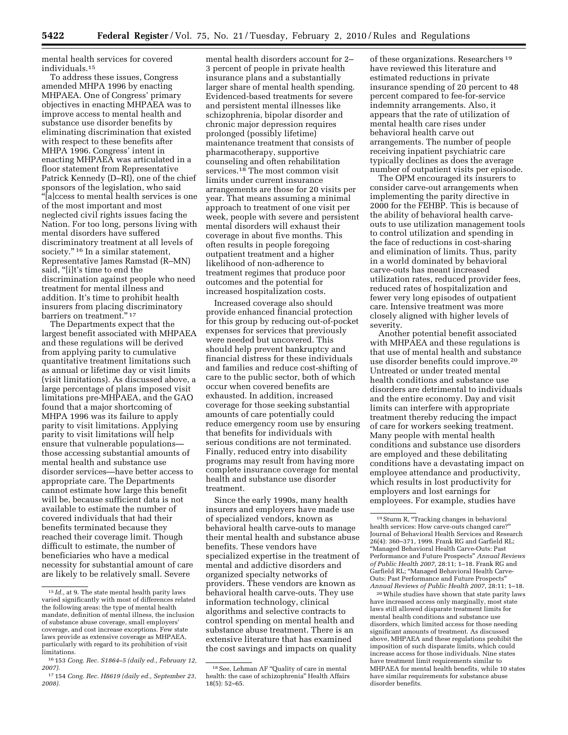mental health services for covered individuals.[15]

To address these issues, Congress amended MHPA 1996 by enacting MHPAEA. One of Congress' primary objectives in enacting MHPAEA was to improve access to mental health and substance use disorder benefits by eliminating discrimination that existed with respect to these benefits after MHPA 1996. Congress' intent in enacting MHPAEA was articulated in a floor statement from Representative Patrick Kennedy (D–RI), one of the chief sponsors of the legislation, who said "[a]ccess to mental health services is one of the most important and most neglected civil rights issues facing the Nation. For too long, persons living with mental disorders have suffered discriminatory treatment at all levels of society."[16] In a similar statement, Representative James Ramstad (R–MN) said, "[i]t's time to end the discrimination against people who need treatment for mental illness and addition. It's time to prohibit health insurers from placing discriminatory barriers on treatment."[17]

The Departments expect that the largest benefit associated with MHPAEA and these regulations will be derived from applying parity to cumulative quantitative treatment limitations such as annual or lifetime day or visit limits (visit limitations). As discussed above, a large percentage of plans imposed visit limitations pre-MHPAEA, and the GAO found that a major shortcoming of MHPA 1996 was its failure to apply parity to visit limitations. Applying parity to visit limitations will help ensure that vulnerable populations—those accessing substantial amounts of mental health and substance use disorder services—have better access to appropriate care. The Departments cannot estimate how large this benefit will be, because sufficient data is not available to estimate the number of covered individuals that had their benefits terminated because they reached their coverage limit. Though difficult to estimate, the number of beneficiaries who have a medical necessity for substantial amount of care are likely to be relatively small. Severe mental health disorders account for 2–3 percent of people in private health insurance plans and a substantially larger share of mental health spending. Evidenced-based treatments for severe and persistent mental illnesses like schizophrenia, bipolar disorder and chronic major depression requires prolonged (possibly lifetime) maintenance treatment that consists of pharmacotherapy, supportive counseling and often rehabilitation services.[18] The most common visit limits under current insurance arrangements are those for 20 visits per year. That means assuming a minimal approach to treatment of one visit per week, people with severe and persistent mental disorders will exhaust their coverage in about five months. This often results in people foregoing outpatient treatment and a higher likelihood of non-adherence to treatment regimes that produce poor outcomes and the potential for increased hospitalization costs.

Increased coverage also should provide enhanced financial protection for this group by reducing out-of-pocket expenses for services that previously were needed but uncovered. This should help prevent bankruptcy and financial distress for these individuals and families and reduce cost-shifting of care to the public sector, both of which occur when covered benefits are exhausted. In addition, increased coverage for those seeking substantial amounts of care potentially could reduce emergency room use by ensuring that benefits for individuals with serious conditions are not terminated. Finally, reduced entry into disability programs may result from having more complete insurance coverage for mental health and substance use disorder treatment.

Since the early 1990s, many health insurers and employers have made use of specialized vendors, known as behavioral health carve-outs to manage their mental health and substance abuse benefits. These vendors have specialized expertise in the treatment of mental and addictive disorders and organized specialty networks of providers. These vendors are known as behavioral health carve-outs. They use information technology, clinical algorithms and selective contracts to control spending on mental health and substance abuse treatment. There is an extensive literature that has examined the cost savings and impacts on quality of these organizations. Researchers[19] have reviewed this literature and estimated reductions in private insurance spending of 20 percent to 48 percent compared to fee-for-service indemnity arrangements. Also, it appears that the rate of utilization of mental health care rises under behavioral health carve out arrangements. The number of people receiving inpatient psychiatric care typically declines as does the average number of outpatient visits per episode.

The OPM encouraged its insurers to consider carve-out arrangements when implementing the parity directive in 2000 for the FEHBP. This is because of the ability of behavioral health carve-outs to use utilization management tools to control utilization and spending in the face of reductions in cost-sharing and elimination of limits. Thus, parity in a world dominated by behavioral carve-outs has meant increased utilization rates, reduced provider fees, reduced rates of hospitalization and fewer very long episodes of outpatient care. Intensive treatment was more closely aligned with higher levels of severity.

Another potential benefit associated with MHPAEA and these regulations is that use of mental health and substance use disorder benefits could improve.[20] Untreated or under treated mental health conditions and substance use disorders are detrimental to individuals and the entire economy. Day and visit limits can interfere with appropriate treatment thereby reducing the impact of care for workers seeking treatment. Many people with mental health conditions and substance use disorders are employed and these debilitating conditions have a devastating impact on employee attendance and productivity, which results in lost productivity for employers and lost earnings for employees. For example, studies have

---

[15] *Id.,* at 9. The state mental health parity laws varied significantly with most of differences related the following areas: the type of mental health mandate, definition of mental illness, the inclusion of substance abuse coverage, small employers' coverage, and cost increase exceptions. Few state laws provide as extensive coverage as MHPAEA, particularly with regard to its prohibition of visit limitations.

[16] 153 *Cong. Rec. S1864–5 (daily ed., February 12, 2007).*

[17] 154 *Cong. Rec. H8619 (daily ed., September 23, 2008).*

[18] See, Lehman AF "Quality of care in mental health: the case of schizophrenia" Health Affairs 18(5): 52–65.

[19] Sturm R, "Tracking changes in behavioral health services: How carve-outs changed care?" Journal of Behavioral Health Services and Research 26(4): 360–371, 1999. Frank RG and Garfield RL; "Managed Behavioral Health Carve-Outs: Past Performance and Future Prospects" *Annual Reviews of Public Health 2007,* 28:11; 1–18. Frank RG and Garfield RL; "Managed Behavioral Health Carve-Outs: Past Performance and Future Prospects" *Annual Reviews of Public Health 2007,* 28:11; 1–18.

[20] While studies have shown that state parity laws have increased access only marginally, most state laws still allowed disparate treatment limits for mental health conditions and substance use disorders, which limited access for those needing significant amounts of treatment. As discussed above, MHPAEA and these regulations prohibit the imposition of such disparate limits, which could increase access for those individuals. Nine states have treatment limit requirements similar to MHPAEA for mental health benefits, while 10 states have similar requirements for substance abuse disorder benefits.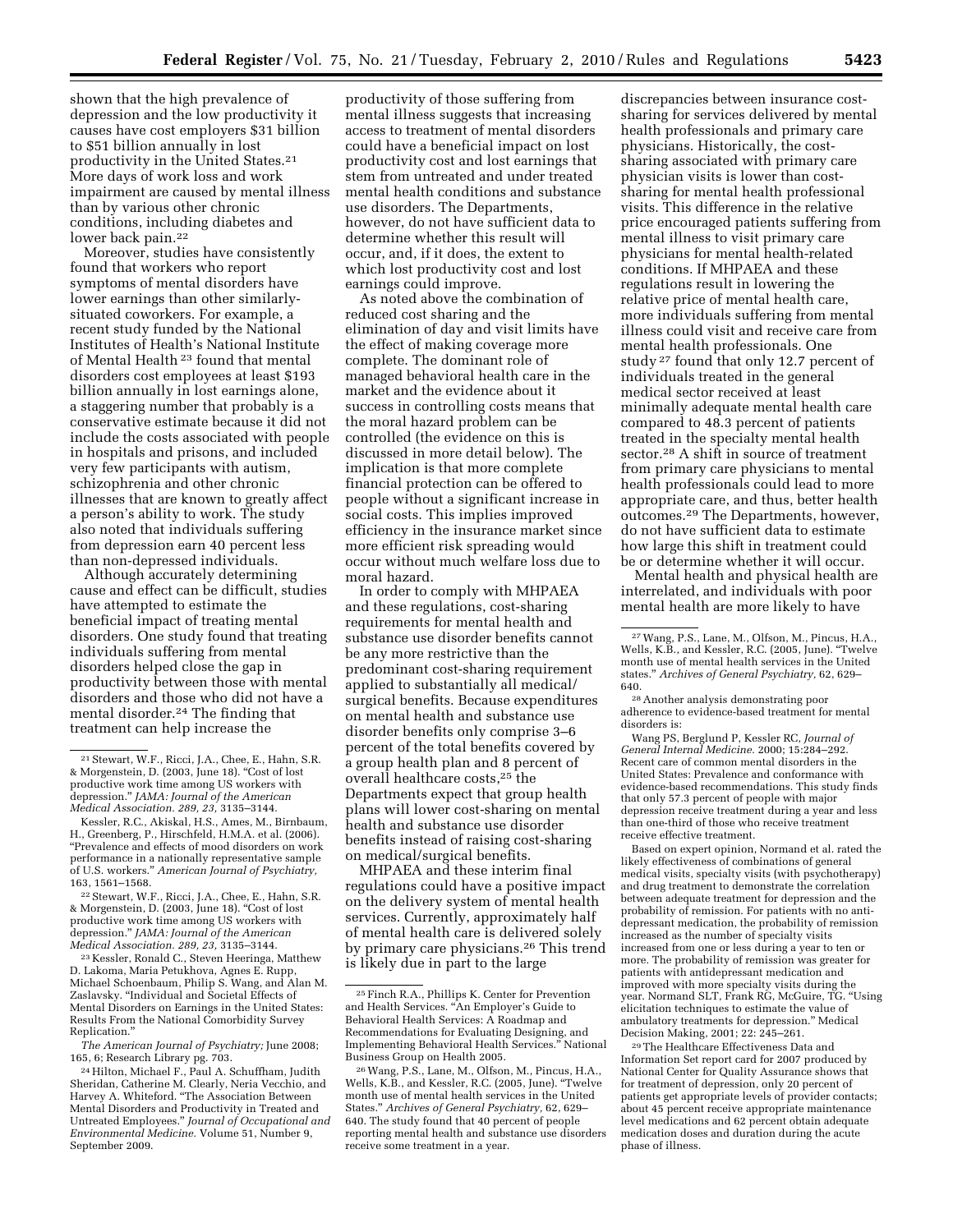shown that the high prevalence of depression and the low productivity it causes have cost employers $31 billion to $51 billion annually in lost productivity in the United States.[21] More days of work loss and work impairment are caused by mental illness than by various other chronic conditions, including diabetes and lower back pain.[22]

Moreover, studies have consistently found that workers who report symptoms of mental disorders have lower earnings than other similarly-situated coworkers. For example, a recent study funded by the National Institutes of Health's National Institute of Mental Health [23] found that mental disorders cost employees at least $193 billion annually in lost earnings alone, a staggering number that probably is a conservative estimate because it did not include the costs associated with people in hospitals and prisons, and included very few participants with autism, schizophrenia and other chronic illnesses that are known to greatly affect a person's ability to work. The study also noted that individuals suffering from depression earn 40 percent less than non-depressed individuals.

Although accurately determining cause and effect can be difficult, studies have attempted to estimate the beneficial impact of treating mental disorders. One study found that treating individuals suffering from mental disorders helped close the gap in productivity between those with mental disorders and those who did not have a mental disorder.[24] The finding that treatment can help increase the productivity of those suffering from mental illness suggests that increasing access to treatment of mental disorders could have a beneficial impact on lost productivity cost and lost earnings that stem from untreated and under treated mental health conditions and substance use disorders. The Departments, however, do not have sufficient data to determine whether this result will occur, and, if it does, the extent to which lost productivity cost and lost earnings could improve.

As noted above the combination of reduced cost sharing and the elimination of day and visit limits have the effect of making coverage more complete. The dominant role of managed behavioral health care in the market and the evidence about it success in controlling costs means that the moral hazard problem can be controlled (the evidence on this is discussed in more detail below). The implication is that more complete financial protection can be offered to people without a significant increase in social costs. This implies improved efficiency in the insurance market since more efficient risk spreading would occur without much welfare loss due to moral hazard.

In order to comply with MHPAEA and these regulations, cost-sharing requirements for mental health and substance use disorder benefits cannot be any more restrictive than the predominant cost-sharing requirement applied to substantially all medical/surgical benefits. Because expenditures on mental health and substance use disorder benefits only comprise 3–6 percent of the total benefits covered by a group health plan and 8 percent of overall healthcare costs,[25] the Departments expect that group health plans will lower cost-sharing on mental health and substance use disorder benefits instead of raising cost-sharing on medical/surgical benefits.

MHPAEA and these interim final regulations could have a positive impact on the delivery system of mental health services. Currently, approximately half of mental health care is delivered solely by primary care physicians.[26] This trend is likely due in part to the large discrepancies between insurance cost-sharing for services delivered by mental health professionals and primary care physicians. Historically, the cost-sharing associated with primary care physician visits is lower than cost-sharing for mental health professional visits. This difference in the relative price encouraged patients suffering from mental illness to visit primary care physicians for mental health-related conditions. If MHPAEA and these regulations result in lowering the relative price of mental health care, more individuals suffering from mental illness could visit and receive care from mental health professionals. One study [27] found that only 12.7 percent of individuals treated in the general medical sector received at least minimally adequate mental health care compared to 48.3 percent of patients treated in the specialty mental health sector.[28] A shift in source of treatment from primary care physicians to mental health professionals could lead to more appropriate care, and thus, better health outcomes.[29] The Departments, however, do not have sufficient data to estimate how large this shift in treatment could be or determine whether it will occur.

Mental health and physical health are interrelated, and individuals with poor mental health are more likely to have

---

[21] Stewart, W.F., Ricci, J.A., Chee, E., Hahn, S.R. & Morgenstein, D. (2003, June 18). "Cost of lost productive work time among US workers with depression." *JAMA: Journal of the American Medical Association. 289, 23,* 3135–3144.

Kessler, R.C., Akiskal, H.S., Ames, M., Birnbaum, H., Greenberg, P., Hirschfeld, H.M.A. et al. (2006). "Prevalence and effects of mood disorders on work performance in a nationally representative sample of U.S. workers." *American Journal of Psychiatry,* 163, 1561–1568.

[22] Stewart, W.F., Ricci, J.A., Chee, E., Hahn, S.R. & Morgenstein, D. (2003, June 18). "Cost of lost productive work time among US workers with depression." *JAMA: Journal of the American Medical Association. 289, 23,* 3135–3144.

[23] Kessler, Ronald C., Steven Heeringa, Matthew D. Lakoma, Maria Petukhova, Agnes E. Rupp, Michael Schoenbaum, Philip S. Wang, and Alan M. Zaslavsky. "Individual and Societal Effects of Mental Disorders on Earnings in the United States: Results From the National Comorbidity Survey Replication."

*The American Journal of Psychiatry;* June 2008; 165, 6; Research Library pg. 703.

[24] Hilton, Michael F., Paul A. Schuffham, Judith Sheridan, Catherine M. Clearly, Neria Vecchio, and Harvey A. Whiteford. "The Association Between Mental Disorders and Productivity in Treated and Untreated Employees." *Journal of Occupational and Environmental Medicine.* Volume 51, Number 9, September 2009.

[25] Finch R.A., Phillips K. Center for Prevention and Health Services. "An Employer's Guide to Behavioral Health Services: A Roadmap and Recommendations for Evaluating Designing, and Implementing Behavioral Health Services." National Business Group on Health 2005.

[26] Wang, P.S., Lane, M., Olfson, M., Pincus, H.A., Wells, K.B., and Kessler, R.C. (2005, June). "Twelve month use of mental health services in the United States." *Archives of General Psychiatry,* 62, 629–640. The study found that 40 percent of people reporting mental health and substance use disorders receive some treatment in a year.

[27] Wang, P.S., Lane, M., Olfson, M., Pincus, H.A., Wells, K.B., and Kessler, R.C. (2005, June). "Twelve month use of mental health services in the United states." *Archives of General Psychiatry,* 62, 629–640.

[28] Another analysis demonstrating poor adherence to evidence-based treatment for mental disorders is:

Wang PS, Berglund P, Kessler RC, *Journal of General Internal Medicine.* 2000; 15:284–292. Recent care of common mental disorders in the United States: Prevalence and conformance with evidence-based recommendations. This study finds that only 57.3 percent of people with major depression receive treatment during a year and less than one-third of those who receive treatment receive effective treatment.

Based on expert opinion, Normand et al. rated the likely effectiveness of combinations of general medical visits, specialty visits (with psychotherapy) and drug treatment to demonstrate the correlation between adequate treatment for depression and the probability of remission. For patients with no anti-depressant medication, the probability of remission increased as the number of specialty visits increased from one or less during a year to ten or more. The probability of remission was greater for patients with antidepressant medication and improved with more specialty visits during the year. Normand SLT, Frank RG, McGuire, TG. "Using elicitation techniques to estimate the value of ambulatory treatments for depression." Medical Decision Making, 2001; 22: 245–261.

[29] The Healthcare Effectiveness Data and Information Set report card for 2007 produced by National Center for Quality Assurance shows that for treatment of depression, only 20 percent of patients get appropriate levels of provider contacts; about 45 percent receive appropriate maintenance level medications and 62 percent obtain adequate medication doses and duration during the acute phase of illness.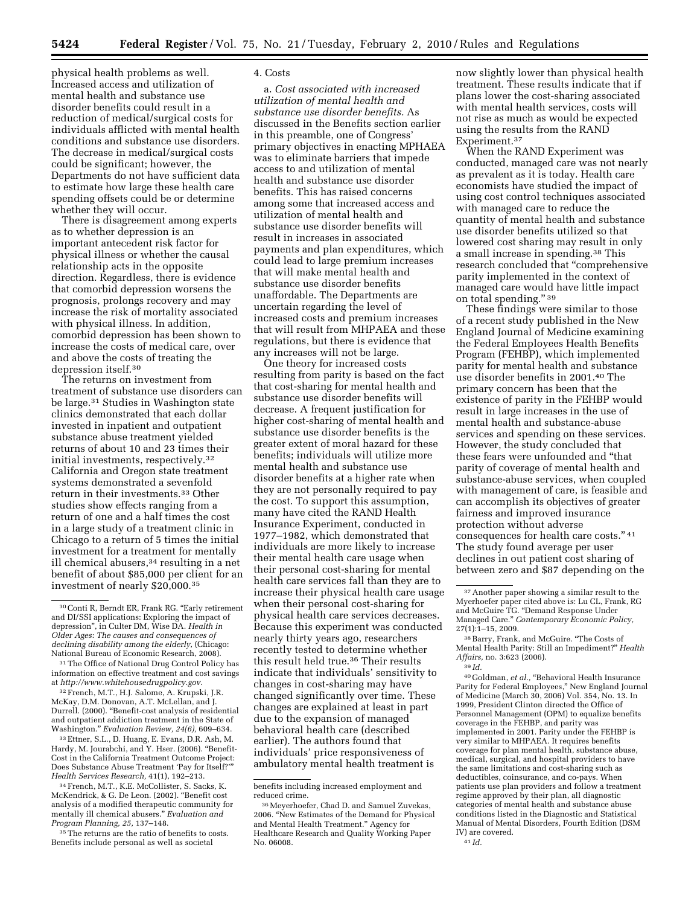physical health problems as well. Increased access and utilization of mental health and substance use disorder benefits could result in a reduction of medical/surgical costs for individuals afflicted with mental health conditions and substance use disorders. The decrease in medical/surgical costs could be significant; however, the Departments do not have sufficient data to estimate how large these health care spending offsets could be or determine whether they will occur.

There is disagreement among experts as to whether depression is an important antecedent risk factor for physical illness or whether the causal relationship acts in the opposite direction. Regardless, there is evidence that comorbid depression worsens the prognosis, prolongs recovery and may increase the risk of mortality associated with physical illness. In addition, comorbid depression has been shown to increase the costs of medical care, over and above the costs of treating the depression itself.[30]

The returns on investment from treatment of substance use disorders can be large.[31] Studies in Washington state clinics demonstrated that each dollar invested in inpatient and outpatient substance abuse treatment yielded returns of about 10 and 23 times their initial investments, respectively.[32] California and Oregon state treatment systems demonstrated a sevenfold return in their investments.[33] Other studies show effects ranging from a return of one and a half times the cost in a large study of a treatment clinic in Chicago to a return of 5 times the initial investment for a treatment for mentally ill chemical abusers,[34] resulting in a net benefit of about $85,000 per client for an investment of nearly $20,000.[35]

4. Costs

a. *Cost associated with increased utilization of mental health and substance use disorder benefits.* As discussed in the Benefits section earlier in this preamble, one of Congress' primary objectives in enacting MPHAEA was to eliminate barriers that impede access to and utilization of mental health and substance use disorder benefits. This has raised concerns among some that increased access and utilization of mental health and substance use disorder benefits will result in increases in associated payments and plan expenditures, which could lead to large premium increases that will make mental health and substance use disorder benefits unaffordable. The Departments are uncertain regarding the level of increased costs and premium increases that will result from MHPAEA and these regulations, but there is evidence that any increases will not be large.

One theory for increased costs resulting from parity is based on the fact that cost-sharing for mental health and substance use disorder benefits will decrease. A frequent justification for higher cost-sharing of mental health and substance use disorder benefits is the greater extent of moral hazard for these benefits; individuals will utilize more mental health and substance use disorder benefits at a higher rate when they are not personally required to pay the cost. To support this assumption, many have cited the RAND Health Insurance Experiment, conducted in 1977–1982, which demonstrated that individuals are more likely to increase their mental health care usage when their personal cost-sharing for mental health care services fall than they are to increase their physical health care usage when their personal cost-sharing for physical health care services decreases. Because this experiment was conducted nearly thirty years ago, researchers recently tested to determine whether this result held true.[36] Their results indicate that individuals' sensitivity to changes in cost-sharing may have changed significantly over time. These changes are explained at least in part due to the expansion of managed behavioral health care (described earlier). The authors found that individuals' price responsiveness of ambulatory mental health treatment is now slightly lower than physical health treatment. These results indicate that if plans lower the cost-sharing associated with mental health services, costs will not rise as much as would be expected using the results from the RAND Experiment.[37]

When the RAND Experiment was conducted, managed care was not nearly as prevalent as it is today. Health care economists have studied the impact of using cost control techniques associated with managed care to reduce the quantity of mental health and substance use disorder benefits utilized so that lowered cost sharing may result in only a small increase in spending.[38] This research concluded that "comprehensive parity implemented in the context of managed care would have little impact on total spending."[39]

These findings were similar to those of a recent study published in the New England Journal of Medicine examining the Federal Employees Health Benefits Program (FEHBP), which implemented parity for mental health and substance use disorder benefits in 2001.[40] The primary concern has been that the existence of parity in the FEHBP would result in large increases in the use of mental health and substance-abuse services and spending on these services. However, the study concluded that these fears were unfounded and "that parity of coverage of mental health and substance-abuse services, when coupled with management of care, is feasible and can accomplish its objectives of greater fairness and improved insurance protection without adverse consequences for health care costs."[41] The study found average per user declines in out patient cost sharing of between zero and $87 depending on the

---

[30] Conti R, Berndt ER, Frank RG. "Early retirement and DI/SSI applications: Exploring the impact of depression", in Culter DM, Wise DA. *Health in Older Ages: The causes and consequences of declining disability among the elderly,* (Chicago: National Bureau of Economic Research, 2008).

[31] The Office of National Drug Control Policy has information on effective treatment and cost savings at *http://www.whitehousedrugpolicy.gov.*

[32] French, M.T., H.J. Salome, A. Krupski, J.R. McKay, D.M. Donovan, A.T. McLellan, and J. Durrell. (2000). "Benefit-cost analysis of residential and outpatient addiction treatment in the State of Washington." *Evaluation Review, 24(6),* 609–634.

[33] Ettner, S.L., D. Huang, E. Evans, D.R. Ash, M. Hardy, M. Jourabchi, and Y. Hser. (2006). "Benefit-Cost in the California Treatment Outcome Project: Does Substance Abuse Treatment 'Pay for Itself?'" *Health Services Research,* 41(1), 192–213.

[34] French, M.T., K.E. McCollister, S. Sacks, K. McKendrick, & G. De Leon. (2002). "Benefit cost analysis of a modified therapeutic community for mentally ill chemical abusers." *Evaluation and Program Planning, 25,* 137–148.

[35] The returns are the ratio of benefits to costs. Benefits include personal as well as societal benefits including increased employment and reduced crime.

[36] Meyerhoefer, Chad D. and Samuel Zuvekas, 2006. "New Estimates of the Demand for Physical and Mental Health Treatment." Agency for Healthcare Research and Quality Working Paper No. 06008.

[37] Another paper showing a similar result to the Myerhoefer paper cited above is: Lu CL, Frank, RG and McGuire TG. "Demand Response Under Managed Care." *Contemporary Economic Policy,* 27(1):1–15, 2009.

[38] Barry, Frank, and McGuire. "The Costs of Mental Health Parity: Still an Impediment?" *Health Affairs,* no. 3:623 (2006).

[39] *Id.*

[40] Goldman, *et al.,* "Behavioral Health Insurance Parity for Federal Employees," New England Journal of Medicine (March 30, 2006) Vol. 354, No. 13. In 1999, President Clinton directed the Office of Personnel Management (OPM) to equalize benefits coverage in the FEHBP, and parity was implemented in 2001. Parity under the FEHBP is very similar to MHPAEA. It requires benefits coverage for plan mental health, substance abuse, medical, surgical, and hospital providers to have the same limitations and cost-sharing such as deductibles, coinsurance, and co-pays. When patients use plan providers and follow a treatment regime approved by their plan, all diagnostic categories of mental health and substance abuse conditions listed in the Diagnostic and Statistical Manual of Mental Disorders, Fourth Edition (DSM IV) are covered.

[41] *Id.*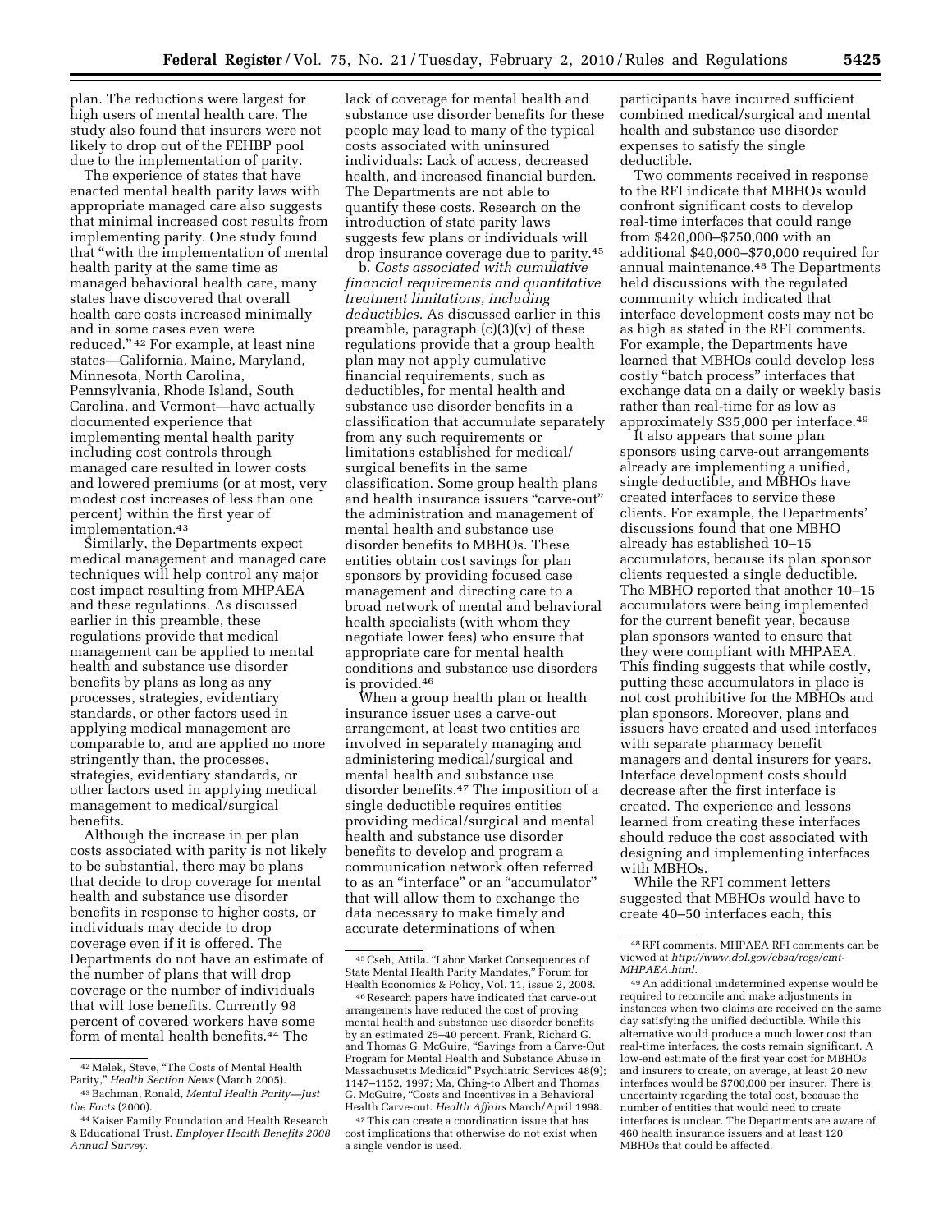plan. The reductions were largest for high users of mental health care. The study also found that insurers were not likely to drop out of the FEHBP pool due to the implementation of parity.

The experience of states that have enacted mental health parity laws with appropriate managed care also suggests that minimal increased cost results from implementing parity. One study found that "with the implementation of mental health parity at the same time as managed behavioral health care, many states have discovered that overall health care costs increased minimally and in some cases even were reduced."[42] For example, at least nine states—California, Maine, Maryland, Minnesota, North Carolina, Pennsylvania, Rhode Island, South Carolina, and Vermont—have actually documented experience that implementing mental health parity including cost controls through managed care resulted in lower costs and lowered premiums (or at most, very modest cost increases of less than one percent) within the first year of implementation.[43]

Similarly, the Departments expect medical management and managed care techniques will help control any major cost impact resulting from MHPAEA and these regulations. As discussed earlier in this preamble, these regulations provide that medical management can be applied to mental health and substance use disorder benefits by plans as long as any processes, strategies, evidentiary standards, or other factors used in applying medical management are comparable to, and are applied no more stringently than, the processes, strategies, evidentiary standards, or other factors used in applying medical management to medical/surgical benefits.

Although the increase in per plan costs associated with parity is not likely to be substantial, there may be plans that decide to drop coverage for mental health and substance use disorder benefits in response to higher costs, or individuals may decide to drop coverage even if it is offered. The Departments do not have an estimate of the number of plans that will drop coverage or the number of individuals that will lose benefits. Currently 98 percent of covered workers have some form of mental health benefits.[44] The lack of coverage for mental health and substance use disorder benefits for these people may lead to many of the typical costs associated with uninsured individuals: Lack of access, decreased health, and increased financial burden. The Departments are not able to quantify these costs. Research on the introduction of state parity laws suggests few plans or individuals will drop insurance coverage due to parity.[45]

b. *Costs associated with cumulative financial requirements and quantitative treatment limitations, including deductibles.* As discussed earlier in this preamble, paragraph (c)(3)(v) of these regulations provide that a group health plan may not apply cumulative financial requirements, such as deductibles, for mental health and substance use disorder benefits in a classification that accumulate separately from any such requirements or limitations established for medical/surgical benefits in the same classification. Some group health plans and health insurance issuers "carve-out" the administration and management of mental health and substance use disorder benefits to MBHOs. These entities obtain cost savings for plan sponsors by providing focused case management and directing care to a broad network of mental and behavioral health specialists (with whom they negotiate lower fees) who ensure that appropriate care for mental health conditions and substance use disorders is provided.[46]

When a group health plan or health insurance issuer uses a carve-out arrangement, at least two entities are involved in separately managing and administering medical/surgical and mental health and substance use disorder benefits.[47] The imposition of a single deductible requires entities providing medical/surgical and mental health and substance use disorder benefits to develop and program a communication network often referred to as an "interface" or an "accumulator" that will allow them to exchange the data necessary to make timely and accurate determinations of when participants have incurred sufficient combined medical/surgical and mental health and substance use disorder expenses to satisfy the single deductible.

Two comments received in response to the RFI indicate that MBHOs would confront significant costs to develop real-time interfaces that could range from $420,000–$750,000 with an additional $40,000–$70,000 required for annual maintenance.[48] The Departments held discussions with the regulated community which indicated that interface development costs may not be as high as stated in the RFI comments. For example, the Departments have learned that MBHOs could develop less costly "batch process" interfaces that exchange data on a daily or weekly basis rather than real-time for as low as approximately $35,000 per interface.[49]

It also appears that some plan sponsors using carve-out arrangements already are implementing a unified, single deductible, and MBHOs have created interfaces to service these clients. For example, the Departments' discussions found that one MBHO already has established 10–15 accumulators, because its plan sponsor clients requested a single deductible. The MBHO reported that another 10–15 accumulators were being implemented for the current benefit year, because plan sponsors wanted to ensure that they were compliant with MHPAEA. This finding suggests that while costly, putting these accumulators in place is not cost prohibitive for the MBHOs and plan sponsors. Moreover, plans and issuers have created and used interfaces with separate pharmacy benefit managers and dental insurers for years. Interface development costs should decrease after the first interface is created. The experience and lessons learned from creating these interfaces should reduce the cost associated with designing and implementing interfaces with MBHOs.

While the RFI comment letters suggested that MBHOs would have to create 40–50 interfaces each, this

---

[42] Melek, Steve, "The Costs of Mental Health Parity," *Health Section News* (March 2005).

[43] Bachman, Ronald, *Mental Health Parity—Just the Facts* (2000).

[44] Kaiser Family Foundation and Health Research & Educational Trust. *Employer Health Benefits 2008 Annual Survey.*

[45] Cseh, Attila. "Labor Market Consequences of State Mental Health Parity Mandates," Forum for Health Economics & Policy, Vol. 11, issue 2, 2008.

[46] Research papers have indicated that carve-out arrangements have reduced the cost of proving mental health and substance use disorder benefits by an estimated 25–40 percent. Frank, Richard G. and Thomas G. McGuire, "Savings from a Carve-Out Program for Mental Health and Substance Abuse in Massachusetts Medicaid" Psychiatric Services 48(9); 1147–1152, 1997; Ma, Ching-to Albert and Thomas G. McGuire, "Costs and Incentives in a Behavioral Health Carve-out. *Health Affairs* March/April 1998.

[47] This can create a coordination issue that has cost implications that otherwise do not exist when a single vendor is used.

[48] RFI comments. MHPAEA RFI comments can be viewed at *http://www.dol.gov/ebsa/regs/cmt-MHPAEA.html.*

[49] An additional undetermined expense would be required to reconcile and make adjustments in instances when two claims are received on the same day satisfying the unified deductible. While this alternative would produce a much lower cost than real-time interfaces, the costs remain significant. A low-end estimate of the first year cost for MBHOs and insurers to create, on average, at least 20 new interfaces would be $700,000 per insurer. There is uncertainty regarding the total cost, because the number of entities that would need to create interfaces is unclear. The Departments are aware of 460 health insurance issuers and at least 120 MBHOs that could be affected.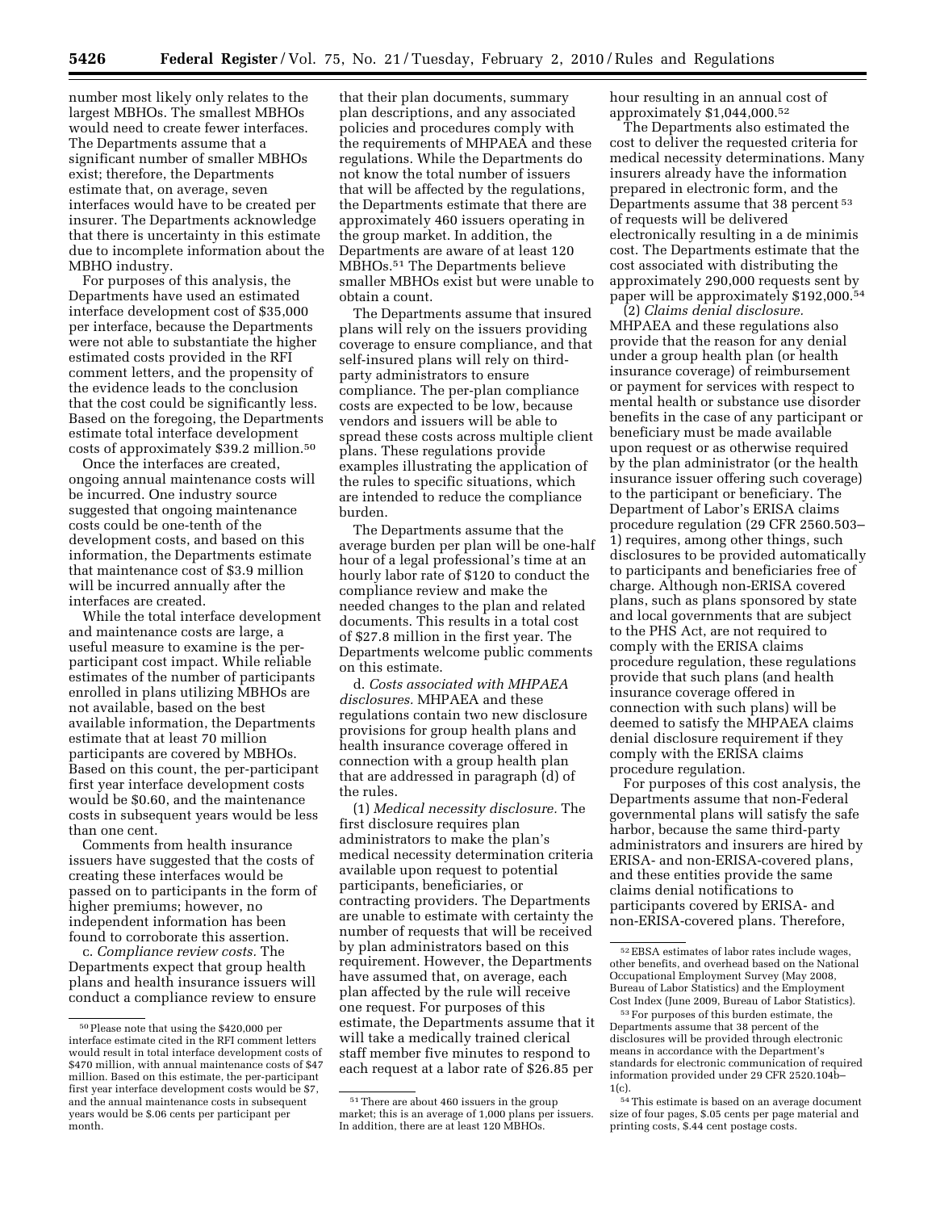number most likely only relates to the largest MBHOs. The smallest MBHOs would need to create fewer interfaces. The Departments assume that a significant number of smaller MBHOs exist; therefore, the Departments estimate that, on average, seven interfaces would have to be created per insurer. The Departments acknowledge that there is uncertainty in this estimate due to incomplete information about the MBHO industry.

For purposes of this analysis, the Departments have used an estimated interface development cost of $35,000 per interface, because the Departments were not able to substantiate the higher estimated costs provided in the RFI comment letters, and the propensity of the evidence leads to the conclusion that the cost could be significantly less. Based on the foregoing, the Departments estimate total interface development costs of approximately $39.2 million.[50]

Once the interfaces are created, ongoing annual maintenance costs will be incurred. One industry source suggested that ongoing maintenance costs could be one-tenth of the development costs, and based on this information, the Departments estimate that maintenance cost of $3.9 million will be incurred annually after the interfaces are created.

While the total interface development and maintenance costs are large, a useful measure to examine is the per-participant cost impact. While reliable estimates of the number of participants enrolled in plans utilizing MBHOs are not available, based on the best available information, the Departments estimate that at least 70 million participants are covered by MBHOs. Based on this count, the per-participant first year interface development costs would be $0.60, and the maintenance costs in subsequent years would be less than one cent.

Comments from health insurance issuers have suggested that the costs of creating these interfaces would be passed on to participants in the form of higher premiums; however, no independent information has been found to corroborate this assertion.

c. *Compliance review costs.* The Departments expect that group health plans and health insurance issuers will conduct a compliance review to ensure that their plan documents, summary plan descriptions, and any associated policies and procedures comply with the requirements of MHPAEA and these regulations. While the Departments do not know the total number of issuers that will be affected by the regulations, the Departments estimate that there are approximately 460 issuers operating in the group market. In addition, the Departments are aware of at least 120 MBHOs.[51] The Departments believe smaller MBHOs exist but were unable to obtain a count.

The Departments assume that insured plans will rely on the issuers providing coverage to ensure compliance, and that self-insured plans will rely on third-party administrators to ensure compliance. The per-plan compliance costs are expected to be low, because vendors and issuers will be able to spread these costs across multiple client plans. These regulations provide examples illustrating the application of the rules to specific situations, which are intended to reduce the compliance burden.

The Departments assume that the average burden per plan will be one-half hour of a legal professional's time at an hourly labor rate of $120 to conduct the compliance review and make the needed changes to the plan and related documents. This results in a total cost of $27.8 million in the first year. The Departments welcome public comments on this estimate.

d. *Costs associated with MHPAEA disclosures.* MHPAEA and these regulations contain two new disclosure provisions for group health plans and health insurance coverage offered in connection with a group health plan that are addressed in paragraph (d) of the rules.

(1) *Medical necessity disclosure.* The first disclosure requires plan administrators to make the plan's medical necessity determination criteria available upon request to potential participants, beneficiaries, or contracting providers. The Departments are unable to estimate with certainty the number of requests that will be received by plan administrators based on this requirement. However, the Departments have assumed that, on average, each plan affected by the rule will receive one request. For purposes of this estimate, the Departments assume that it will take a medically trained clerical staff member five minutes to respond to each request at a labor rate of $26.85 per hour resulting in an annual cost of approximately $1,044,000.[52]

The Departments also estimated the cost to deliver the requested criteria for medical necessity determinations. Many insurers already have the information prepared in electronic form, and the Departments assume that 38 percent[53] of requests will be delivered electronically resulting in a de minimis cost. The Departments estimate that the cost associated with distributing the approximately 290,000 requests sent by paper will be approximately $192,000.[54]

(2) *Claims denial disclosure.* MHPAEA and these regulations also provide that the reason for any denial under a group health plan (or health insurance coverage) of reimbursement or payment for services with respect to mental health or substance use disorder benefits in the case of any participant or beneficiary must be made available upon request or as otherwise required by the plan administrator (or the health insurance issuer offering such coverage) to the participant or beneficiary. The Department of Labor's ERISA claims procedure regulation (29 CFR 2560.503–1) requires, among other things, such disclosures to be provided automatically to participants and beneficiaries free of charge. Although non-ERISA covered plans, such as plans sponsored by state and local governments that are subject to the PHS Act, are not required to comply with the ERISA claims procedure regulation, these regulations provide that such plans (and health insurance coverage offered in connection with such plans) will be deemed to satisfy the MHPAEA claims denial disclosure requirement if they comply with the ERISA claims procedure regulation.

For purposes of this cost analysis, the Departments assume that non-Federal governmental plans will satisfy the safe harbor, because the same third-party administrators and insurers are hired by ERISA- and non-ERISA-covered plans, and these entities provide the same claims denial notifications to participants covered by ERISA- and non-ERISA-covered plans. Therefore,

---

[50] Please note that using the $420,000 per interface estimate cited in the RFI comment letters would result in total interface development costs of $470 million, with annual maintenance costs of $47 million. Based on this estimate, the per-participant first year interface development costs would be $7, and the annual maintenance costs in subsequent years would be $.06 cents per participant per month.

[51] There are about 460 issuers in the group market; this is an average of 1,000 plans per issuers. In addition, there are at least 120 MBHOs.

[52] EBSA estimates of labor rates include wages, other benefits, and overhead based on the National Occupational Employment Survey (May 2008, Bureau of Labor Statistics) and the Employment Cost Index (June 2009, Bureau of Labor Statistics).

[53] For purposes of this burden estimate, the Departments assume that 38 percent of the disclosures will be provided through electronic means in accordance with the Department's standards for electronic communication of required information provided under 29 CFR 2520.104b–1(c).

[54] This estimate is based on an average document size of four pages, $.05 cents per page material and printing costs, $.44 cent postage costs.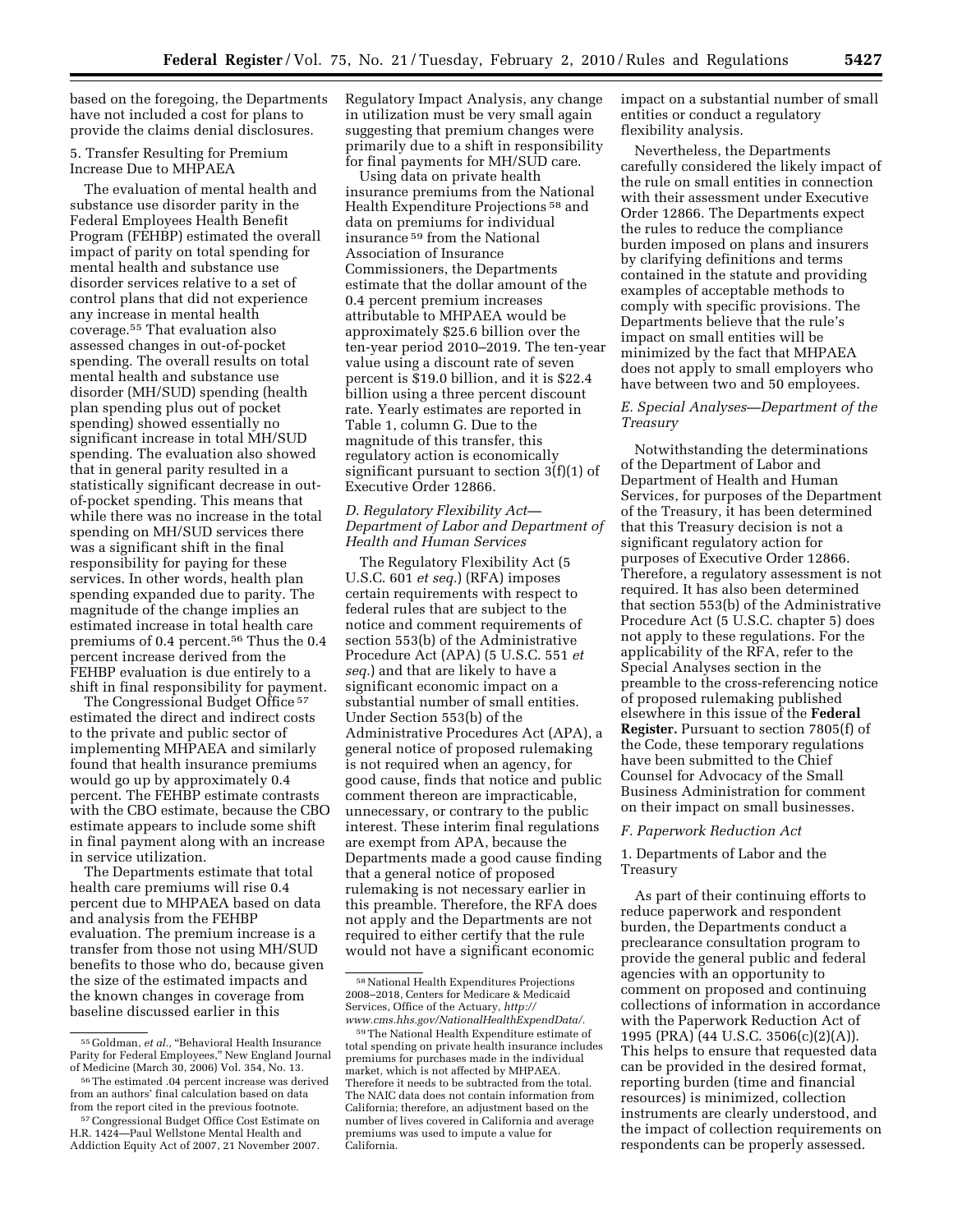based on the foregoing, the Departments have not included a cost for plans to provide the claims denial disclosures.

5. Transfer Resulting for Premium Increase Due to MHPAEA

The evaluation of mental health and substance use disorder parity in the Federal Employees Health Benefit Program (FEHBP) estimated the overall impact of parity on total spending for mental health and substance use disorder services relative to a set of control plans that did not experience any increase in mental health coverage.[55] That evaluation also assessed changes in out-of-pocket spending. The overall results on total mental health and substance use disorder (MH/SUD) spending (health plan spending plus out of pocket spending) showed essentially no significant increase in total MH/SUD spending. The evaluation also showed that in general parity resulted in a statistically significant decrease in out-of-pocket spending. This means that while there was no increase in the total spending on MH/SUD services there was a significant shift in the final responsibility for paying for these services. In other words, health plan spending expanded due to parity. The magnitude of the change implies an estimated increase in total health care premiums of 0.4 percent.[56] Thus the 0.4 percent increase derived from the FEHBP evaluation is due entirely to a shift in final responsibility for payment.

The Congressional Budget Office[57] estimated the direct and indirect costs to the private and public sector of implementing MHPAEA and similarly found that health insurance premiums would go up by approximately 0.4 percent. The FEHBP estimate contrasts with the CBO estimate, because the CBO estimate appears to include some shift in final payment along with an increase in service utilization.

The Departments estimate that total health care premiums will rise 0.4 percent due to MHPAEA based on data and analysis from the FEHBP evaluation. The premium increase is a transfer from those not using MH/SUD benefits to those who do, because given the size of the estimated impacts and the known changes in coverage from baseline discussed earlier in this Regulatory Impact Analysis, any change in utilization must be very small again suggesting that premium changes were primarily due to a shift in responsibility for final payments for MH/SUD care.

Using data on private health insurance premiums from the National Health Expenditure Projections[58] and data on premiums for individual insurance[59] from the National Association of Insurance Commissioners, the Departments estimate that the dollar amount of the 0.4 percent premium increases attributable to MHPAEA would be approximately $25.6 billion over the ten-year period 2010–2019. The ten-year value using a discount rate of seven percent is $19.0 billion, and it is $22.4 billion using a three percent discount rate. Yearly estimates are reported in Table 1, column G. Due to the magnitude of this transfer, this regulatory action is economically significant pursuant to section 3(f)(1) of Executive Order 12866.

### D. Regulatory Flexibility Act—Department of Labor and Department of Health and Human Services

The Regulatory Flexibility Act (5 U.S.C. 601 *et seq.*) (RFA) imposes certain requirements with respect to federal rules that are subject to the notice and comment requirements of section 553(b) of the Administrative Procedure Act (APA) (5 U.S.C. 551 *et seq.*) and that are likely to have a significant economic impact on a substantial number of small entities. Under Section 553(b) of the Administrative Procedures Act (APA), a general notice of proposed rulemaking is not required when an agency, for good cause, finds that notice and public comment thereon are impracticable, unnecessary, or contrary to the public interest. These interim final regulations are exempt from APA, because the Departments made a good cause finding that a general notice of proposed rulemaking is not necessary earlier in this preamble. Therefore, the RFA does not apply and the Departments are not required to either certify that the rule would not have a significant economic impact on a substantial number of small entities or conduct a regulatory flexibility analysis.

Nevertheless, the Departments carefully considered the likely impact of the rule on small entities in connection with their assessment under Executive Order 12866. The Departments expect the rules to reduce the compliance burden imposed on plans and insurers by clarifying definitions and terms contained in the statute and providing examples of acceptable methods to comply with specific provisions. The Departments believe that the rule's impact on small entities will be minimized by the fact that MHPAEA does not apply to small employers who have between two and 50 employees.

### E. Special Analyses—Department of the Treasury

Notwithstanding the determinations of the Department of Labor and Department of Health and Human Services, for purposes of the Department of the Treasury, it has been determined that this Treasury decision is not a significant regulatory action for purposes of Executive Order 12866. Therefore, a regulatory assessment is not required. It has also been determined that section 553(b) of the Administrative Procedure Act (5 U.S.C. chapter 5) does not apply to these regulations. For the applicability of the RFA, refer to the Special Analyses section in the preamble to the cross-referencing notice of proposed rulemaking published elsewhere in this issue of the **Federal Register.** Pursuant to section 7805(f) of the Code, these temporary regulations have been submitted to the Chief Counsel for Advocacy of the Small Business Administration for comment on their impact on small businesses.

### F. Paperwork Reduction Act

1. Departments of Labor and the Treasury

As part of their continuing efforts to reduce paperwork and respondent burden, the Departments conduct a preclearance consultation program to provide the general public and federal agencies with an opportunity to comment on proposed and continuing collections of information in accordance with the Paperwork Reduction Act of 1995 (PRA) (44 U.S.C. 3506(c)(2)(A)). This helps to ensure that requested data can be provided in the desired format, reporting burden (time and financial resources) is minimized, collection instruments are clearly understood, and the impact of collection requirements on respondents can be properly assessed.

---

[55] Goldman, *et al.*, "Behavioral Health Insurance Parity for Federal Employees," New England Journal of Medicine (March 30, 2006) Vol. 354, No. 13.

[56] The estimated .04 percent increase was derived from an authors' final calculation based on data from the report cited in the previous footnote.

[57] Congressional Budget Office Cost Estimate on H.R. 1424—Paul Wellstone Mental Health and Addiction Equity Act of 2007, 21 November 2007.

[58] National Health Expenditures Projections 2008–2018, Centers for Medicare & Medicaid Services, Office of the Actuary, *http://www.cms.hhs.gov/NationalHealthExpendData/.*

[59] The National Health Expenditure estimate of total spending on private health insurance includes premiums for purchases made in the individual market, which is not affected by MHPAEA. Therefore it needs to be subtracted from the total. The NAIC data does not contain information from California; therefore, an adjustment based on the number of lives covered in California and average premiums was used to impute a value for California.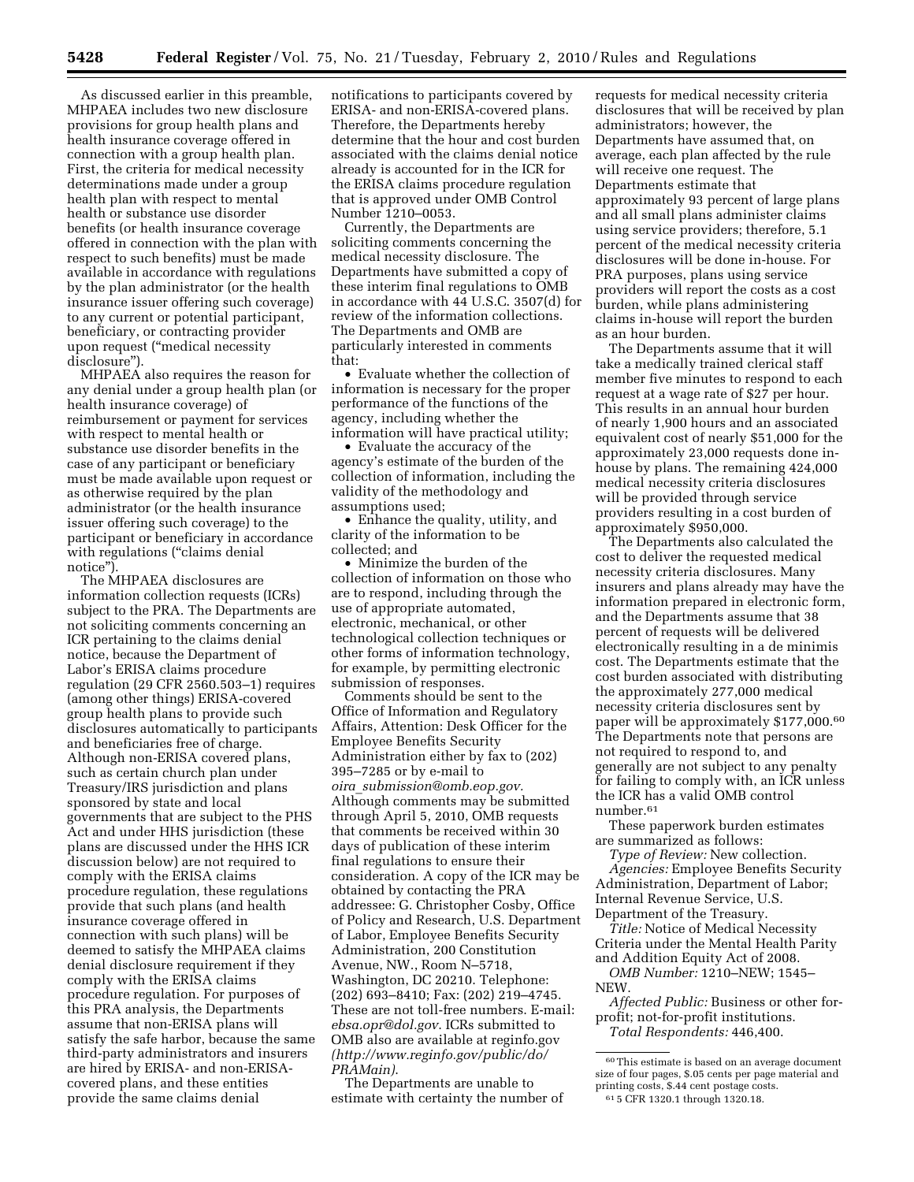As discussed earlier in this preamble, MHPAEA includes two new disclosure provisions for group health plans and health insurance coverage offered in connection with a group health plan. First, the criteria for medical necessity determinations made under a group health plan with respect to mental health or substance use disorder benefits (or health insurance coverage offered in connection with the plan with respect to such benefits) must be made available in accordance with regulations by the plan administrator (or the health insurance issuer offering such coverage) to any current or potential participant, beneficiary, or contracting provider upon request ("medical necessity disclosure").

MHPAEA also requires the reason for any denial under a group health plan (or health insurance coverage) of reimbursement or payment for services with respect to mental health or substance use disorder benefits in the case of any participant or beneficiary must be made available upon request or as otherwise required by the plan administrator (or the health insurance issuer offering such coverage) to the participant or beneficiary in accordance with regulations ("claims denial notice").

The MHPAEA disclosures are information collection requests (ICRs) subject to the PRA. The Departments are not soliciting comments concerning an ICR pertaining to the claims denial notice, because the Department of Labor's ERISA claims procedure regulation (29 CFR 2560.503–1) requires (among other things) ERISA-covered group health plans to provide such disclosures automatically to participants and beneficiaries free of charge. Although non-ERISA covered plans, such as certain church plan under Treasury/IRS jurisdiction and plans sponsored by state and local governments that are subject to the PHS Act and under HHS jurisdiction (these plans are discussed under the HHS ICR discussion below) are not required to comply with the ERISA claims procedure regulation, these regulations provide that such plans (and health insurance coverage offered in connection with such plans) will be deemed to satisfy the MHPAEA claims denial disclosure requirement if they comply with the ERISA claims procedure regulation. For purposes of this PRA analysis, the Departments assume that non-ERISA plans will satisfy the safe harbor, because the same third-party administrators and insurers are hired by ERISA- and non-ERISA-covered plans, and these entities provide the same claims denial notifications to participants covered by ERISA- and non-ERISA-covered plans. Therefore, the Departments hereby determine that the hour and cost burden associated with the claims denial notice already is accounted for in the ICR for the ERISA claims procedure regulation that is approved under OMB Control Number 1210–0053.

Currently, the Departments are soliciting comments concerning the medical necessity disclosure. The Departments have submitted a copy of these interim final regulations to OMB in accordance with 44 U.S.C. 3507(d) for review of the information collections. The Departments and OMB are particularly interested in comments that:

- Evaluate whether the collection of information is necessary for the proper performance of the functions of the agency, including whether the information will have practical utility;
- Evaluate the accuracy of the agency's estimate of the burden of the collection of information, including the validity of the methodology and assumptions used;
- Enhance the quality, utility, and clarity of the information to be collected; and
- Minimize the burden of the collection of information on those who are to respond, including through the use of appropriate automated, electronic, mechanical, or other technological collection techniques or other forms of information technology, for example, by permitting electronic submission of responses.

Comments should be sent to the Office of Information and Regulatory Affairs, Attention: Desk Officer for the Employee Benefits Security Administration either by fax to (202) 395–7285 or by e-mail to *oira_submission@omb.eop.gov.* Although comments may be submitted through April 5, 2010, OMB requests that comments be received within 30 days of publication of these interim final regulations to ensure their consideration. A copy of the ICR may be obtained by contacting the PRA addressee: G. Christopher Cosby, Office of Policy and Research, U.S. Department of Labor, Employee Benefits Security Administration, 200 Constitution Avenue, NW., Room N–5718, Washington, DC 20210. Telephone: (202) 693–8410; Fax: (202) 219–4745. These are not toll-free numbers. E-mail: *ebsa.opr@dol.gov*. ICRs submitted to OMB also are available at reginfo.gov *(http://www.reginfo.gov/public/do/PRAMain).*

The Departments are unable to estimate with certainty the number of requests for medical necessity criteria disclosures that will be received by plan administrators; however, the Departments have assumed that, on average, each plan affected by the rule will receive one request. The Departments estimate that approximately 93 percent of large plans and all small plans administer claims using service providers; therefore, 5.1 percent of the medical necessity criteria disclosures will be done in-house. For PRA purposes, plans using service providers will report the costs as a cost burden, while plans administering claims in-house will report the burden as an hour burden.

The Departments assume that it will take a medically trained clerical staff member five minutes to respond to each request at a wage rate of $27 per hour. This results in an annual hour burden of nearly 1,900 hours and an associated equivalent cost of nearly $51,000 for the approximately 23,000 requests done in-house by plans. The remaining 424,000 medical necessity criteria disclosures will be provided through service providers resulting in a cost burden of approximately $950,000.

The Departments also calculated the cost to deliver the requested medical necessity criteria disclosures. Many insurers and plans already may have the information prepared in electronic form, and the Departments assume that 38 percent of requests will be delivered electronically resulting in a de minimis cost. The Departments estimate that the cost burden associated with distributing the approximately 277,000 medical necessity criteria disclosures sent by paper will be approximately $177,000.[60] The Departments note that persons are not required to respond to, and generally are not subject to any penalty for failing to comply with, an ICR unless the ICR has a valid OMB control number.[61]

These paperwork burden estimates are summarized as follows:

*Type of Review:* New collection.

*Agencies:* Employee Benefits Security Administration, Department of Labor; Internal Revenue Service, U.S. Department of the Treasury.

*Title:* Notice of Medical Necessity Criteria under the Mental Health Parity and Addition Equity Act of 2008.

*OMB Number:* 1210–NEW; 1545–NEW.

*Affected Public:* Business or other for-profit; not-for-profit institutions.

*Total Respondents:* 446,400.

---

[60] This estimate is based on an average document size of four pages, $.05 cents per page material and printing costs, $.44 cent postage costs.

[61] 5 CFR 1320.1 through 1320.18.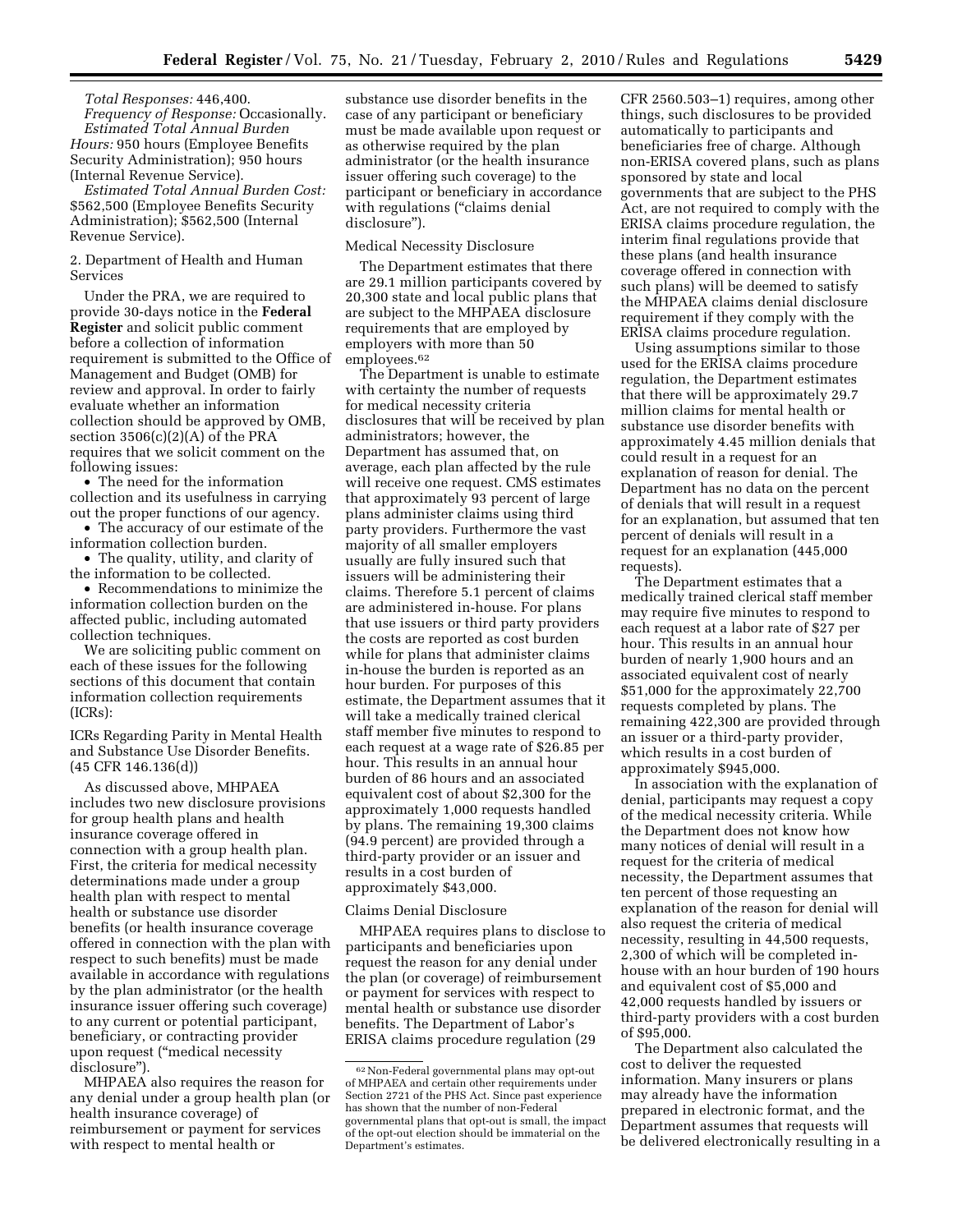*Total Responses:* 446,400.

*Frequency of Response:* Occasionally.

*Estimated Total Annual Burden Hours:* 950 hours (Employee Benefits Security Administration); 950 hours (Internal Revenue Service).

*Estimated Total Annual Burden Cost:* $562,500 (Employee Benefits Security Administration); $562,500 (Internal Revenue Service).

2. Department of Health and Human Services

Under the PRA, we are required to provide 30-days notice in the **Federal Register** and solicit public comment before a collection of information requirement is submitted to the Office of Management and Budget (OMB) for review and approval. In order to fairly evaluate whether an information collection should be approved by OMB, section 3506(c)(2)(A) of the PRA requires that we solicit comment on the following issues:

- The need for the information collection and its usefulness in carrying out the proper functions of our agency.
- The accuracy of our estimate of the information collection burden.
- The quality, utility, and clarity of the information to be collected.
- Recommendations to minimize the information collection burden on the affected public, including automated collection techniques.

We are soliciting public comment on each of these issues for the following sections of this document that contain information collection requirements (ICRs):

ICRs Regarding Parity in Mental Health and Substance Use Disorder Benefits. (45 CFR 146.136(d))

As discussed above, MHPAEA includes two new disclosure provisions for group health plans and health insurance coverage offered in connection with a group health plan. First, the criteria for medical necessity determinations made under a group health plan with respect to mental health or substance use disorder benefits (or health insurance coverage offered in connection with the plan with respect to such benefits) must be made available in accordance with regulations by the plan administrator (or the health insurance issuer offering such coverage) to any current or potential participant, beneficiary, or contracting provider upon request ("medical necessity disclosure").

MHPAEA also requires the reason for any denial under a group health plan (or health insurance coverage) of reimbursement or payment for services with respect to mental health or substance use disorder benefits in the case of any participant or beneficiary must be made available upon request or as otherwise required by the plan administrator (or the health insurance issuer offering such coverage) to the participant or beneficiary in accordance with regulations ("claims denial disclosure").

Medical Necessity Disclosure

The Department estimates that there are 29.1 million participants covered by 20,300 state and local public plans that are subject to the MHPAEA disclosure requirements that are employed by employers with more than 50 employees.[62]

The Department is unable to estimate with certainty the number of requests for medical necessity criteria disclosures that will be received by plan administrators; however, the Department has assumed that, on average, each plan affected by the rule will receive one request. CMS estimates that approximately 93 percent of large plans administer claims using third party providers. Furthermore the vast majority of all smaller employers usually are fully insured such that issuers will be administering their claims. Therefore 5.1 percent of claims are administered in-house. For plans that use issuers or third party providers the costs are reported as cost burden while for plans that administer claims in-house the burden is reported as an hour burden. For purposes of this estimate, the Department assumes that it will take a medically trained clerical staff member five minutes to respond to each request at a wage rate of $26.85 per hour. This results in an annual hour burden of 86 hours and an associated equivalent cost of about $2,300 for the approximately 1,000 requests handled by plans. The remaining 19,300 claims (94.9 percent) are provided through a third-party provider or an issuer and results in a cost burden of approximately $43,000.

Claims Denial Disclosure

MHPAEA requires plans to disclose to participants and beneficiaries upon request the reason for any denial under the plan (or coverage) of reimbursement or payment for services with respect to mental health or substance use disorder benefits. The Department of Labor's ERISA claims procedure regulation (29 CFR 2560.503–1) requires, among other things, such disclosures to be provided automatically to participants and beneficiaries free of charge. Although non-ERISA covered plans, such as plans sponsored by state and local governments that are subject to the PHS Act, are not required to comply with the ERISA claims procedure regulation, the interim final regulations provide that these plans (and health insurance coverage offered in connection with such plans) will be deemed to satisfy the MHPAEA claims denial disclosure requirement if they comply with the ERISA claims procedure regulation.

Using assumptions similar to those used for the ERISA claims procedure regulation, the Department estimates that there will be approximately 29.7 million claims for mental health or substance use disorder benefits with approximately 4.45 million denials that could result in a request for an explanation of reason for denial. The Department has no data on the percent of denials that will result in a request for an explanation, but assumed that ten percent of denials will result in a request for an explanation (445,000 requests).

The Department estimates that a medically trained clerical staff member may require five minutes to respond to each request at a labor rate of $27 per hour. This results in an annual hour burden of nearly 1,900 hours and an associated equivalent cost of nearly $51,000 for the approximately 22,700 requests completed by plans. The remaining 422,300 are provided through an issuer or a third-party provider, which results in a cost burden of approximately $945,000.

In association with the explanation of denial, participants may request a copy of the medical necessity criteria. While the Department does not know how many notices of denial will result in a request for the criteria of medical necessity, the Department assumes that ten percent of those requesting an explanation of the reason for denial will also request the criteria of medical necessity, resulting in 44,500 requests, 2,300 of which will be completed in-house with an hour burden of 190 hours and equivalent cost of $5,000 and 42,000 requests handled by issuers or third-party providers with a cost burden of $95,000.

The Department also calculated the cost to deliver the requested information. Many insurers or plans may already have the information prepared in electronic format, and the Department assumes that requests will be delivered electronically resulting in a

[62] Non-Federal governmental plans may opt-out of MHPAEA and certain other requirements under Section 2721 of the PHS Act. Since past experience has shown that the number of non-Federal governmental plans that opt-out is small, the impact of the opt-out election should be immaterial on the Department's estimates.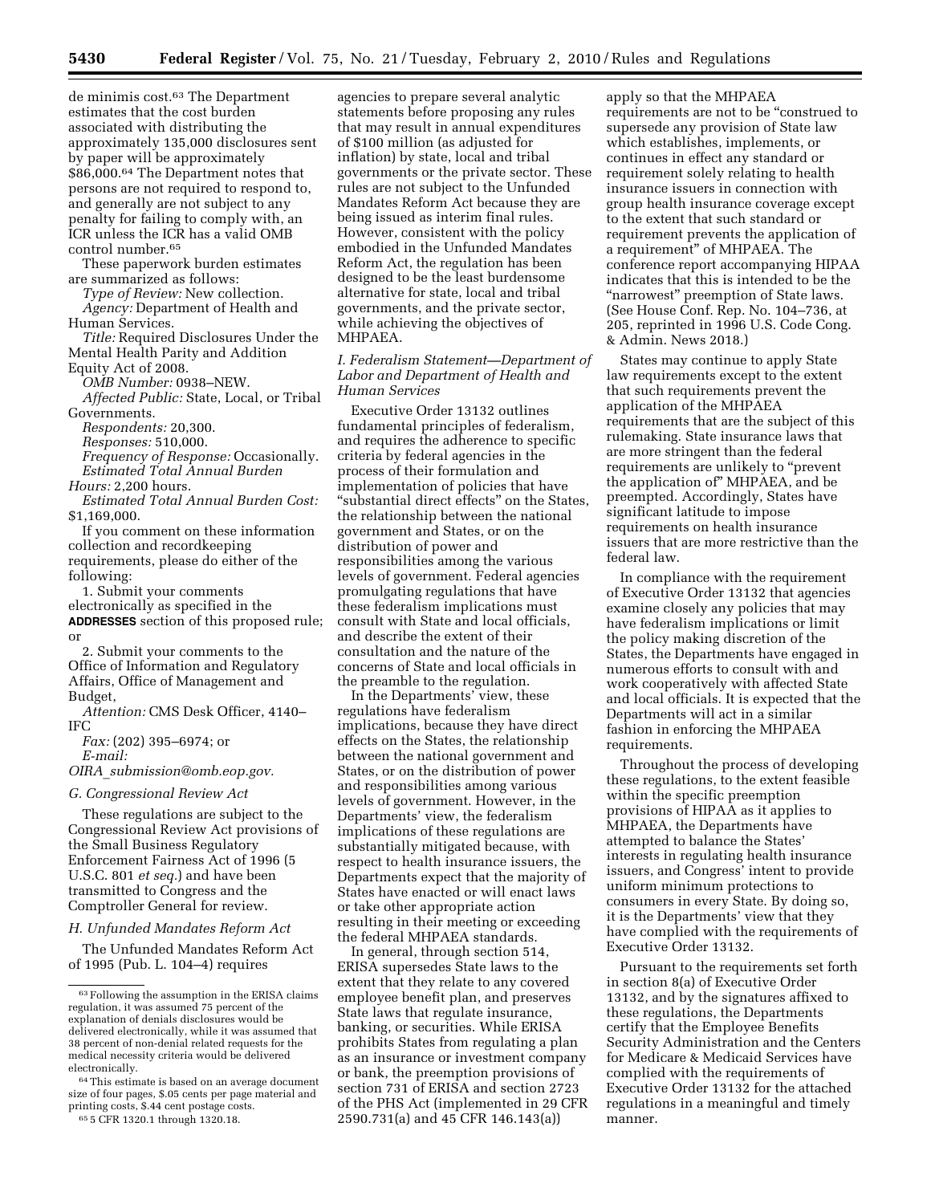de minimis cost.[63] The Department estimates that the cost burden associated with distributing the approximately 135,000 disclosures sent by paper will be approximately $86,000.[64] The Department notes that persons are not required to respond to, and generally are not subject to any penalty for failing to comply with, an ICR unless the ICR has a valid OMB control number.[65]

These paperwork burden estimates are summarized as follows:

*Type of Review:* New collection.

*Agency:* Department of Health and Human Services.

*Title:* Required Disclosures Under the Mental Health Parity and Addition Equity Act of 2008.

*OMB Number:* 0938–NEW.

*Affected Public:* State, Local, or Tribal Governments.

*Respondents:* 20,300.

*Responses:* 510,000.

*Frequency of Response:* Occasionally.

*Estimated Total Annual Burden Hours:* 2,200 hours.

*Estimated Total Annual Burden Cost:* $1,169,000.

If you comment on these information collection and recordkeeping requirements, please do either of the following:

1. Submit your comments electronically as specified in the **ADDRESSES** section of this proposed rule; or

2. Submit your comments to the Office of Information and Regulatory Affairs, Office of Management and Budget,

*Attention:* CMS Desk Officer, 4140–IFC

*Fax:* (202) 395–6974; or

*E-mail:* *OIRA_submission@omb.eop.gov.*

### G. Congressional Review Act

These regulations are subject to the Congressional Review Act provisions of the Small Business Regulatory Enforcement Fairness Act of 1996 (5 U.S.C. 801 *et seq.*) and have been transmitted to Congress and the Comptroller General for review.

### H. Unfunded Mandates Reform Act

The Unfunded Mandates Reform Act of 1995 (Pub. L. 104–4) requires agencies to prepare several analytic statements before proposing any rules that may result in annual expenditures of $100 million (as adjusted for inflation) by state, local and tribal governments or the private sector. These rules are not subject to the Unfunded Mandates Reform Act because they are being issued as interim final rules. However, consistent with the policy embodied in the Unfunded Mandates Reform Act, the regulation has been designed to be the least burdensome alternative for state, local and tribal governments, and the private sector, while achieving the objectives of MHPAEA.

### I. Federalism Statement—Department of Labor and Department of Health and Human Services

Executive Order 13132 outlines fundamental principles of federalism, and requires the adherence to specific criteria by federal agencies in the process of their formulation and implementation of policies that have "substantial direct effects" on the States, the relationship between the national government and States, or on the distribution of power and responsibilities among the various levels of government. Federal agencies promulgating regulations that have these federalism implications must consult with State and local officials, and describe the extent of their consultation and the nature of the concerns of State and local officials in the preamble to the regulation.

In the Departments' view, these regulations have federalism implications, because they have direct effects on the States, the relationship between the national government and States, or on the distribution of power and responsibilities among various levels of government. However, in the Departments' view, the federalism implications of these regulations are substantially mitigated because, with respect to health insurance issuers, the Departments expect that the majority of States have enacted or will enact laws or take other appropriate action resulting in their meeting or exceeding the federal MHPAEA standards.

In general, through section 514, ERISA supersedes State laws to the extent that they relate to any covered employee benefit plan, and preserves State laws that regulate insurance, banking, or securities. While ERISA prohibits States from regulating a plan as an insurance or investment company or bank, the preemption provisions of section 731 of ERISA and section 2723 of the PHS Act (implemented in 29 CFR 2590.731(a) and 45 CFR 146.143(a)) apply so that the MHPAEA requirements are not to be "construed to supersede any provision of State law which establishes, implements, or continues in effect any standard or requirement solely relating to health insurance issuers in connection with group health insurance coverage except to the extent that such standard or requirement prevents the application of a requirement" of MHPAEA. The conference report accompanying HIPAA indicates that this is intended to be the "narrowest" preemption of State laws. (See House Conf. Rep. No. 104–736, at 205, reprinted in 1996 U.S. Code Cong. & Admin. News 2018.)

States may continue to apply State law requirements except to the extent that such requirements prevent the application of the MHPAEA requirements that are the subject of this rulemaking. State insurance laws that are more stringent than the federal requirements are unlikely to "prevent the application of" MHPAEA, and be preempted. Accordingly, States have significant latitude to impose requirements on health insurance issuers that are more restrictive than the federal law.

In compliance with the requirement of Executive Order 13132 that agencies examine closely any policies that may have federalism implications or limit the policy making discretion of the States, the Departments have engaged in numerous efforts to consult with and work cooperatively with affected State and local officials. It is expected that the Departments will act in a similar fashion in enforcing the MHPAEA requirements.

Throughout the process of developing these regulations, to the extent feasible within the specific preemption provisions of HIPAA as it applies to MHPAEA, the Departments have attempted to balance the States' interests in regulating health insurance issuers, and Congress' intent to provide uniform minimum protections to consumers in every State. By doing so, it is the Departments' view that they have complied with the requirements of Executive Order 13132.

Pursuant to the requirements set forth in section 8(a) of Executive Order 13132, and by the signatures affixed to these regulations, the Departments certify that the Employee Benefits Security Administration and the Centers for Medicare & Medicaid Services have complied with the requirements of Executive Order 13132 for the attached regulations in a meaningful and timely manner.

---

[63] Following the assumption in the ERISA claims regulation, it was assumed 75 percent of the explanation of denials disclosures would be delivered electronically, while it was assumed that 38 percent of non-denial related requests for the medical necessity criteria would be delivered electronically.

[64] This estimate is based on an average document size of four pages, $.05 cents per page material and printing costs, $.44 cent postage costs.

[65] 5 CFR 1320.1 through 1320.18.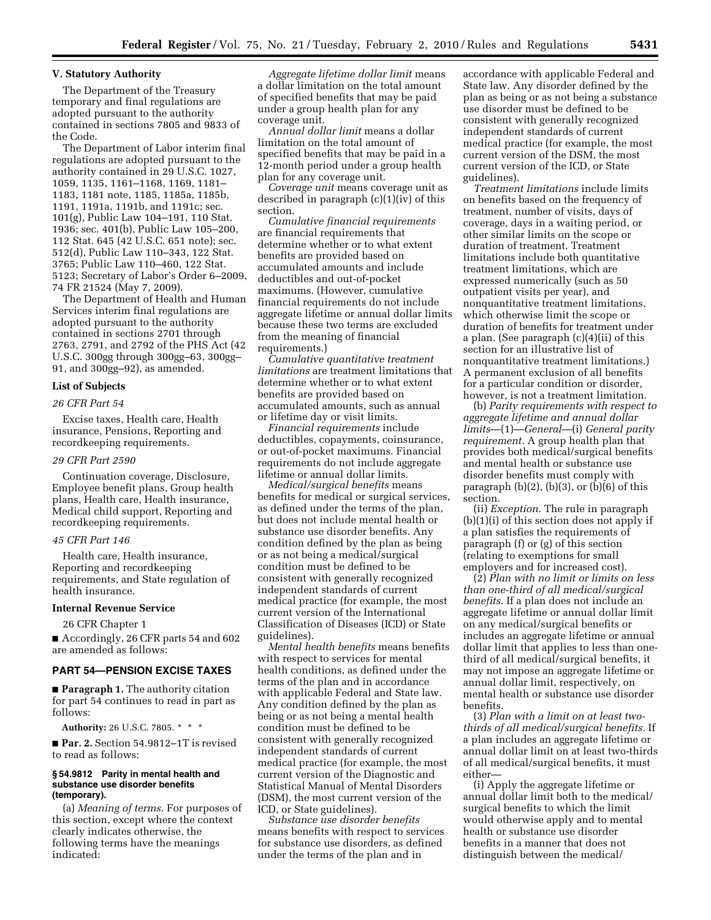### V. Statutory Authority

The Department of the Treasury temporary and final regulations are adopted pursuant to the authority contained in sections 7805 and 9833 of the Code.

The Department of Labor interim final regulations are adopted pursuant to the authority contained in 29 U.S.C. 1027, 1059, 1135, 1161–1168, 1169, 1181–1183, 1181 note, 1185, 1185a, 1185b, 1191, 1191a, 1191b, and 1191c; sec. 101(g), Public Law 104–191, 110 Stat. 1936; sec. 401(b), Public Law 105–200, 112 Stat. 645 (42 U.S.C. 651 note); sec. 512(d), Public Law 110–343, 122 Stat. 3765; Public Law 110–460, 122 Stat. 5123; Secretary of Labor's Order 6–2009, 74 FR 21524 (May 7, 2009).

The Department of Health and Human Services interim final regulations are adopted pursuant to the authority contained in sections 2701 through 2763, 2791, and 2792 of the PHS Act (42 U.S.C. 300gg through 300gg–63, 300gg–91, and 300gg–92), as amended.

#### List of Subjects

*26 CFR Part 54*

Excise taxes, Health care, Health insurance, Pensions, Reporting and recordkeeping requirements.

*29 CFR Part 2590*

Continuation coverage, Disclosure, Employee benefit plans, Group health plans, Health care, Health insurance, Medical child support, Reporting and recordkeeping requirements.

*45 CFR Part 146*

Health care, Health insurance, Reporting and recordkeeping requirements, and State regulation of health insurance.

#### Internal Revenue Service

26 CFR Chapter 1

■ Accordingly, 26 CFR parts 54 and 602 are amended as follows:

## PART 54—PENSION EXCISE TAXES

■ **Paragraph 1.** The authority citation for part 54 continues to read in part as follows:

**Authority:** 26 U.S.C. 7805. * * *

■ **Par. 2.** Section 54.9812–1T is revised to read as follows:

### § 54.9812 Parity in mental health and substance use disorder benefits (temporary).

(a) *Meaning of terms.* For purposes of this section, except where the context clearly indicates otherwise, the following terms have the meanings indicated:

*Aggregate lifetime dollar limit* means a dollar limitation on the total amount of specified benefits that may be paid under a group health plan for any coverage unit.

*Annual dollar limit* means a dollar limitation on the total amount of specified benefits that may be paid in a 12-month period under a group health plan for any coverage unit.

*Coverage unit* means coverage unit as described in paragraph (c)(1)(iv) of this section.

*Cumulative financial requirements* are financial requirements that determine whether or to what extent benefits are provided based on accumulated amounts and include deductibles and out-of-pocket maximums. (However, cumulative financial requirements do not include aggregate lifetime or annual dollar limits because these two terms are excluded from the meaning of financial requirements.)

*Cumulative quantitative treatment limitations* are treatment limitations that determine whether or to what extent benefits are provided based on accumulated amounts, such as annual or lifetime day or visit limits.

*Financial requirements* include deductibles, copayments, coinsurance, or out-of-pocket maximums. Financial requirements do not include aggregate lifetime or annual dollar limits.

*Medical/surgical benefits* means benefits for medical or surgical services, as defined under the terms of the plan, but does not include mental health or substance use disorder benefits. Any condition defined by the plan as being or as not being a medical/surgical condition must be defined to be consistent with generally recognized independent standards of current medical practice (for example, the most current version of the International Classification of Diseases (ICD) or State guidelines).

*Mental health benefits* means benefits with respect to services for mental health conditions, as defined under the terms of the plan and in accordance with applicable Federal and State law. Any condition defined by the plan as being or as not being a mental health condition must be defined to be consistent with generally recognized independent standards of current medical practice (for example, the most current version of the Diagnostic and Statistical Manual of Mental Disorders (DSM), the most current version of the ICD, or State guidelines).

*Substance use disorder benefits* means benefits with respect to services for substance use disorders, as defined under the terms of the plan and in accordance with applicable Federal and State law. Any disorder defined by the plan as being or as not being a substance use disorder must be defined to be consistent with generally recognized independent standards of current medical practice (for example, the most current version of the DSM, the most current version of the ICD, or State guidelines).

*Treatment limitations* include limits on benefits based on the frequency of treatment, number of visits, days of coverage, days in a waiting period, or other similar limits on the scope or duration of treatment. Treatment limitations include both quantitative treatment limitations, which are expressed numerically (such as 50 outpatient visits per year), and nonquantitative treatment limitations, which otherwise limit the scope or duration of benefits for treatment under a plan. (See paragraph (c)(4)(ii) of this section for an illustrative list of nonquantitative treatment limitations.) A permanent exclusion of all benefits for a particular condition or disorder, however, is not a treatment limitation.

(b) *Parity requirements with respect to aggregate lifetime and annual dollar limits*—(1)—*General*—(i) *General parity requirement.* A group health plan that provides both medical/surgical benefits and mental health or substance use disorder benefits must comply with paragraph (b)(2), (b)(3), or (b)(6) of this section.

(ii) *Exception.* The rule in paragraph (b)(1)(i) of this section does not apply if a plan satisfies the requirements of paragraph (f) or (g) of this section (relating to exemptions for small employers and for increased cost).

(2) *Plan with no limit or limits on less than one-third of all medical/surgical benefits.* If a plan does not include an aggregate lifetime or annual dollar limit on any medical/surgical benefits or includes an aggregate lifetime or annual dollar limit that applies to less than one-third of all medical/surgical benefits, it may not impose an aggregate lifetime or annual dollar limit, respectively, on mental health or substance use disorder benefits.

(3) *Plan with a limit on at least two-thirds of all medical/surgical benefits.* If a plan includes an aggregate lifetime or annual dollar limit on at least two-thirds of all medical/surgical benefits, it must either—

(i) Apply the aggregate lifetime or annual dollar limit both to the medical/surgical benefits to which the limit would otherwise apply and to mental health or substance use disorder benefits in a manner that does not distinguish between the medical/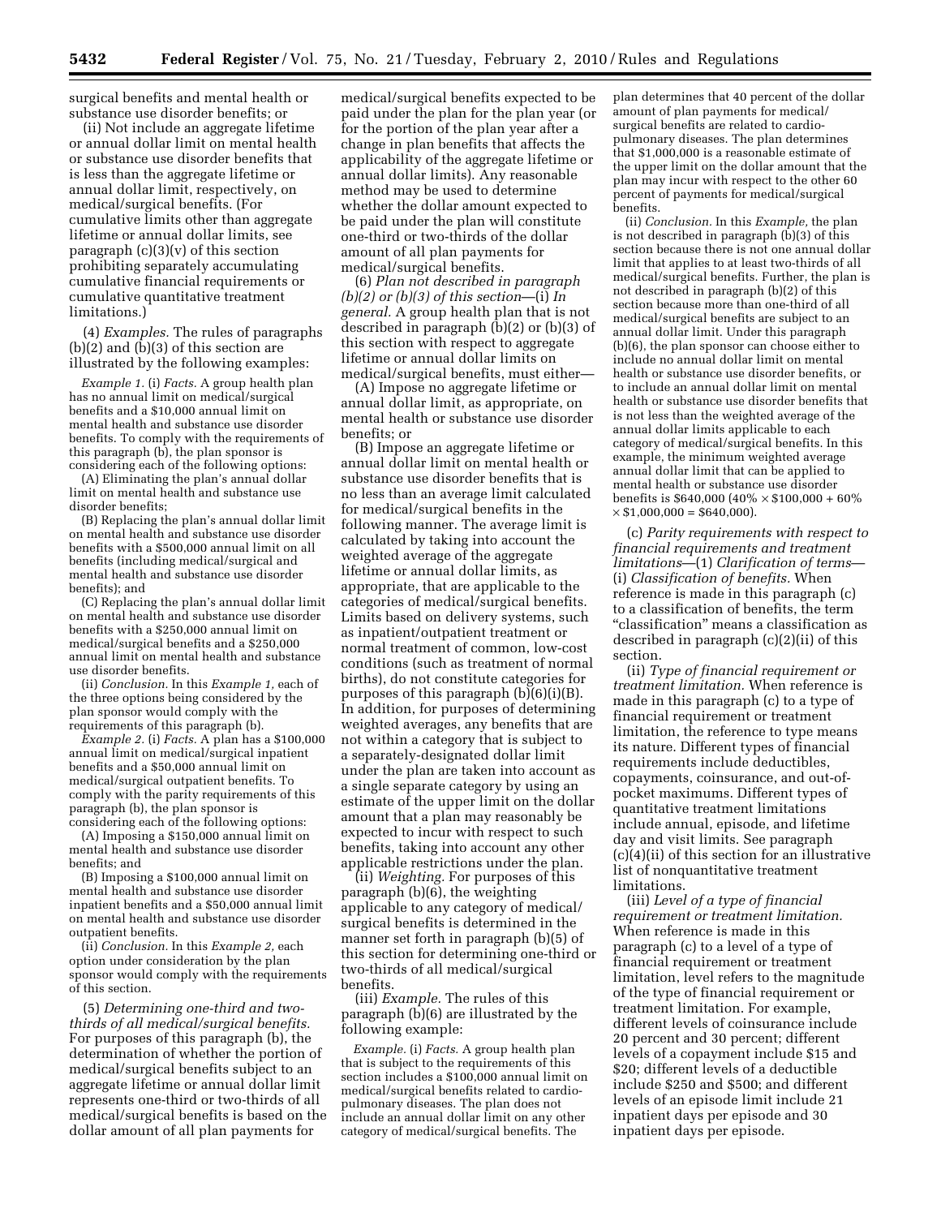surgical benefits and mental health or substance use disorder benefits; or

(ii) Not include an aggregate lifetime or annual dollar limit on mental health or substance use disorder benefits that is less than the aggregate lifetime or annual dollar limit, respectively, on medical/surgical benefits. (For cumulative limits other than aggregate lifetime or annual dollar limits, see paragraph (c)(3)(v) of this section prohibiting separately accumulating cumulative financial requirements or cumulative quantitative treatment limitations.)

(4) *Examples.* The rules of paragraphs (b)(2) and (b)(3) of this section are illustrated by the following examples:

*Example 1.* (i) *Facts.* A group health plan has no annual limit on medical/surgical benefits and a $10,000 annual limit on mental health and substance use disorder benefits. To comply with the requirements of this paragraph (b), the plan sponsor is considering each of the following options:

(A) Eliminating the plan's annual dollar limit on mental health and substance use disorder benefits;

(B) Replacing the plan's annual dollar limit on mental health and substance use disorder benefits with a $500,000 annual limit on all benefits (including medical/surgical and mental health and substance use disorder benefits); and

(C) Replacing the plan's annual dollar limit on mental health and substance use disorder benefits with a $250,000 annual limit on medical/surgical benefits and a $250,000 annual limit on mental health and substance use disorder benefits.

(ii) *Conclusion.* In this *Example 1,* each of the three options being considered by the plan sponsor would comply with the requirements of this paragraph (b).

*Example 2.* (i) *Facts.* A plan has a $100,000 annual limit on medical/surgical inpatient benefits and a $50,000 annual limit on medical/surgical outpatient benefits. To comply with the parity requirements of this paragraph (b), the plan sponsor is considering each of the following options:

(A) Imposing a $150,000 annual limit on mental health and substance use disorder benefits; and

(B) Imposing a $100,000 annual limit on mental health and substance use disorder inpatient benefits and a $50,000 annual limit on mental health and substance use disorder outpatient benefits.

(ii) *Conclusion.* In this *Example 2,* each option under consideration by the plan sponsor would comply with the requirements of this section.

(5) *Determining one-third and two-thirds of all medical/surgical benefits.* For purposes of this paragraph (b), the determination of whether the portion of medical/surgical benefits subject to an aggregate lifetime or annual dollar limit represents one-third or two-thirds of all medical/surgical benefits is based on the dollar amount of all plan payments for medical/surgical benefits expected to be paid under the plan for the plan year (or for the portion of the plan year after a change in plan benefits that affects the applicability of the aggregate lifetime or annual dollar limits). Any reasonable method may be used to determine whether the dollar amount expected to be paid under the plan will constitute one-third or two-thirds of the dollar amount of all plan payments for medical/surgical benefits.

(6) *Plan not described in paragraph (b)(2) or (b)(3) of this section*—(i) *In general.* A group health plan that is not described in paragraph (b)(2) or (b)(3) of this section with respect to aggregate lifetime or annual dollar limits on medical/surgical benefits, must either—

(A) Impose no aggregate lifetime or annual dollar limit, as appropriate, on mental health or substance use disorder benefits; or

(B) Impose an aggregate lifetime or annual dollar limit on mental health or substance use disorder benefits that is no less than an average limit calculated for medical/surgical benefits in the following manner. The average limit is calculated by taking into account the weighted average of the aggregate lifetime or annual dollar limits, as appropriate, that are applicable to the categories of medical/surgical benefits. Limits based on delivery systems, such as inpatient/outpatient treatment or normal treatment of common, low-cost conditions (such as treatment of normal births), do not constitute categories for purposes of this paragraph (b)(6)(i)(B). In addition, for purposes of determining weighted averages, any benefits that are not within a category that is subject to a separately-designated dollar limit under the plan are taken into account as a single separate category by using an estimate of the upper limit on the dollar amount that a plan may reasonably be expected to incur with respect to such benefits, taking into account any other applicable restrictions under the plan.

(ii) *Weighting.* For purposes of this paragraph (b)(6), the weighting applicable to any category of medical/surgical benefits is determined in the manner set forth in paragraph (b)(5) of this section for determining one-third or two-thirds of all medical/surgical benefits.

(iii) *Example.* The rules of this paragraph (b)(6) are illustrated by the following example:

*Example.* (i) *Facts.* A group health plan that is subject to the requirements of this section includes a $100,000 annual limit on medical/surgical benefits related to cardio-pulmonary diseases. The plan does not include an annual dollar limit on any other category of medical/surgical benefits. The plan determines that 40 percent of the dollar amount of plan payments for medical/surgical benefits are related to cardio-pulmonary diseases. The plan determines that $1,000,000 is a reasonable estimate of the upper limit on the dollar amount that the plan may incur with respect to the other 60 percent of payments for medical/surgical benefits.

(ii) *Conclusion.* In this *Example,* the plan is not described in paragraph (b)(3) of this section because there is not one annual dollar limit that applies to at least two-thirds of all medical/surgical benefits. Further, the plan is not described in paragraph (b)(2) of this section because more than one-third of all medical/surgical benefits are subject to an annual dollar limit. Under this paragraph (b)(6), the plan sponsor can choose either to include no annual dollar limit on mental health or substance use disorder benefits, or to include an annual dollar limit on mental health or substance use disorder benefits that is not less than the weighted average of the annual dollar limits applicable to each category of medical/surgical benefits. In this example, the minimum weighted average annual dollar limit that can be applied to mental health or substance use disorder benefits is $640,000 (40% × $100,000 + 60% × $1,000,000 = $640,000).

(c) *Parity requirements with respect to financial requirements and treatment limitations*—(1) *Clarification of terms*—(i) *Classification of benefits.* When reference is made in this paragraph (c) to a classification of benefits, the term "classification" means a classification as described in paragraph (c)(2)(ii) of this section.

(ii) *Type of financial requirement or treatment limitation.* When reference is made in this paragraph (c) to a type of financial requirement or treatment limitation, the reference to type means its nature. Different types of financial requirements include deductibles, copayments, coinsurance, and out-of-pocket maximums. Different types of quantitative treatment limitations include annual, episode, and lifetime day and visit limits. See paragraph (c)(4)(ii) of this section for an illustrative list of nonquantitative treatment limitations.

(iii) *Level of a type of financial requirement or treatment limitation.* When reference is made in this paragraph (c) to a level of a type of financial requirement or treatment limitation, level refers to the magnitude of the type of financial requirement or treatment limitation. For example, different levels of coinsurance include 20 percent and 30 percent; different levels of a copayment include $15 and $20; different levels of a deductible include $250 and $500; and different levels of an episode limit include 21 inpatient days per episode and 30 inpatient days per episode.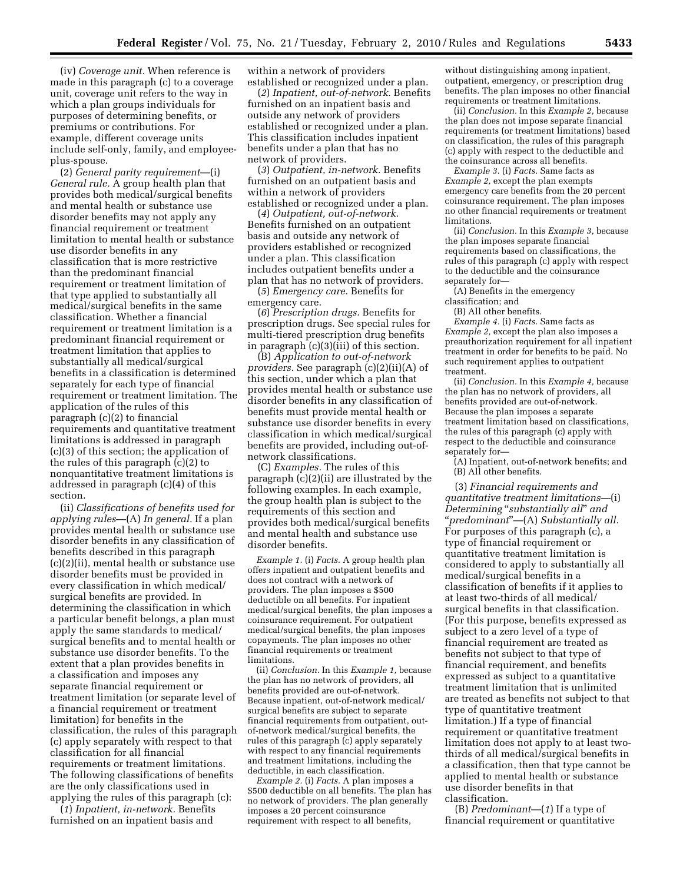(iv) *Coverage unit.* When reference is made in this paragraph (c) to a coverage unit, coverage unit refers to the way in which a plan groups individuals for purposes of determining benefits, or premiums or contributions. For example, different coverage units include self-only, family, and employee-plus-spouse.

(2) *General parity requirement*—(i) *General rule.* A group health plan that provides both medical/surgical benefits and mental health or substance use disorder benefits may not apply any financial requirement or treatment limitation to mental health or substance use disorder benefits in any classification that is more restrictive than the predominant financial requirement or treatment limitation of that type applied to substantially all medical/surgical benefits in the same classification. Whether a financial requirement or treatment limitation is a predominant financial requirement or treatment limitation that applies to substantially all medical/surgical benefits in a classification is determined separately for each type of financial requirement or treatment limitation. The application of the rules of this paragraph (c)(2) to financial requirements and quantitative treatment limitations is addressed in paragraph (c)(3) of this section; the application of the rules of this paragraph (c)(2) to nonquantitative treatment limitations is addressed in paragraph (c)(4) of this section.

(ii) *Classifications of benefits used for applying rules*—(A) *In general.* If a plan provides mental health or substance use disorder benefits in any classification of benefits described in this paragraph (c)(2)(ii), mental health or substance use disorder benefits must be provided in every classification in which medical/surgical benefits are provided. In determining the classification in which a particular benefit belongs, a plan must apply the same standards to medical/surgical benefits and to mental health or substance use disorder benefits. To the extent that a plan provides benefits in a classification and imposes any separate financial requirement or treatment limitation (or separate level of a financial requirement or treatment limitation) for benefits in the classification, the rules of this paragraph (c) apply separately with respect to that classification for all financial requirements or treatment limitations. The following classifications of benefits are the only classifications used in applying the rules of this paragraph (c):

(*1*) *Inpatient, in-network.* Benefits furnished on an inpatient basis and within a network of providers established or recognized under a plan.

(*2*) *Inpatient, out-of-network.* Benefits furnished on an inpatient basis and outside any network of providers established or recognized under a plan. This classification includes inpatient benefits under a plan that has no network of providers.

(*3*) *Outpatient, in-network.* Benefits furnished on an outpatient basis and within a network of providers established or recognized under a plan.

(*4*) *Outpatient, out-of-network.* Benefits furnished on an outpatient basis and outside any network of providers established or recognized under a plan. This classification includes outpatient benefits under a plan that has no network of providers.

(*5*) *Emergency care.* Benefits for emergency care.

(*6*) *Prescription drugs.* Benefits for prescription drugs. See special rules for multi-tiered prescription drug benefits in paragraph (c)(3)(iii) of this section.

(B) *Application to out-of-network providers.* See paragraph (c)(2)(ii)(A) of this section, under which a plan that provides mental health or substance use disorder benefits in any classification of benefits must provide mental health or substance use disorder benefits in every classification in which medical/surgical benefits are provided, including out-of-network classifications.

(C) *Examples.* The rules of this paragraph (c)(2)(ii) are illustrated by the following examples. In each example, the group health plan is subject to the requirements of this section and provides both medical/surgical benefits and mental health and substance use disorder benefits.

*Example 1.* (i) *Facts.* A group health plan offers inpatient and outpatient benefits and does not contract with a network of providers. The plan imposes a $500 deductible on all benefits. For inpatient medical/surgical benefits, the plan imposes a coinsurance requirement. For outpatient medical/surgical benefits, the plan imposes copayments. The plan imposes no other financial requirements or treatment limitations.

(ii) *Conclusion.* In this *Example 1,* because the plan has no network of providers, all benefits provided are out-of-network. Because inpatient, out-of-network medical/surgical benefits are subject to separate financial requirements from outpatient, out-of-network medical/surgical benefits, the rules of this paragraph (c) apply separately with respect to any financial requirements and treatment limitations, including the deductible, in each classification.

*Example 2.* (i) *Facts.* A plan imposes a $500 deductible on all benefits. The plan has no network of providers. The plan generally imposes a 20 percent coinsurance requirement with respect to all benefits, without distinguishing among inpatient, outpatient, emergency, or prescription drug benefits. The plan imposes no other financial requirements or treatment limitations.

(ii) *Conclusion.* In this *Example 2,* because the plan does not impose separate financial requirements (or treatment limitations) based on classification, the rules of this paragraph (c) apply with respect to the deductible and the coinsurance across all benefits.

*Example 3.* (i) *Facts.* Same facts as *Example 2,* except the plan exempts emergency care benefits from the 20 percent coinsurance requirement. The plan imposes no other financial requirements or treatment limitations.

(ii) *Conclusion.* In this *Example 3,* because the plan imposes separate financial requirements based on classifications, the rules of this paragraph (c) apply with respect to the deductible and the coinsurance separately for—

(A) Benefits in the emergency classification; and

(B) All other benefits.

*Example 4.* (i) *Facts.* Same facts as *Example 2,* except the plan also imposes a preauthorization requirement for all inpatient treatment in order for benefits to be paid. No such requirement applies to outpatient treatment.

(ii) *Conclusion.* In this *Example 4,* because the plan has no network of providers, all benefits provided are out-of-network. Because the plan imposes a separate treatment limitation based on classifications, the rules of this paragraph (c) apply with respect to the deductible and coinsurance separately for—

(A) Inpatient, out-of-network benefits; and

(B) All other benefits.

(3) *Financial requirements and quantitative treatment limitations*—(i) *Determining "substantially all" and "predominant"*—(A) *Substantially all.* For purposes of this paragraph (c), a type of financial requirement or quantitative treatment limitation is considered to apply to substantially all medical/surgical benefits in a classification of benefits if it applies to at least two-thirds of all medical/surgical benefits in that classification. (For this purpose, benefits expressed as subject to a zero level of a type of financial requirement are treated as benefits not subject to that type of financial requirement, and benefits expressed as subject to a quantitative treatment limitation that is unlimited are treated as benefits not subject to that type of quantitative treatment limitation.) If a type of financial requirement or quantitative treatment limitation does not apply to at least two-thirds of all medical/surgical benefits in a classification, then that type cannot be applied to mental health or substance use disorder benefits in that classification.

(B) *Predominant*—(*1*) If a type of financial requirement or quantitative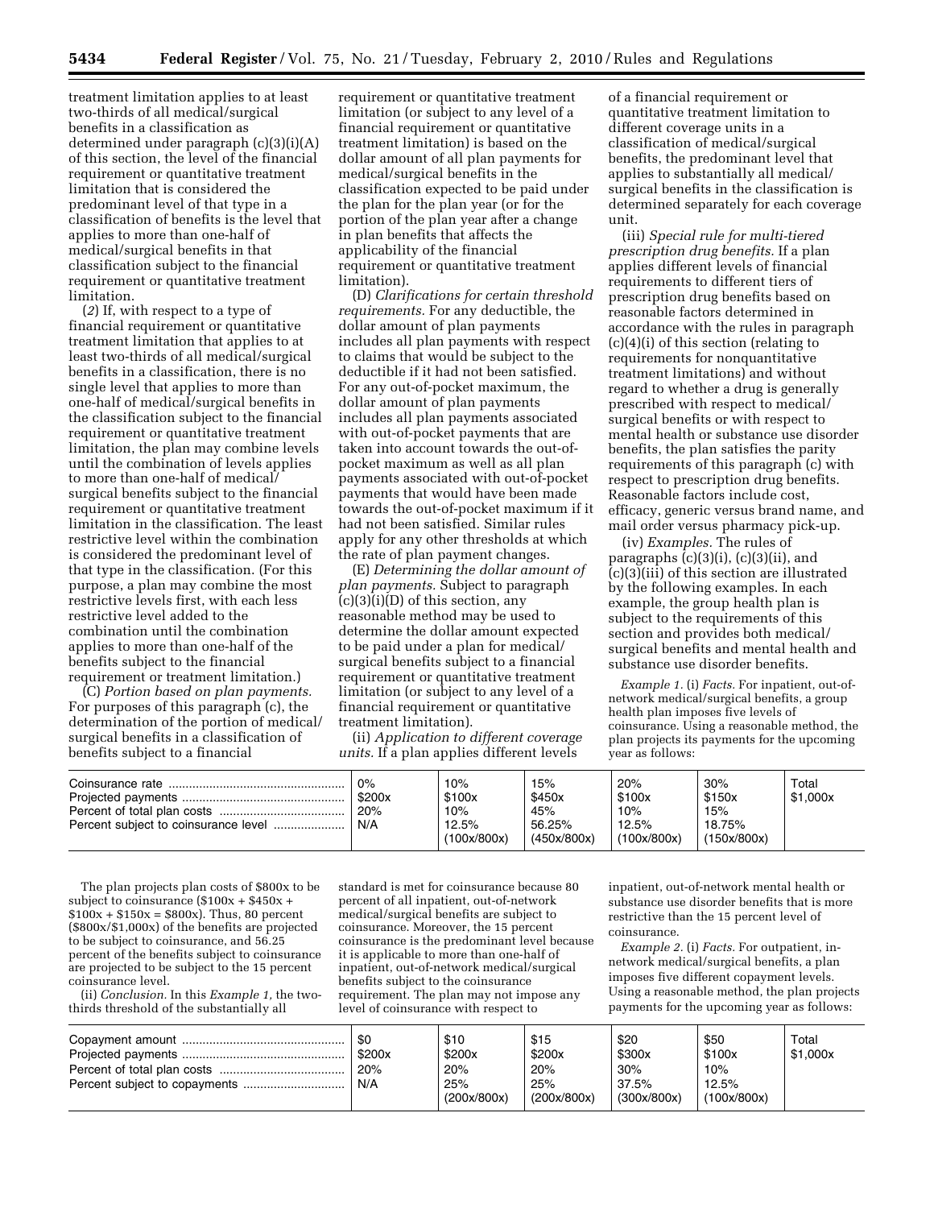treatment limitation applies to at least two-thirds of all medical/surgical benefits in a classification as determined under paragraph (c)(3)(i)(A) of this section, the level of the financial requirement or quantitative treatment limitation that is considered the predominant level of that type in a classification of benefits is the level that applies to more than one-half of medical/surgical benefits in that classification subject to the financial requirement or quantitative treatment limitation.

(*2*) If, with respect to a type of financial requirement or quantitative treatment limitation that applies to at least two-thirds of all medical/surgical benefits in a classification, there is no single level that applies to more than one-half of medical/surgical benefits in the classification subject to the financial requirement or quantitative treatment limitation, the plan may combine levels until the combination of levels applies to more than one-half of medical/surgical benefits subject to the financial requirement or quantitative treatment limitation in the classification. The least restrictive level within the combination is considered the predominant level of that type in the classification. (For this purpose, a plan may combine the most restrictive levels first, with each less restrictive level added to the combination until the combination applies to more than one-half of the benefits subject to the financial requirement or treatment limitation.)

(C) *Portion based on plan payments.* For purposes of this paragraph (c), the determination of the portion of medical/surgical benefits in a classification of benefits subject to a financial requirement or quantitative treatment limitation (or subject to any level of a financial requirement or quantitative treatment limitation) is based on the dollar amount of all plan payments for medical/surgical benefits in the classification expected to be paid under the plan for the plan year (or for the portion of the plan year after a change in plan benefits that affects the applicability of the financial requirement or quantitative treatment limitation).

(D) *Clarifications for certain threshold requirements.* For any deductible, the dollar amount of plan payments includes all plan payments with respect to claims that would be subject to the deductible if it had not been satisfied. For any out-of-pocket maximum, the dollar amount of plan payments includes all plan payments associated with out-of-pocket payments that are taken into account towards the out-of-pocket maximum as well as all plan payments associated with out-of-pocket payments that would have been made towards the out-of-pocket maximum if it had not been satisfied. Similar rules apply for any other thresholds at which the rate of plan payment changes.

(E) *Determining the dollar amount of plan payments.* Subject to paragraph (c)(3)(i)(D) of this section, any reasonable method may be used to determine the dollar amount expected to be paid under a plan for medical/surgical benefits subject to a financial requirement or quantitative treatment limitation (or subject to any level of a financial requirement or quantitative treatment limitation).

(ii) *Application to different coverage units.* If a plan applies different levels of a financial requirement or quantitative treatment limitation to different coverage units in a classification of medical/surgical benefits, the predominant level that applies to substantially all medical/surgical benefits in the classification is determined separately for each coverage unit.

(iii) *Special rule for multi-tiered prescription drug benefits.* If a plan applies different levels of financial requirements to different tiers of prescription drug benefits based on reasonable factors determined in accordance with the rules in paragraph (c)(4)(i) of this section (relating to requirements for nonquantitative treatment limitations) and without regard to whether a drug is generally prescribed with respect to medical/surgical benefits or with respect to mental health or substance use disorder benefits, the plan satisfies the parity requirements of this paragraph (c) with respect to prescription drug benefits. Reasonable factors include cost, efficacy, generic versus brand name, and mail order versus pharmacy pick-up.

(iv) *Examples.* The rules of paragraphs (c)(3)(i), (c)(3)(ii), and (c)(3)(iii) of this section are illustrated by the following examples. In each example, the group health plan is subject to the requirements of this section and provides both medical/surgical benefits and mental health and substance use disorder benefits.

*Example 1.* (i) *Facts.* For inpatient, out-of-network medical/surgical benefits, a group health plan imposes five levels of coinsurance. Using a reasonable method, the plan projects its payments for the upcoming year as follows:

| | | | | | | |
|---|---|---|---|---|---|---|
| Coinsurance rate | 0% | 10% | 15% | 20% | 30% | Total |
| Projected payments | \$200x | \$100x | \$450x | \$100x | \$150x | \$1,000x |
| Percent of total plan costs | 20% | 10% | 45% | 10% | 15% | |
| Percent subject to coinsurance level | N/A | 12.5% (100x/800x) | 56.25% (450x/800x) | 12.5% (100x/800x) | 18.75% (150x/800x) | |

The plan projects plan costs of \$800x to be subject to coinsurance (\$100x + \$450x + \$100x + \$150x = \$800x). Thus, 80 percent (\$800x/\$1,000x) of the benefits are projected to be subject to coinsurance, and 56.25 percent of the benefits subject to coinsurance are projected to be subject to the 15 percent coinsurance level.

(ii) *Conclusion.* In this *Example 1,* the two-thirds threshold of the substantially all standard is met for coinsurance because 80 percent of all inpatient, out-of-network medical/surgical benefits are subject to coinsurance. Moreover, the 15 percent coinsurance is the predominant level because it is applicable to more than one-half of inpatient, out-of-network medical/surgical benefits subject to the coinsurance requirement. The plan may not impose any level of coinsurance with respect to inpatient, out-of-network mental health or substance use disorder benefits that is more restrictive than the 15 percent level of coinsurance.

*Example 2.* (i) *Facts.* For outpatient, in-network medical/surgical benefits, a plan imposes five different copayment levels. Using a reasonable method, the plan projects payments for the upcoming year as follows:

| | | | | | | |
|---|---|---|---|---|---|---|
| Copayment amount | \$0 | \$10 | \$15 | \$20 | \$50 | Total |
| Projected payments | \$200x | \$200x | \$200x | \$300x | \$100x | \$1,000x |
| Percent of total plan costs | 20% | 20% | 20% | 30% | 10% | |
| Percent subject to copayments | N/A | 25% (200x/800x) | 25% (200x/800x) | 37.5% (300x/800x) | 12.5% (100x/800x) | |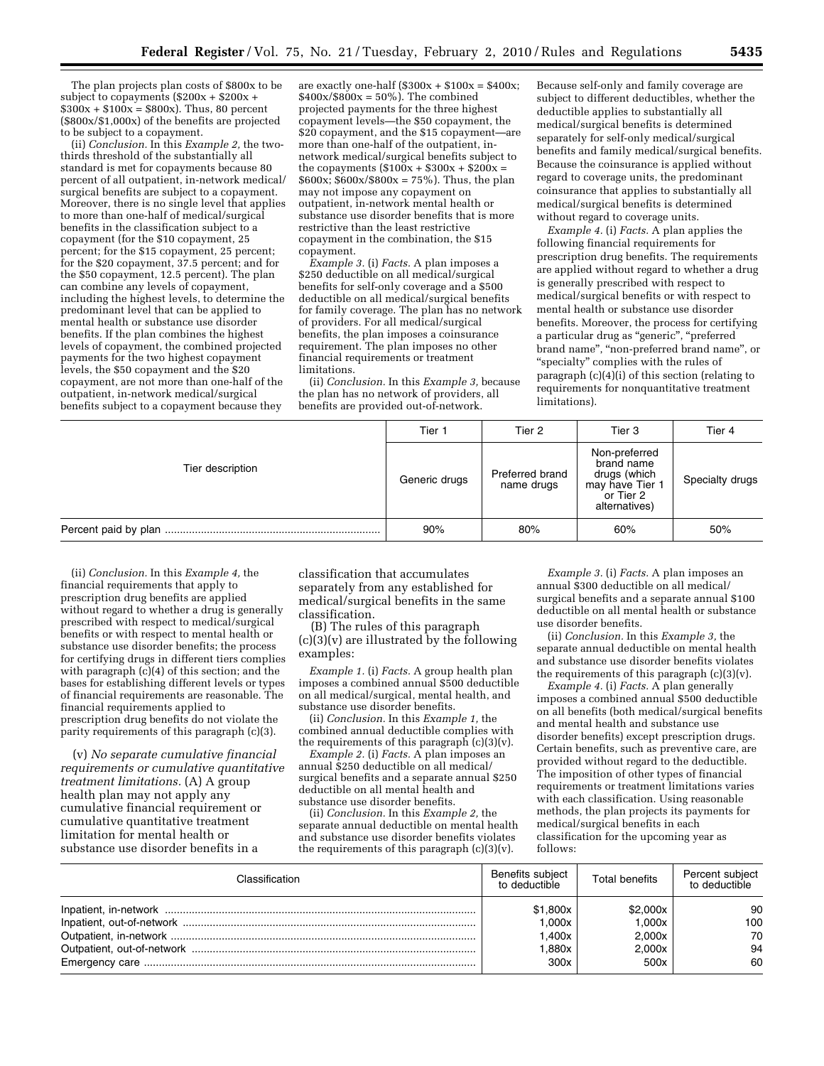The plan projects plan costs of \$800x to be subject to copayments (\$200x + \$200x + \$300x + \$100x = \$800x). Thus, 80 percent (\$800x/\$1,000x) of the benefits are projected to be subject to a copayment.

(ii) *Conclusion.* In this *Example 2,* the two-thirds threshold of the substantially all standard is met for copayments because 80 percent of all outpatient, in-network medical/surgical benefits are subject to a copayment. Moreover, there is no single level that applies to more than one-half of medical/surgical benefits in the classification subject to a copayment (for the \$10 copayment, 25 percent; for the \$15 copayment, 25 percent; for the \$20 copayment, 37.5 percent; and for the \$50 copayment, 12.5 percent). The plan can combine any levels of copayment, including the highest levels, to determine the predominant level that can be applied to mental health or substance use disorder benefits. If the plan combines the highest levels of copayment, the combined projected payments for the two highest copayment levels, the \$50 copayment and the \$20 copayment, are not more than one-half of the outpatient, in-network medical/surgical benefits subject to a copayment because they are exactly one-half (\$300x + \$100x = \$400x; \$400x/\$800x = 50%). The combined projected payments for the three highest copayment levels—the \$50 copayment, the \$20 copayment, and the \$15 copayment—are more than one-half of the outpatient, in-network medical/surgical benefits subject to the copayments (\$100x + \$300x + \$200x = \$600x; \$600x/\$800x = 75%). Thus, the plan may not impose any copayment on outpatient, in-network mental health or substance use disorder benefits that is more restrictive than the least restrictive copayment in the combination, the \$15 copayment.

*Example 3.* (i) *Facts.* A plan imposes a \$250 deductible on all medical/surgical benefits for self-only coverage and a \$500 deductible on all medical/surgical benefits for family coverage. The plan has no network of providers. For all medical/surgical benefits, the plan imposes a coinsurance requirement. The plan imposes no other financial requirements or treatment limitations.

(ii) *Conclusion.* In this *Example 3,* because the plan has no network of providers, all benefits are provided out-of-network. Because self-only and family coverage are subject to different deductibles, whether the deductible applies to substantially all medical/surgical benefits is determined separately for self-only medical/surgical benefits and family medical/surgical benefits. Because the coinsurance is applied without regard to coverage units, the predominant coinsurance that applies to substantially all medical/surgical benefits is determined without regard to coverage units.

*Example 4.* (i) *Facts.* A plan applies the following financial requirements for prescription drug benefits. The requirements are applied without regard to whether a drug is generally prescribed with respect to medical/surgical benefits or with respect to mental health or substance use disorder benefits. Moreover, the process for certifying a particular drug as "generic", "preferred brand name", "non-preferred brand name", or "specialty" complies with the rules of paragraph (c)(4)(i) of this section (relating to requirements for nonquantitative treatment limitations).

| | Tier 1 | Tier 2 | Tier 3 | Tier 4 |
|---|---|---|---|---|
| Tier description | Generic drugs | Preferred brand name drugs | Non-preferred brand name drugs (which may have Tier 1 or Tier 2 alternatives) | Specialty drugs |
| Percent paid by plan | 90% | 80% | 60% | 50% |

(ii) *Conclusion.* In this *Example 4,* the financial requirements that apply to prescription drug benefits are applied without regard to whether a drug is generally prescribed with respect to medical/surgical benefits or with respect to mental health or substance use disorder benefits; the process for certifying drugs in different tiers complies with paragraph (c)(4) of this section; and the bases for establishing different levels or types of financial requirements are reasonable. The financial requirements applied to prescription drug benefits do not violate the parity requirements of this paragraph (c)(3).

(v) *No separate cumulative financial requirements or cumulative quantitative treatment limitations.* (A) A group health plan may not apply any cumulative financial requirement or cumulative quantitative treatment limitation for mental health or substance use disorder benefits in a classification that accumulates separately from any established for medical/surgical benefits in the same classification.

(B) The rules of this paragraph (c)(3)(v) are illustrated by the following examples:

*Example 1.* (i) *Facts.* A group health plan imposes a combined annual \$500 deductible on all medical/surgical, mental health, and substance use disorder benefits.

(ii) *Conclusion.* In this *Example 1,* the combined annual deductible complies with the requirements of this paragraph (c)(3)(v).

*Example 2.* (i) *Facts.* A plan imposes an annual \$250 deductible on all medical/surgical benefits and a separate annual \$250 deductible on all mental health and substance use disorder benefits.

(ii) *Conclusion.* In this *Example 2,* the separate annual deductible on mental health and substance use disorder benefits violates the requirements of this paragraph (c)(3)(v).

*Example 3.* (i) *Facts.* A plan imposes an annual \$300 deductible on all medical/surgical benefits and a separate annual \$100 deductible on all mental health or substance use disorder benefits.

(ii) *Conclusion.* In this *Example 3,* the separate annual deductible on mental health and substance use disorder benefits violates the requirements of this paragraph (c)(3)(v).

*Example 4.* (i) *Facts.* A plan generally imposes a combined annual \$500 deductible on all benefits (both medical/surgical benefits and mental health and substance use disorder benefits) except prescription drugs. Certain benefits, such as preventive care, are provided without regard to the deductible. The imposition of other types of financial requirements or treatment limitations varies with each classification. Using reasonable methods, the plan projects its payments for medical/surgical benefits in each classification for the upcoming year as follows:

| Classification | Benefits subject to deductible | Total benefits | Percent subject to deductible |
|---|---|---|---|
| Inpatient, in-network | \$1,800x | \$2,000x | 90 |
| Inpatient, out-of-network | 1,000x | 1,000x | 100 |
| Outpatient, in-network | 1,400x | 2,000x | 70 |
| Outpatient, out-of-network | 1,880x | 2,000x | 94 |
| Emergency care | 300x | 500x | 60 |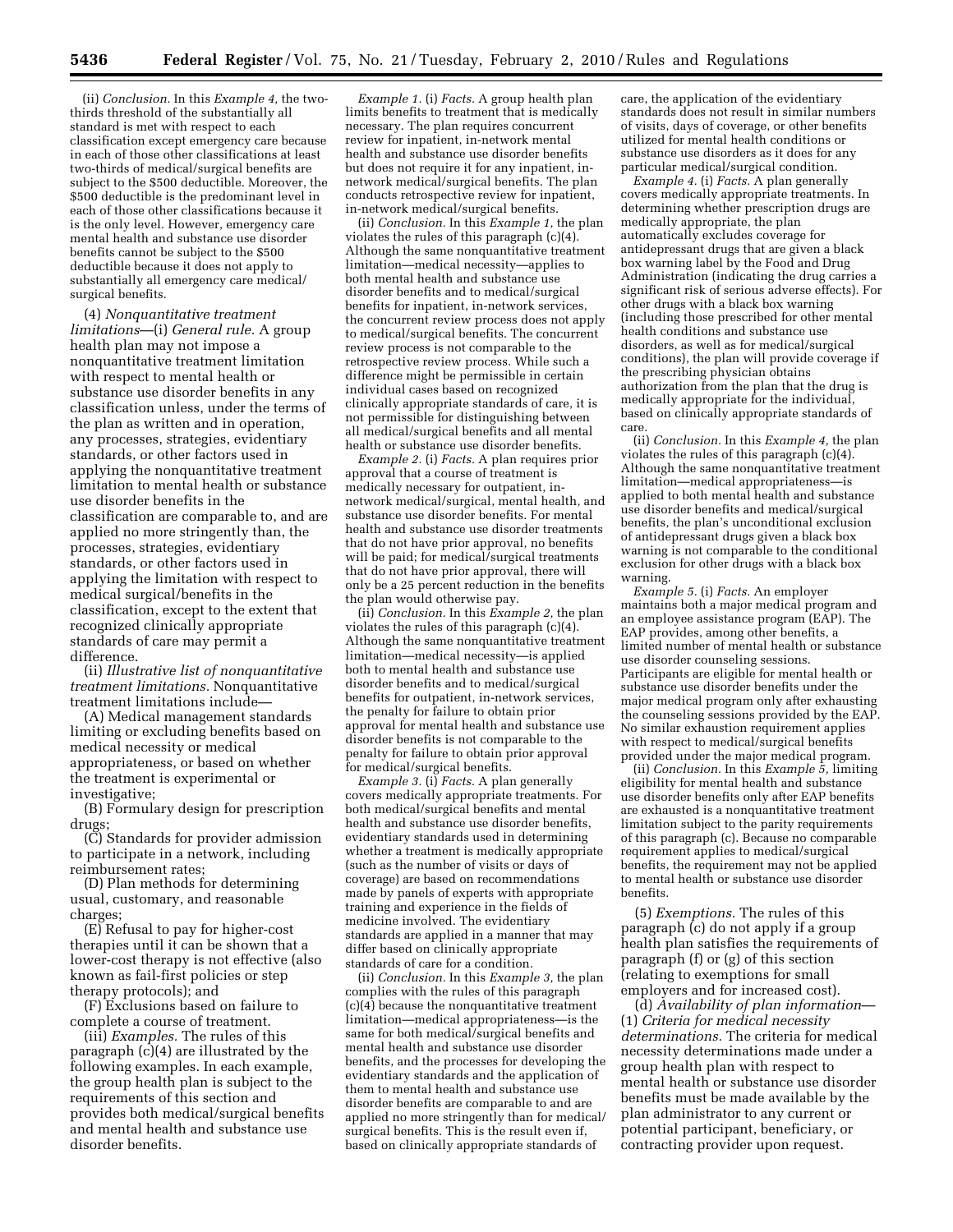(ii) *Conclusion.* In this *Example 4,* the two-thirds threshold of the substantially all standard is met with respect to each classification except emergency care because in each of those other classifications at least two-thirds of medical/surgical benefits are subject to the $500 deductible. Moreover, the $500 deductible is the predominant level in each of those other classifications because it is the only level. However, emergency care mental health and substance use disorder benefits cannot be subject to the $500 deductible because it does not apply to substantially all emergency care medical/surgical benefits.

(4) *Nonquantitative treatment limitations*—(i) *General rule.* A group health plan may not impose a nonquantitative treatment limitation with respect to mental health or substance use disorder benefits in any classification unless, under the terms of the plan as written and in operation, any processes, strategies, evidentiary standards, or other factors used in applying the nonquantitative treatment limitation to mental health or substance use disorder benefits in the classification are comparable to, and are applied no more stringently than, the processes, strategies, evidentiary standards, or other factors used in applying the limitation with respect to medical surgical/benefits in the classification, except to the extent that recognized clinically appropriate standards of care may permit a difference.

(ii) *Illustrative list of nonquantitative treatment limitations.* Nonquantitative treatment limitations include—

(A) Medical management standards limiting or excluding benefits based on medical necessity or medical appropriateness, or based on whether the treatment is experimental or investigative;

(B) Formulary design for prescription drugs;

(C) Standards for provider admission to participate in a network, including reimbursement rates;

(D) Plan methods for determining usual, customary, and reasonable charges;

(E) Refusal to pay for higher-cost therapies until it can be shown that a lower-cost therapy is not effective (also known as fail-first policies or step therapy protocols); and

(F) Exclusions based on failure to complete a course of treatment.

(iii) *Examples.* The rules of this paragraph (c)(4) are illustrated by the following examples. In each example, the group health plan is subject to the requirements of this section and provides both medical/surgical benefits and mental health and substance use disorder benefits.

*Example 1.* (i) *Facts.* A group health plan limits benefits to treatment that is medically necessary. The plan requires concurrent review for inpatient, in-network mental health and substance use disorder benefits but does not require it for any inpatient, in-network medical/surgical benefits. The plan conducts retrospective review for inpatient, in-network medical/surgical benefits.

(ii) *Conclusion.* In this *Example 1,* the plan violates the rules of this paragraph (c)(4). Although the same nonquantitative treatment limitation—medical necessity—applies to both mental health and substance use disorder benefits and to medical/surgical benefits for inpatient, in-network services, the concurrent review process does not apply to medical/surgical benefits. The concurrent review process is not comparable to the retrospective review process. While such a difference might be permissible in certain individual cases based on recognized clinically appropriate standards of care, it is not permissible for distinguishing between all medical/surgical benefits and all mental health or substance use disorder benefits.

*Example 2.* (i) *Facts.* A plan requires prior approval that a course of treatment is medically necessary for outpatient, in-network medical/surgical, mental health, and substance use disorder benefits. For mental health and substance use disorder treatments that do not have prior approval, no benefits will be paid; for medical/surgical treatments that do not have prior approval, there will only be a 25 percent reduction in the benefits the plan would otherwise pay.

(ii) *Conclusion.* In this *Example 2,* the plan violates the rules of this paragraph (c)(4). Although the same nonquantitative treatment limitation—medical necessity—is applied both to mental health and substance use disorder benefits and to medical/surgical benefits for outpatient, in-network services, the penalty for failure to obtain prior approval for mental health and substance use disorder benefits is not comparable to the penalty for failure to obtain prior approval for medical/surgical benefits.

*Example 3.* (i) *Facts.* A plan generally covers medically appropriate treatments. For both medical/surgical benefits and mental health and substance use disorder benefits, evidentiary standards used in determining whether a treatment is medically appropriate (such as the number of visits or days of coverage) are based on recommendations made by panels of experts with appropriate training and experience in the fields of medicine involved. The evidentiary standards are applied in a manner that may differ based on clinically appropriate standards of care for a condition.

(ii) *Conclusion.* In this *Example 3,* the plan complies with the rules of this paragraph (c)(4) because the nonquantitative treatment limitation—medical appropriateness—is the same for both medical/surgical benefits and mental health and substance use disorder benefits, and the processes for developing the evidentiary standards and the application of them to mental health and substance use disorder benefits are comparable to and are applied no more stringently than for medical/surgical benefits. This is the result even if, based on clinically appropriate standards of care, the application of the evidentiary standards does not result in similar numbers of visits, days of coverage, or other benefits utilized for mental health conditions or substance use disorders as it does for any particular medical/surgical condition.

*Example 4.* (i) *Facts.* A plan generally covers medically appropriate treatments. In determining whether prescription drugs are medically appropriate, the plan automatically excludes coverage for antidepressant drugs that are given a black box warning label by the Food and Drug Administration (indicating the drug carries a significant risk of serious adverse effects). For other drugs with a black box warning (including those prescribed for other mental health conditions and substance use disorders, as well as for medical/surgical conditions), the plan will provide coverage if the prescribing physician obtains authorization from the plan that the drug is medically appropriate for the individual, based on clinically appropriate standards of care.

(ii) *Conclusion.* In this *Example 4,* the plan violates the rules of this paragraph (c)(4). Although the same nonquantitative treatment limitation—medical appropriateness—is applied to both mental health and substance use disorder benefits and medical/surgical benefits, the plan's unconditional exclusion of antidepressant drugs given a black box warning is not comparable to the conditional exclusion for other drugs with a black box warning.

*Example 5.* (i) *Facts.* An employer maintains both a major medical program and an employee assistance program (EAP). The EAP provides, among other benefits, a limited number of mental health or substance use disorder counseling sessions. Participants are eligible for mental health or substance use disorder benefits under the major medical program only after exhausting the counseling sessions provided by the EAP. No similar exhaustion requirement applies with respect to medical/surgical benefits provided under the major medical program.

(ii) *Conclusion.* In this *Example 5,* limiting eligibility for mental health and substance use disorder benefits only after EAP benefits are exhausted is a nonquantitative treatment limitation subject to the parity requirements of this paragraph (c). Because no comparable requirement applies to medical/surgical benefits, the requirement may not be applied to mental health or substance use disorder benefits.

(5) *Exemptions.* The rules of this paragraph (c) do not apply if a group health plan satisfies the requirements of paragraph (f) or (g) of this section (relating to exemptions for small employers and for increased cost).

(d) *Availability of plan information*—(1) *Criteria for medical necessity determinations.* The criteria for medical necessity determinations made under a group health plan with respect to mental health or substance use disorder benefits must be made available by the plan administrator to any current or potential participant, beneficiary, or contracting provider upon request.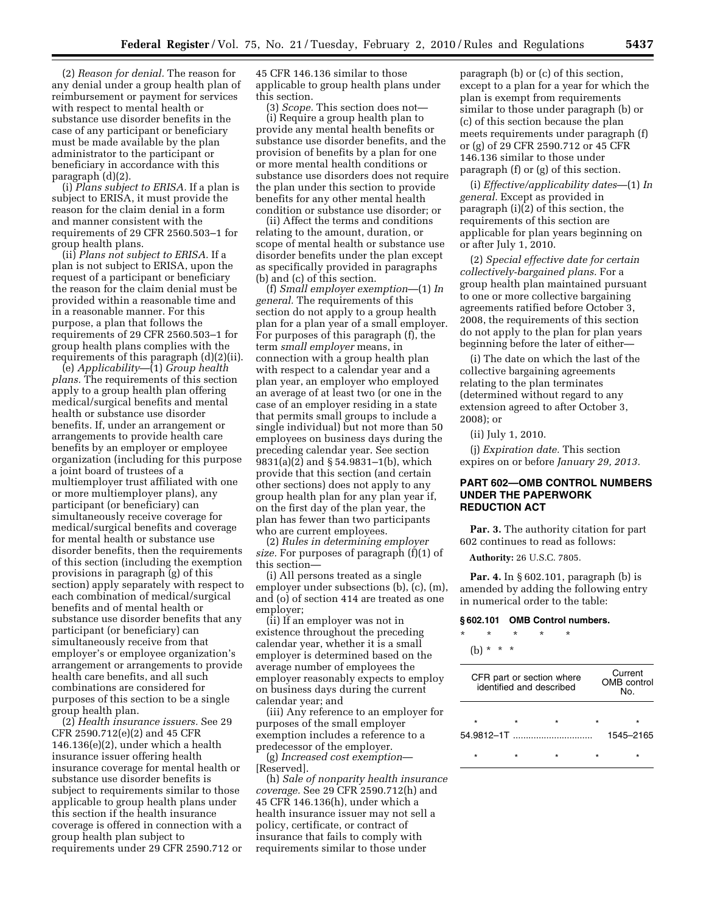(2) *Reason for denial.* The reason for any denial under a group health plan of reimbursement or payment for services with respect to mental health or substance use disorder benefits in the case of any participant or beneficiary must be made available by the plan administrator to the participant or beneficiary in accordance with this paragraph (d)(2).

(i) *Plans subject to ERISA.* If a plan is subject to ERISA, it must provide the reason for the claim denial in a form and manner consistent with the requirements of 29 CFR 2560.503–1 for group health plans.

(ii) *Plans not subject to ERISA.* If a plan is not subject to ERISA, upon the request of a participant or beneficiary the reason for the claim denial must be provided within a reasonable time and in a reasonable manner. For this purpose, a plan that follows the requirements of 29 CFR 2560.503–1 for group health plans complies with the requirements of this paragraph (d)(2)(ii).

(e) *Applicability*—(1) *Group health plans.* The requirements of this section apply to a group health plan offering medical/surgical benefits and mental health or substance use disorder benefits. If, under an arrangement or arrangements to provide health care benefits by an employer or employee organization (including for this purpose a joint board of trustees of a multiemployer trust affiliated with one or more multiemployer plans), any participant (or beneficiary) can simultaneously receive coverage for medical/surgical benefits and coverage for mental health or substance use disorder benefits, then the requirements of this section (including the exemption provisions in paragraph (g) of this section) apply separately with respect to each combination of medical/surgical benefits and of mental health or substance use disorder benefits that any participant (or beneficiary) can simultaneously receive from that employer's or employee organization's arrangement or arrangements to provide health care benefits, and all such combinations are considered for purposes of this section to be a single group health plan.

(2) *Health insurance issuers.* See 29 CFR 2590.712(e)(2) and 45 CFR 146.136(e)(2), under which a health insurance issuer offering health insurance coverage for mental health or substance use disorder benefits is subject to requirements similar to those applicable to group health plans under this section if the health insurance coverage is offered in connection with a group health plan subject to requirements under 29 CFR 2590.712 or 45 CFR 146.136 similar to those applicable to group health plans under this section.

(3) *Scope.* This section does not—

(i) Require a group health plan to provide any mental health benefits or substance use disorder benefits, and the provision of benefits by a plan for one or more mental health conditions or substance use disorders does not require the plan under this section to provide benefits for any other mental health condition or substance use disorder; or

(ii) Affect the terms and conditions relating to the amount, duration, or scope of mental health or substance use disorder benefits under the plan except as specifically provided in paragraphs (b) and (c) of this section.

(f) *Small employer exemption*—(1) *In general.* The requirements of this section do not apply to a group health plan for a plan year of a small employer. For purposes of this paragraph (f), the term *small employer* means, in connection with a group health plan with respect to a calendar year and a plan year, an employer who employed an average of at least two (or one in the case of an employer residing in a state that permits small groups to include a single individual) but not more than 50 employees on business days during the preceding calendar year. See section 9831(a)(2) and § 54.9831–1(b), which provide that this section (and certain other sections) does not apply to any group health plan for any plan year if, on the first day of the plan year, the plan has fewer than two participants who are current employees.

(2) *Rules in determining employer size.* For purposes of paragraph (f)(1) of this section—

(i) All persons treated as a single employer under subsections (b), (c), (m), and (o) of section 414 are treated as one employer;

(ii) If an employer was not in existence throughout the preceding calendar year, whether it is a small employer is determined based on the average number of employees the employer reasonably expects to employ on business days during the current calendar year; and

(iii) Any reference to an employer for purposes of the small employer exemption includes a reference to a predecessor of the employer.

(g) *Increased cost exemption*—[Reserved].

(h) *Sale of nonparity health insurance coverage.* See 29 CFR 2590.712(h) and 45 CFR 146.136(h), under which a health insurance issuer may not sell a policy, certificate, or contract of insurance that fails to comply with requirements similar to those under paragraph (b) or (c) of this section, except to a plan for a year for which the plan is exempt from requirements similar to those under paragraph (b) or (c) of this section because the plan meets requirements under paragraph (f) or (g) of 29 CFR 2590.712 or 45 CFR 146.136 similar to those under paragraph (f) or (g) of this section.

(i) *Effective/applicability dates*—(1) *In general.* Except as provided in paragraph (i)(2) of this section, the requirements of this section are applicable for plan years beginning on or after July 1, 2010.

(2) *Special effective date for certain collectively-bargained plans.* For a group health plan maintained pursuant to one or more collective bargaining agreements ratified before October 3, 2008, the requirements of this section do not apply to the plan for plan years beginning before the later of either—

(i) The date on which the last of the collective bargaining agreements relating to the plan terminates (determined without regard to any extension agreed to after October 3, 2008); or

(ii) July 1, 2010.

(j) *Expiration date.* This section expires on or before *January 29, 2013.*

## PART 602—OMB CONTROL NUMBERS UNDER THE PAPERWORK REDUCTION ACT

**Par. 3.** The authority citation for part 602 continues to read as follows:

**Authority:** 26 U.S.C. 7805.

**Par. 4.** In § 602.101, paragraph (b) is amended by adding the following entry in numerical order to the table:

### § 602.101 OMB Control numbers.

\* \* \* \* \*

(b) \* \* \*

| CFR part or section where identified and described | Current OMB control No. |
|---|---|
| \* \* \* | \* \* |
| 54.9812–1T | 1545–2165 |
| \* \* \* | \* \* |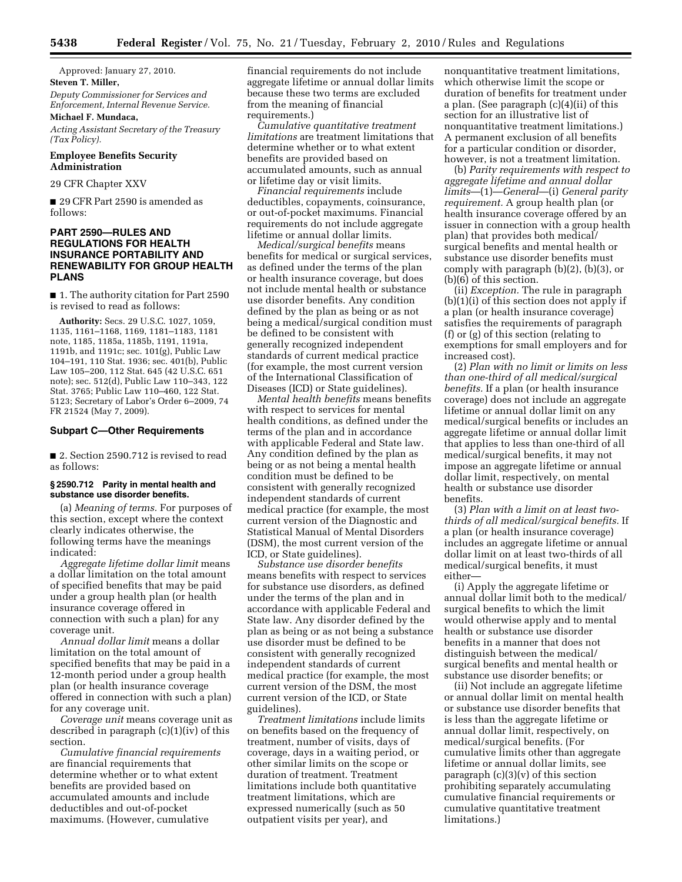Approved: January 27, 2010.

**Steven T. Miller,**

*Deputy Commissioner for Services and Enforcement, Internal Revenue Service.*

**Michael F. Mundaca,**

*Acting Assistant Secretary of the Treasury (Tax Policy).*

## Employee Benefits Security Administration

29 CFR Chapter XXV

■ 29 CFR Part 2590 is amended as follows:

## PART 2590—RULES AND REGULATIONS FOR HEALTH INSURANCE PORTABILITY AND RENEWABILITY FOR GROUP HEALTH PLANS

■ 1. The authority citation for Part 2590 is revised to read as follows:

**Authority:** Secs. 29 U.S.C. 1027, 1059, 1135, 1161–1168, 1169, 1181–1183, 1181 note, 1185, 1185a, 1185b, 1191, 1191a, 1191b, and 1191c; sec. 101(g), Public Law 104–191, 110 Stat. 1936; sec. 401(b), Public Law 105–200, 112 Stat. 645 (42 U.S.C. 651 note); sec. 512(d), Public Law 110–343, 122 Stat. 3765; Public Law 110–460, 122 Stat. 5123; Secretary of Labor's Order 6–2009, 74 FR 21524 (May 7, 2009).

### Subpart C—Other Requirements

■ 2. Section 2590.712 is revised to read as follows:

### § 2590.712 Parity in mental health and substance use disorder benefits.

(a) *Meaning of terms.* For purposes of this section, except where the context clearly indicates otherwise, the following terms have the meanings indicated:

*Aggregate lifetime dollar limit* means a dollar limitation on the total amount of specified benefits that may be paid under a group health plan (or health insurance coverage offered in connection with such a plan) for any coverage unit.

*Annual dollar limit* means a dollar limitation on the total amount of specified benefits that may be paid in a 12-month period under a group health plan (or health insurance coverage offered in connection with such a plan) for any coverage unit.

*Coverage unit* means coverage unit as described in paragraph (c)(1)(iv) of this section.

*Cumulative financial requirements* are financial requirements that determine whether or to what extent benefits are provided based on accumulated amounts and include deductibles and out-of-pocket maximums. (However, cumulative financial requirements do not include aggregate lifetime or annual dollar limits because these two terms are excluded from the meaning of financial requirements.)

*Cumulative quantitative treatment limitations* are treatment limitations that determine whether or to what extent benefits are provided based on accumulated amounts, such as annual or lifetime day or visit limits.

*Financial requirements* include deductibles, copayments, coinsurance, or out-of-pocket maximums. Financial requirements do not include aggregate lifetime or annual dollar limits.

*Medical/surgical benefits* means benefits for medical or surgical services, as defined under the terms of the plan or health insurance coverage, but does not include mental health or substance use disorder benefits. Any condition defined by the plan as being or as not being a medical/surgical condition must be defined to be consistent with generally recognized independent standards of current medical practice (for example, the most current version of the International Classification of Diseases (ICD) or State guidelines).

*Mental health benefits* means benefits with respect to services for mental health conditions, as defined under the terms of the plan and in accordance with applicable Federal and State law. Any condition defined by the plan as being or as not being a mental health condition must be defined to be consistent with generally recognized independent standards of current medical practice (for example, the most current version of the Diagnostic and Statistical Manual of Mental Disorders (DSM), the most current version of the ICD, or State guidelines).

*Substance use disorder benefits* means benefits with respect to services for substance use disorders, as defined under the terms of the plan and in accordance with applicable Federal and State law. Any disorder defined by the plan as being or as not being a substance use disorder must be defined to be consistent with generally recognized independent standards of current medical practice (for example, the most current version of the DSM, the most current version of the ICD, or State guidelines).

*Treatment limitations* include limits on benefits based on the frequency of treatment, number of visits, days of coverage, days in a waiting period, or other similar limits on the scope or duration of treatment. Treatment limitations include both quantitative treatment limitations, which are expressed numerically (such as 50 outpatient visits per year), and nonquantitative treatment limitations, which otherwise limit the scope or duration of benefits for treatment under a plan. (See paragraph (c)(4)(ii) of this section for an illustrative list of nonquantitative treatment limitations.) A permanent exclusion of all benefits for a particular condition or disorder, however, is not a treatment limitation.

(b) *Parity requirements with respect to aggregate lifetime and annual dollar limits*—(1)—*General*—(i) *General parity requirement.* A group health plan (or health insurance coverage offered by an issuer in connection with a group health plan) that provides both medical/surgical benefits and mental health or substance use disorder benefits must comply with paragraph (b)(2), (b)(3), or (b)(6) of this section.

(ii) *Exception.* The rule in paragraph (b)(1)(i) of this section does not apply if a plan (or health insurance coverage) satisfies the requirements of paragraph (f) or (g) of this section (relating to exemptions for small employers and for increased cost).

(2) *Plan with no limit or limits on less than one-third of all medical/surgical benefits.* If a plan (or health insurance coverage) does not include an aggregate lifetime or annual dollar limit on any medical/surgical benefits or includes an aggregate lifetime or annual dollar limit that applies to less than one-third of all medical/surgical benefits, it may not impose an aggregate lifetime or annual dollar limit, respectively, on mental health or substance use disorder benefits.

(3) *Plan with a limit on at least two-thirds of all medical/surgical benefits.* If a plan (or health insurance coverage) includes an aggregate lifetime or annual dollar limit on at least two-thirds of all medical/surgical benefits, it must either—

(i) Apply the aggregate lifetime or annual dollar limit both to the medical/surgical benefits to which the limit would otherwise apply and to mental health or substance use disorder benefits in a manner that does not distinguish between the medical/surgical benefits and mental health or substance use disorder benefits; or

(ii) Not include an aggregate lifetime or annual dollar limit on mental health or substance use disorder benefits that is less than the aggregate lifetime or annual dollar limit, respectively, on medical/surgical benefits. (For cumulative limits other than aggregate lifetime or annual dollar limits, see paragraph (c)(3)(v) of this section prohibiting separately accumulating cumulative financial requirements or cumulative quantitative treatment limitations.)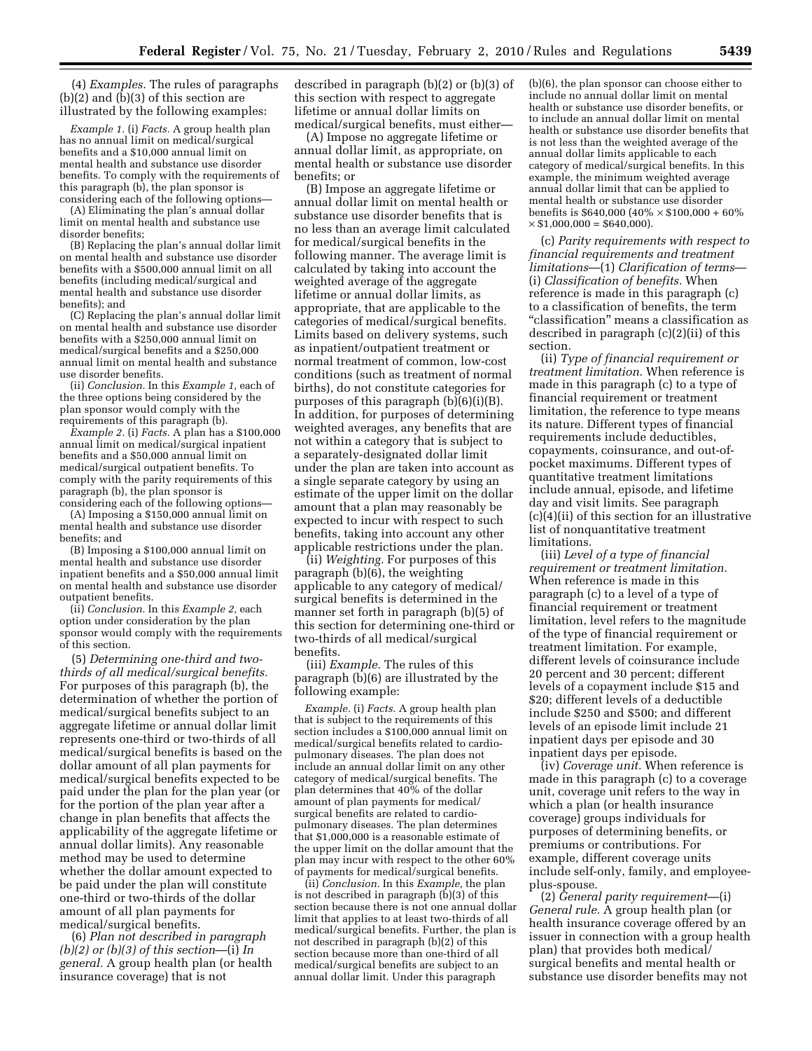(4) *Examples.* The rules of paragraphs (b)(2) and (b)(3) of this section are illustrated by the following examples:

*Example 1.* (i) *Facts.* A group health plan has no annual limit on medical/surgical benefits and a $10,000 annual limit on mental health and substance use disorder benefits. To comply with the requirements of this paragraph (b), the plan sponsor is considering each of the following options—

(A) Eliminating the plan's annual dollar limit on mental health and substance use disorder benefits;

(B) Replacing the plan's annual dollar limit on mental health and substance use disorder benefits with a $500,000 annual limit on all benefits (including medical/surgical and mental health and substance use disorder benefits); and

(C) Replacing the plan's annual dollar limit on mental health and substance use disorder benefits with a $250,000 annual limit on medical/surgical benefits and a $250,000 annual limit on mental health and substance use disorder benefits.

(ii) *Conclusion.* In this *Example 1,* each of the three options being considered by the plan sponsor would comply with the requirements of this paragraph (b).

*Example 2.* (i) *Facts.* A plan has a $100,000 annual limit on medical/surgical inpatient benefits and a $50,000 annual limit on medical/surgical outpatient benefits. To comply with the parity requirements of this paragraph (b), the plan sponsor is considering each of the following options—

(A) Imposing a $150,000 annual limit on mental health and substance use disorder benefits; and

(B) Imposing a $100,000 annual limit on mental health and substance use disorder inpatient benefits and a $50,000 annual limit on mental health and substance use disorder outpatient benefits.

(ii) *Conclusion.* In this *Example 2,* each option under consideration by the plan sponsor would comply with the requirements of this section.

(5) *Determining one-third and two-thirds of all medical/surgical benefits.* For purposes of this paragraph (b), the determination of whether the portion of medical/surgical benefits subject to an aggregate lifetime or annual dollar limit represents one-third or two-thirds of all medical/surgical benefits is based on the dollar amount of all plan payments for medical/surgical benefits expected to be paid under the plan for the plan year (or for the portion of the plan year after a change in plan benefits that affects the applicability of the aggregate lifetime or annual dollar limits). Any reasonable method may be used to determine whether the dollar amount expected to be paid under the plan will constitute one-third or two-thirds of the dollar amount of all plan payments for medical/surgical benefits.

(6) *Plan not described in paragraph (b)(2) or (b)(3) of this section*—(i) *In general.* A group health plan (or health insurance coverage) that is not described in paragraph (b)(2) or (b)(3) of this section with respect to aggregate lifetime or annual dollar limits on medical/surgical benefits, must either—

(A) Impose no aggregate lifetime or annual dollar limit, as appropriate, on mental health or substance use disorder benefits; or

(B) Impose an aggregate lifetime or annual dollar limit on mental health or substance use disorder benefits that is no less than an average limit calculated for medical/surgical benefits in the following manner. The average limit is calculated by taking into account the weighted average of the aggregate lifetime or annual dollar limits, as appropriate, that are applicable to the categories of medical/surgical benefits. Limits based on delivery systems, such as inpatient/outpatient treatment or normal treatment of common, low-cost conditions (such as treatment of normal births), do not constitute categories for purposes of this paragraph (b)(6)(i)(B). In addition, for purposes of determining weighted averages, any benefits that are not within a category that is subject to a separately-designated dollar limit under the plan are taken into account as a single separate category by using an estimate of the upper limit on the dollar amount that a plan may reasonably be expected to incur with respect to such benefits, taking into account any other applicable restrictions under the plan.

(ii) *Weighting.* For purposes of this paragraph (b)(6), the weighting applicable to any category of medical/surgical benefits is determined in the manner set forth in paragraph (b)(5) of this section for determining one-third or two-thirds of all medical/surgical benefits.

(iii) *Example.* The rules of this paragraph (b)(6) are illustrated by the following example:

*Example.* (i) *Facts.* A group health plan that is subject to the requirements of this section includes a $100,000 annual limit on medical/surgical benefits related to cardio-pulmonary diseases. The plan does not include an annual dollar limit on any other category of medical/surgical benefits. The plan determines that 40% of the dollar amount of plan payments for medical/surgical benefits are related to cardio-pulmonary diseases. The plan determines that $1,000,000 is a reasonable estimate of the upper limit on the dollar amount that the plan may incur with respect to the other 60% of payments for medical/surgical benefits.

(ii) *Conclusion.* In this *Example,* the plan is not described in paragraph (b)(3) of this section because there is not one annual dollar limit that applies to at least two-thirds of all medical/surgical benefits. Further, the plan is not described in paragraph (b)(2) of this section because more than one-third of all medical/surgical benefits are subject to an annual dollar limit. Under this paragraph (b)(6), the plan sponsor can choose either to include no annual dollar limit on mental health or substance use disorder benefits, or to include an annual dollar limit on mental health or substance use disorder benefits that is not less than the weighted average of the annual dollar limits applicable to each category of medical/surgical benefits. In this example, the minimum weighted average annual dollar limit that can be applied to mental health or substance use disorder benefits is $640,000 (40% × $100,000 + 60% × $1,000,000 = $640,000).

(c) *Parity requirements with respect to financial requirements and treatment limitations*—(1) *Clarification of terms*—(i) *Classification of benefits.* When reference is made in this paragraph (c) to a classification of benefits, the term "classification" means a classification as described in paragraph (c)(2)(ii) of this section.

(ii) *Type of financial requirement or treatment limitation.* When reference is made in this paragraph (c) to a type of financial requirement or treatment limitation, the reference to type means its nature. Different types of financial requirements include deductibles, copayments, coinsurance, and out-of-pocket maximums. Different types of quantitative treatment limitations include annual, episode, and lifetime day and visit limits. See paragraph (c)(4)(ii) of this section for an illustrative list of nonquantitative treatment limitations.

(iii) *Level of a type of financial requirement or treatment limitation.* When reference is made in this paragraph (c) to a level of a type of financial requirement or treatment limitation, level refers to the magnitude of the type of financial requirement or treatment limitation. For example, different levels of coinsurance include 20 percent and 30 percent; different levels of a copayment include $15 and $20; different levels of a deductible include $250 and $500; and different levels of an episode limit include 21 inpatient days per episode and 30 inpatient days per episode.

(iv) *Coverage unit.* When reference is made in this paragraph (c) to a coverage unit, coverage unit refers to the way in which a plan (or health insurance coverage) groups individuals for purposes of determining benefits, or premiums or contributions. For example, different coverage units include self-only, family, and employee-plus-spouse.

(2) *General parity requirement*—(i) *General rule.* A group health plan (or health insurance coverage offered by an issuer in connection with a group health plan) that provides both medical/surgical benefits and mental health or substance use disorder benefits may not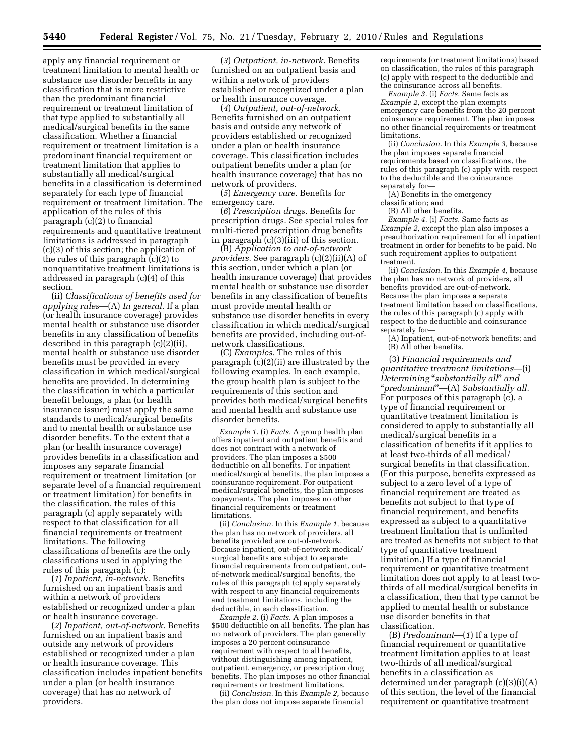apply any financial requirement or treatment limitation to mental health or substance use disorder benefits in any classification that is more restrictive than the predominant financial requirement or treatment limitation of that type applied to substantially all medical/surgical benefits in the same classification. Whether a financial requirement or treatment limitation is a predominant financial requirement or treatment limitation that applies to substantially all medical/surgical benefits in a classification is determined separately for each type of financial requirement or treatment limitation. The application of the rules of this paragraph (c)(2) to financial requirements and quantitative treatment limitations is addressed in paragraph (c)(3) of this section; the application of the rules of this paragraph (c)(2) to nonquantitative treatment limitations is addressed in paragraph (c)(4) of this section.

(ii) *Classifications of benefits used for applying rules*—(A) *In general.* If a plan (or health insurance coverage) provides mental health or substance use disorder benefits in any classification of benefits described in this paragraph (c)(2)(ii), mental health or substance use disorder benefits must be provided in every classification in which medical/surgical benefits are provided. In determining the classification in which a particular benefit belongs, a plan (or health insurance issuer) must apply the same standards to medical/surgical benefits and to mental health or substance use disorder benefits. To the extent that a plan (or health insurance coverage) provides benefits in a classification and imposes any separate financial requirement or treatment limitation (or separate level of a financial requirement or treatment limitation) for benefits in the classification, the rules of this paragraph (c) apply separately with respect to that classification for all financial requirements or treatment limitations. The following classifications of benefits are the only classifications used in applying the rules of this paragraph (c):

(*1*) *Inpatient, in-network.* Benefits furnished on an inpatient basis and within a network of providers established or recognized under a plan or health insurance coverage.

(*2*) *Inpatient, out-of-network.* Benefits furnished on an inpatient basis and outside any network of providers established or recognized under a plan or health insurance coverage. This classification includes inpatient benefits under a plan (or health insurance coverage) that has no network of providers.

(*3*) *Outpatient, in-network.* Benefits furnished on an outpatient basis and within a network of providers established or recognized under a plan or health insurance coverage.

(*4*) *Outpatient, out-of-network.* Benefits furnished on an outpatient basis and outside any network of providers established or recognized under a plan or health insurance coverage. This classification includes outpatient benefits under a plan (or health insurance coverage) that has no network of providers.

(*5*) *Emergency care.* Benefits for emergency care.

(*6*) *Prescription drugs.* Benefits for prescription drugs. See special rules for multi-tiered prescription drug benefits in paragraph (c)(3)(iii) of this section.

(B) *Application to out-of-network providers.* See paragraph (c)(2)(ii)(A) of this section, under which a plan (or health insurance coverage) that provides mental health or substance use disorder benefits in any classification of benefits must provide mental health or substance use disorder benefits in every classification in which medical/surgical benefits are provided, including out-of-network classifications.

(C) *Examples.* The rules of this paragraph (c)(2)(ii) are illustrated by the following examples. In each example, the group health plan is subject to the requirements of this section and provides both medical/surgical benefits and mental health and substance use disorder benefits.

*Example 1.* (i) *Facts.* A group health plan offers inpatient and outpatient benefits and does not contract with a network of providers. The plan imposes a $500 deductible on all benefits. For inpatient medical/surgical benefits, the plan imposes a coinsurance requirement. For outpatient medical/surgical benefits, the plan imposes copayments. The plan imposes no other financial requirements or treatment limitations.

(ii) *Conclusion.* In this *Example 1,* because the plan has no network of providers, all benefits provided are out-of-network. Because inpatient, out-of-network medical/surgical benefits are subject to separate financial requirements from outpatient, out-of-network medical/surgical benefits, the rules of this paragraph (c) apply separately with respect to any financial requirements and treatment limitations, including the deductible, in each classification.

*Example 2.* (i) *Facts.* A plan imposes a $500 deductible on all benefits. The plan has no network of providers. The plan generally imposes a 20 percent coinsurance requirement with respect to all benefits, without distinguishing among inpatient, outpatient, emergency, or prescription drug benefits. The plan imposes no other financial requirements or treatment limitations.

(ii) *Conclusion.* In this *Example 2,* because the plan does not impose separate financial requirements (or treatment limitations) based on classification, the rules of this paragraph (c) apply with respect to the deductible and the coinsurance across all benefits.

*Example 3.* (i) *Facts.* Same facts as *Example 2,* except the plan exempts emergency care benefits from the 20 percent coinsurance requirement. The plan imposes no other financial requirements or treatment limitations.

(ii) *Conclusion.* In this *Example 3,* because the plan imposes separate financial requirements based on classifications, the rules of this paragraph (c) apply with respect to the deductible and the coinsurance separately for—

(A) Benefits in the emergency classification; and

(B) All other benefits.

*Example 4.* (i) *Facts.* Same facts as *Example 2,* except the plan also imposes a preauthorization requirement for all inpatient treatment in order for benefits to be paid. No such requirement applies to outpatient treatment.

(ii) *Conclusion.* In this *Example 4,* because the plan has no network of providers, all benefits provided are out-of-network. Because the plan imposes a separate treatment limitation based on classifications, the rules of this paragraph (c) apply with respect to the deductible and coinsurance separately for—

(A) Inpatient, out-of-network benefits; and

(B) All other benefits.

(3) *Financial requirements and quantitative treatment limitations*—(i) *Determining* "*substantially all*" *and* "*predominant*"—(A) *Substantially all.* For purposes of this paragraph (c), a type of financial requirement or quantitative treatment limitation is considered to apply to substantially all medical/surgical benefits in a classification of benefits if it applies to at least two-thirds of all medical/surgical benefits in that classification. (For this purpose, benefits expressed as subject to a zero level of a type of financial requirement are treated as benefits not subject to that type of financial requirement, and benefits expressed as subject to a quantitative treatment limitation that is unlimited are treated as benefits not subject to that type of quantitative treatment limitation.) If a type of financial requirement or quantitative treatment limitation does not apply to at least two-thirds of all medical/surgical benefits in a classification, then that type cannot be applied to mental health or substance use disorder benefits in that classification.

(B) *Predominant*—(*1*) If a type of financial requirement or quantitative treatment limitation applies to at least two-thirds of all medical/surgical benefits in a classification as determined under paragraph (c)(3)(i)(A) of this section, the level of the financial requirement or quantitative treatment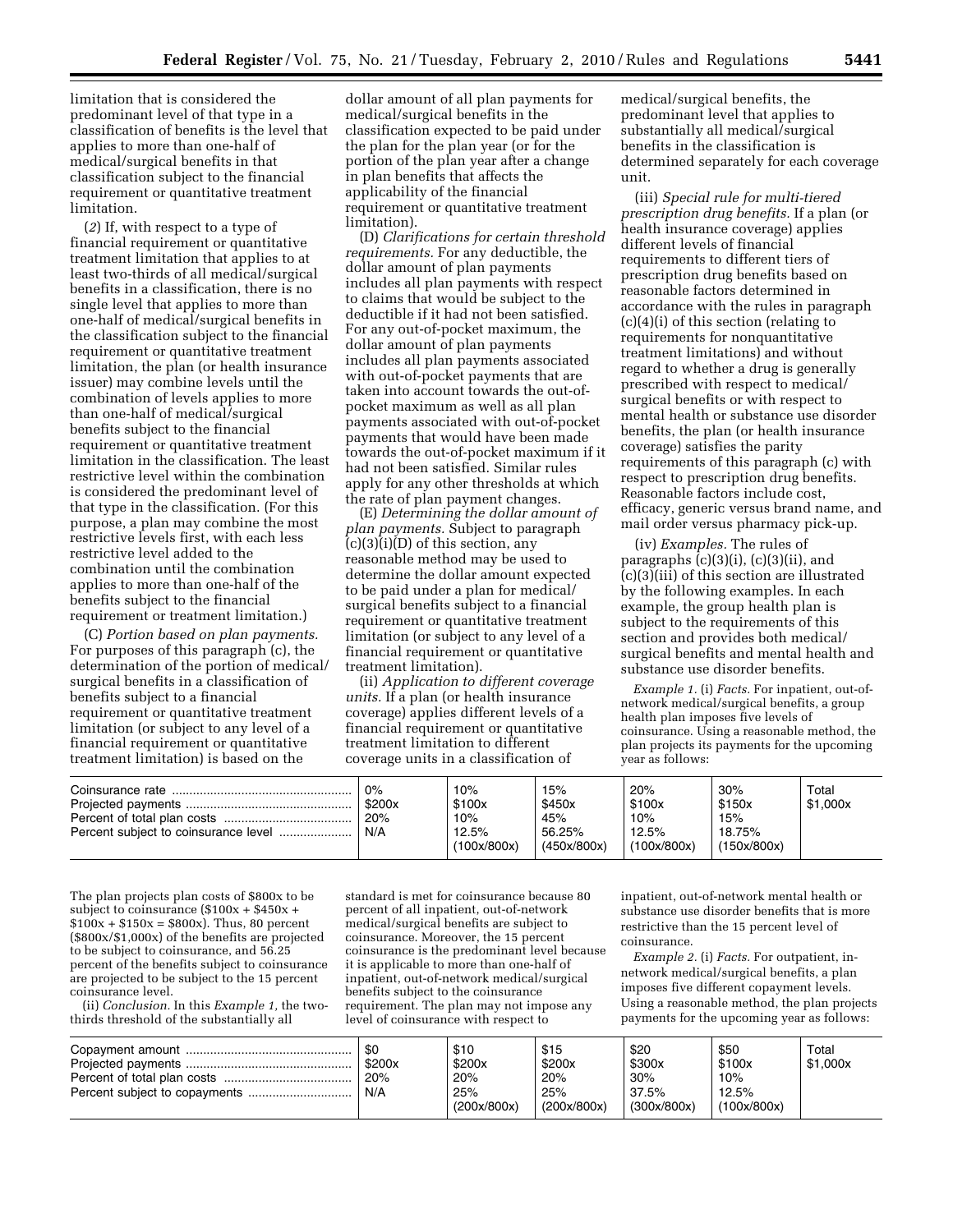limitation that is considered the predominant level of that type in a classification of benefits is the level that applies to more than one-half of medical/surgical benefits in that classification subject to the financial requirement or quantitative treatment limitation.

(*2*) If, with respect to a type of financial requirement or quantitative treatment limitation that applies to at least two-thirds of all medical/surgical benefits in a classification, there is no single level that applies to more than one-half of medical/surgical benefits in the classification subject to the financial requirement or quantitative treatment limitation, the plan (or health insurance issuer) may combine levels until the combination of levels applies to more than one-half of medical/surgical benefits subject to the financial requirement or quantitative treatment limitation in the classification. The least restrictive level within the combination is considered the predominant level of that type in the classification. (For this purpose, a plan may combine the most restrictive levels first, with each less restrictive level added to the combination until the combination applies to more than one-half of the benefits subject to the financial requirement or treatment limitation.)

(C) *Portion based on plan payments.* For purposes of this paragraph (c), the determination of the portion of medical/surgical benefits in a classification of benefits subject to a financial requirement or quantitative treatment limitation (or subject to any level of a financial requirement or quantitative treatment limitation) is based on the dollar amount of all plan payments for medical/surgical benefits in the classification expected to be paid under the plan for the plan year (or for the portion of the plan year after a change in plan benefits that affects the applicability of the financial requirement or quantitative treatment limitation).

(D) *Clarifications for certain threshold requirements.* For any deductible, the dollar amount of plan payments includes all plan payments with respect to claims that would be subject to the deductible if it had not been satisfied. For any out-of-pocket maximum, the dollar amount of plan payments includes all plan payments associated with out-of-pocket payments that are taken into account towards the out-of-pocket maximum as well as all plan payments associated with out-of-pocket payments that would have been made towards the out-of-pocket maximum if it had not been satisfied. Similar rules apply for any other thresholds at which the rate of plan payment changes.

(E) *Determining the dollar amount of plan payments.* Subject to paragraph (c)(3)(i)(D) of this section, any reasonable method may be used to determine the dollar amount expected to be paid under a plan for medical/surgical benefits subject to a financial requirement or quantitative treatment limitation (or subject to any level of a financial requirement or quantitative treatment limitation).

(ii) *Application to different coverage units.* If a plan (or health insurance coverage) applies different levels of a financial requirement or quantitative treatment limitation to different coverage units in a classification of medical/surgical benefits, the predominant level that applies to substantially all medical/surgical benefits in the classification is determined separately for each coverage unit.

(iii) *Special rule for multi-tiered prescription drug benefits.* If a plan (or health insurance coverage) applies different levels of financial requirements to different tiers of prescription drug benefits based on reasonable factors determined in accordance with the rules in paragraph (c)(4)(i) of this section (relating to requirements for nonquantitative treatment limitations) and without regard to whether a drug is generally prescribed with respect to medical/surgical benefits or with respect to mental health or substance use disorder benefits, the plan (or health insurance coverage) satisfies the parity requirements of this paragraph (c) with respect to prescription drug benefits. Reasonable factors include cost, efficacy, generic versus brand name, and mail order versus pharmacy pick-up.

(iv) *Examples.* The rules of paragraphs (c)(3)(i), (c)(3)(ii), and (c)(3)(iii) of this section are illustrated by the following examples. In each example, the group health plan is subject to the requirements of this section and provides both medical/surgical benefits and mental health and substance use disorder benefits.

*Example 1.* (i) *Facts.* For inpatient, out-of-network medical/surgical benefits, a group health plan imposes five levels of coinsurance. Using a reasonable method, the plan projects its payments for the upcoming year as follows:

| | | | | | | |
|---|---|---|---|---|---|---|
| Coinsurance rate | 0% | 10% | 15% | 20% | 30% | Total |
| Projected payments | $200x | $100x | $450x | $100x | $150x | $1,000x |
| Percent of total plan costs | 20% | 10% | 45% | 10% | 15% | |
| Percent subject to coinsurance level | N/A | 12.5% (100x/800x) | 56.25% (450x/800x) | 12.5% (100x/800x) | 18.75% (150x/800x) | |

The plan projects plan costs of $800x to be subject to coinsurance ($100x + $450x + $100x + $150x = $800x). Thus, 80 percent ($800x/$1,000x) of the benefits are projected to be subject to coinsurance, and 56.25 percent of the benefits subject to coinsurance are projected to be subject to the 15 percent coinsurance level.

(ii) *Conclusion.* In this *Example 1,* the two-thirds threshold of the substantially all standard is met for coinsurance because 80 percent of all inpatient, out-of-network medical/surgical benefits are subject to coinsurance. Moreover, the 15 percent coinsurance is the predominant level because it is applicable to more than one-half of inpatient, out-of-network medical/surgical benefits subject to the coinsurance requirement. The plan may not impose any level of coinsurance with respect to inpatient, out-of-network mental health or substance use disorder benefits that is more restrictive than the 15 percent level of coinsurance.

*Example 2.* (i) *Facts.* For outpatient, in-network medical/surgical benefits, a plan imposes five different copayment levels. Using a reasonable method, the plan projects payments for the upcoming year as follows:

| | | | | | | |
|---|---|---|---|---|---|---|
| Copayment amount | $0 | $10 | $15 | $20 | $50 | Total |
| Projected payments | $200x | $200x | $200x | $300x | $100x | $1,000x |
| Percent of total plan costs | 20% | 20% | 20% | 30% | 10% | |
| Percent subject to copayments | N/A | 25% (200x/800x) | 25% (200x/800x) | 37.5% (300x/800x) | 12.5% (100x/800x) | |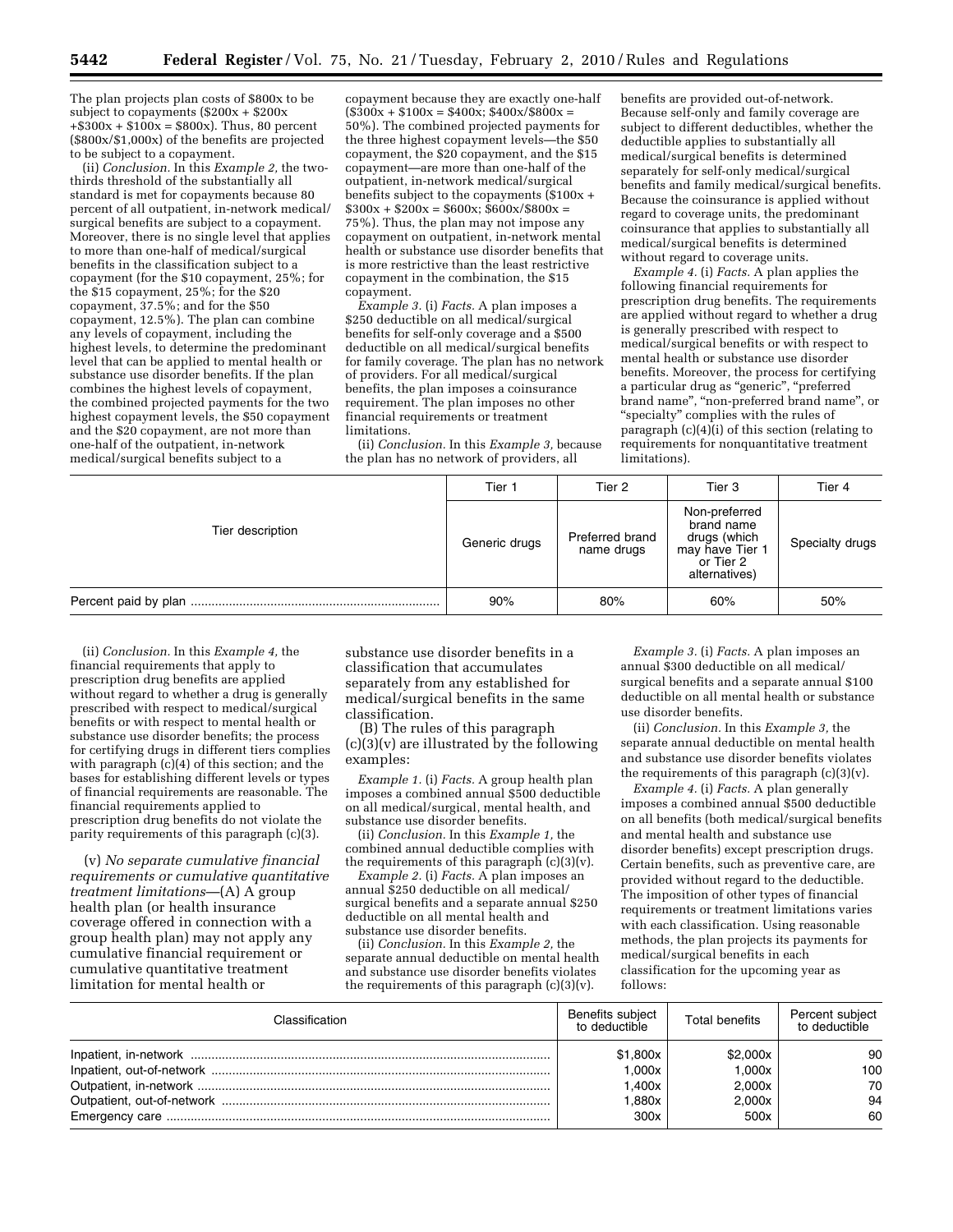The plan projects plan costs of $800x to be subject to copayments ($200x + $200x +$300x + $100x = $800x). Thus, 80 percent ($800x/$1,000x) of the benefits are projected to be subject to a copayment.

(ii) *Conclusion.* In this *Example 2,* the two-thirds threshold of the substantially all standard is met for copayments because 80 percent of all outpatient, in-network medical/surgical benefits are subject to a copayment. Moreover, there is no single level that applies to more than one-half of medical/surgical benefits in the classification subject to a copayment (for the $10 copayment, 25%; for the $15 copayment, 25%; for the $20 copayment, 37.5%; and for the $50 copayment, 12.5%). The plan can combine any levels of copayment, including the highest levels, to determine the predominant level that can be applied to mental health or substance use disorder benefits. If the plan combines the highest levels of copayment, the combined projected payments for the two highest copayment levels, the $50 copayment and the $20 copayment, are not more than one-half of the outpatient, in-network medical/surgical benefits subject to a copayment because they are exactly one-half ($300x + $100x = $400x; $400x/$800x = 50%). The combined projected payments for the three highest copayment levels—the $50 copayment, the $20 copayment, and the $15 copayment—are more than one-half of the outpatient, in-network medical/surgical benefits subject to the copayments ($100x + $300x + $200x = $600x; $600x/$800x = 75%). Thus, the plan may not impose any copayment on outpatient, in-network mental health or substance use disorder benefits that is more restrictive than the least restrictive copayment in the combination, the $15 copayment.

*Example 3.* (i) *Facts.* A plan imposes a $250 deductible on all medical/surgical benefits for self-only coverage and a $500 deductible on all medical/surgical benefits for family coverage. The plan has no network of providers. For all medical/surgical benefits, the plan imposes a coinsurance requirement. The plan imposes no other financial requirements or treatment limitations.

(ii) *Conclusion.* In this *Example 3,* because the plan has no network of providers, all benefits are provided out-of-network. Because self-only and family coverage are subject to different deductibles, whether the deductible applies to substantially all medical/surgical benefits is determined separately for self-only medical/surgical benefits and family medical/surgical benefits. Because the coinsurance is applied without regard to coverage units, the predominant coinsurance that applies to substantially all medical/surgical benefits is determined without regard to coverage units.

*Example 4.* (i) *Facts.* A plan applies the following financial requirements for prescription drug benefits. The requirements are applied without regard to whether a drug is generally prescribed with respect to medical/surgical benefits or with respect to mental health or substance use disorder benefits. Moreover, the process for certifying a particular drug as "generic", "preferred brand name", "non-preferred brand name", or "specialty" complies with the rules of paragraph (c)(4)(i) of this section (relating to requirements for nonquantitative treatment limitations).

| | Tier 1 | Tier 2 | Tier 3 | Tier 4 |
|---|---|---|---|---|
| Tier description | Generic drugs | Preferred brand name drugs | Non-preferred brand name drugs (which may have Tier 1 or Tier 2 alternatives) | Specialty drugs |
| Percent paid by plan | 90% | 80% | 60% | 50% |

(ii) *Conclusion.* In this *Example 4,* the financial requirements that apply to prescription drug benefits are applied without regard to whether a drug is generally prescribed with respect to medical/surgical benefits or with respect to mental health or substance use disorder benefits; the process for certifying drugs in different tiers complies with paragraph (c)(4) of this section; and the bases for establishing different levels or types of financial requirements are reasonable. The financial requirements applied to prescription drug benefits do not violate the parity requirements of this paragraph (c)(3).

(v) *No separate cumulative financial requirements or cumulative quantitative treatment limitations*—(A) A group health plan (or health insurance coverage offered in connection with a group health plan) may not apply any cumulative financial requirement or cumulative quantitative treatment limitation for mental health or substance use disorder benefits in a classification that accumulates separately from any established for medical/surgical benefits in the same classification.

(B) The rules of this paragraph (c)(3)(v) are illustrated by the following examples:

*Example 1.* (i) *Facts.* A group health plan imposes a combined annual $500 deductible on all medical/surgical, mental health, and substance use disorder benefits.

(ii) *Conclusion.* In this *Example 1,* the combined annual deductible complies with the requirements of this paragraph (c)(3)(v).

*Example 2.* (i) *Facts.* A plan imposes an annual $250 deductible on all medical/surgical benefits and a separate annual $250 deductible on all mental health and substance use disorder benefits.

(ii) *Conclusion.* In this *Example 2,* the separate annual deductible on mental health and substance use disorder benefits violates the requirements of this paragraph (c)(3)(v).

*Example 3.* (i) *Facts.* A plan imposes an annual $300 deductible on all medical/surgical benefits and a separate annual $100 deductible on all mental health or substance use disorder benefits.

(ii) *Conclusion.* In this *Example 3,* the separate annual deductible on mental health and substance use disorder benefits violates the requirements of this paragraph (c)(3)(v).

*Example 4.* (i) *Facts.* A plan generally imposes a combined annual $500 deductible on all benefits (both medical/surgical benefits and mental health and substance use disorder benefits) except prescription drugs. Certain benefits, such as preventive care, are provided without regard to the deductible. The imposition of other types of financial requirements or treatment limitations varies with each classification. Using reasonable methods, the plan projects its payments for medical/surgical benefits in each classification for the upcoming year as follows:

| Classification | Benefits subject to deductible | Total benefits | Percent subject to deductible |
|---|---|---|---|
| Inpatient, in-network | $1,800x | $2,000x | 90 |
| Inpatient, out-of-network | 1,000x | 1,000x | 100 |
| Outpatient, in-network | 1,400x | 2,000x | 70 |
| Outpatient, out-of-network | 1,880x | 2,000x | 94 |
| Emergency care | 300x | 500x | 60 |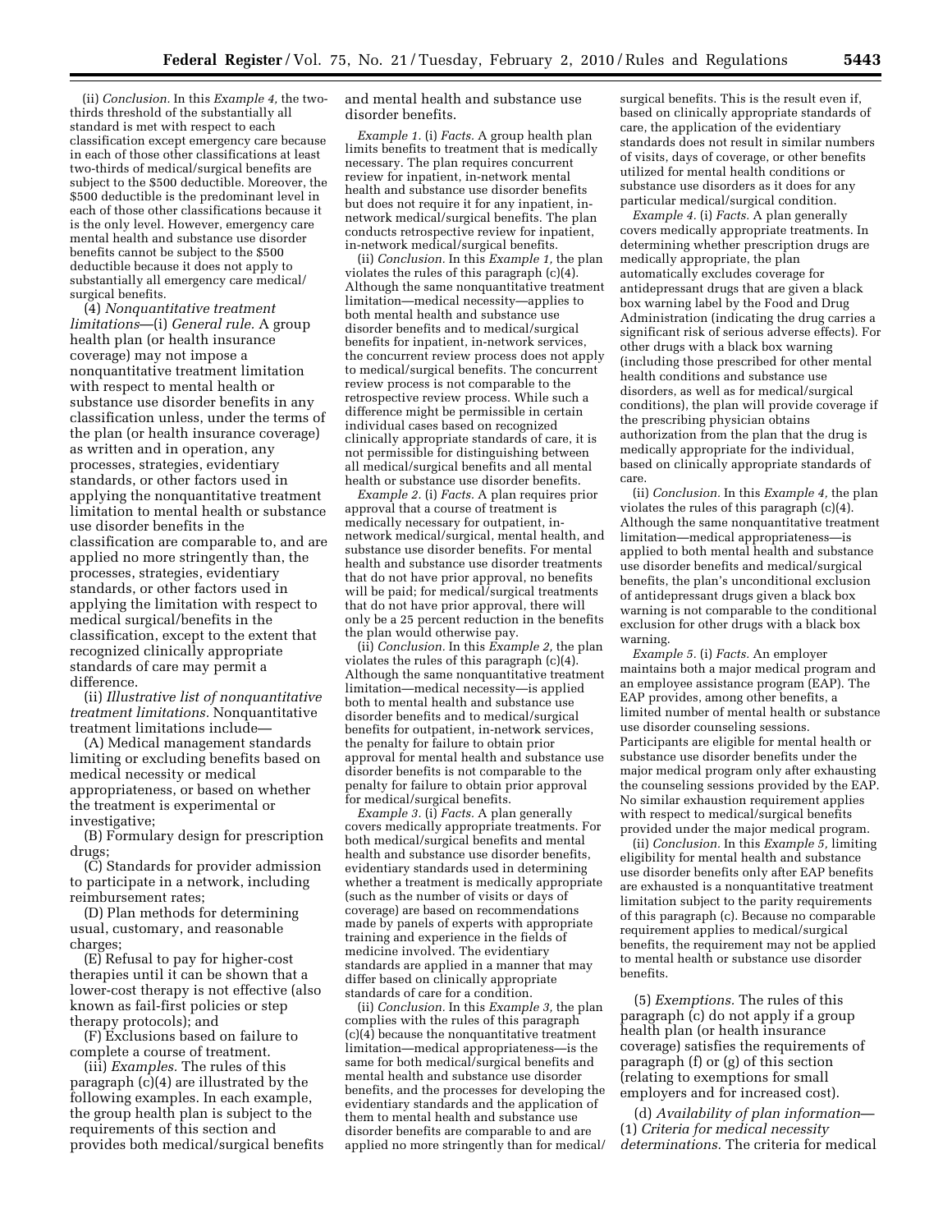(ii) *Conclusion.* In this *Example 4,* the two-thirds threshold of the substantially all standard is met with respect to each classification except emergency care because in each of those other classifications at least two-thirds of medical/surgical benefits are subject to the $500 deductible. Moreover, the $500 deductible is the predominant level in each of those other classifications because it is the only level. However, emergency care mental health and substance use disorder benefits cannot be subject to the $500 deductible because it does not apply to substantially all emergency care medical/surgical benefits.

(4) *Nonquantitative treatment limitations*—(i) *General rule.* A group health plan (or health insurance coverage) may not impose a nonquantitative treatment limitation with respect to mental health or substance use disorder benefits in any classification unless, under the terms of the plan (or health insurance coverage) as written and in operation, any processes, strategies, evidentiary standards, or other factors used in applying the nonquantitative treatment limitation to mental health or substance use disorder benefits in the classification are comparable to, and are applied no more stringently than, the processes, strategies, evidentiary standards, or other factors used in applying the limitation with respect to medical surgical/benefits in the classification, except to the extent that recognized clinically appropriate standards of care may permit a difference.

(ii) *Illustrative list of nonquantitative treatment limitations.* Nonquantitative treatment limitations include—

(A) Medical management standards limiting or excluding benefits based on medical necessity or medical appropriateness, or based on whether the treatment is experimental or investigative;

(B) Formulary design for prescription drugs;

(C) Standards for provider admission to participate in a network, including reimbursement rates;

(D) Plan methods for determining usual, customary, and reasonable charges;

(E) Refusal to pay for higher-cost therapies until it can be shown that a lower-cost therapy is not effective (also known as fail-first policies or step therapy protocols); and

(F) Exclusions based on failure to complete a course of treatment.

(iii) *Examples.* The rules of this paragraph (c)(4) are illustrated by the following examples. In each example, the group health plan is subject to the requirements of this section and provides both medical/surgical benefits and mental health and substance use disorder benefits.

*Example 1.* (i) *Facts.* A group health plan limits benefits to treatment that is medically necessary. The plan requires concurrent review for inpatient, in-network mental health and substance use disorder benefits but does not require it for any inpatient, in-network medical/surgical benefits. The plan conducts retrospective review for inpatient, in-network medical/surgical benefits.

(ii) *Conclusion.* In this *Example 1,* the plan violates the rules of this paragraph (c)(4). Although the same nonquantitative treatment limitation—medical necessity—applies to both mental health and substance use disorder benefits and to medical/surgical benefits for inpatient, in-network services, the concurrent review process does not apply to medical/surgical benefits. The concurrent review process is not comparable to the retrospective review process. While such a difference might be permissible in certain individual cases based on recognized clinically appropriate standards of care, it is not permissible for distinguishing between all medical/surgical benefits and all mental health or substance use disorder benefits.

*Example 2.* (i) *Facts.* A plan requires prior approval that a course of treatment is medically necessary for outpatient, in-network medical/surgical, mental health, and substance use disorder benefits. For mental health and substance use disorder treatments that do not have prior approval, no benefits will be paid; for medical/surgical treatments that do not have prior approval, there will only be a 25 percent reduction in the benefits the plan would otherwise pay.

(ii) *Conclusion.* In this *Example 2,* the plan violates the rules of this paragraph (c)(4). Although the same nonquantitative treatment limitation—medical necessity—is applied both to mental health and substance use disorder benefits and to medical/surgical benefits for outpatient, in-network services, the penalty for failure to obtain prior approval for mental health and substance use disorder benefits is not comparable to the penalty for failure to obtain prior approval for medical/surgical benefits.

*Example 3.* (i) *Facts.* A plan generally covers medically appropriate treatments. For both medical/surgical benefits and mental health and substance use disorder benefits, evidentiary standards used in determining whether a treatment is medically appropriate (such as the number of visits or days of coverage) are based on recommendations made by panels of experts with appropriate training and experience in the fields of medicine involved. The evidentiary standards are applied in a manner that may differ based on clinically appropriate standards of care for a condition.

(ii) *Conclusion.* In this *Example 3,* the plan complies with the rules of this paragraph (c)(4) because the nonquantitative treatment limitation—medical appropriateness—is the same for both medical/surgical benefits and mental health and substance use disorder benefits, and the processes for developing the evidentiary standards and the application of them to mental health and substance use disorder benefits are comparable to and are applied no more stringently than for medical/surgical benefits. This is the result even if, based on clinically appropriate standards of care, the application of the evidentiary standards does not result in similar numbers of visits, days of coverage, or other benefits utilized for mental health conditions or substance use disorders as it does for any particular medical/surgical condition.

*Example 4.* (i) *Facts.* A plan generally covers medically appropriate treatments. In determining whether prescription drugs are medically appropriate, the plan automatically excludes coverage for antidepressant drugs that are given a black box warning label by the Food and Drug Administration (indicating the drug carries a significant risk of serious adverse effects). For other drugs with a black box warning (including those prescribed for other mental health conditions and substance use disorders, as well as for medical/surgical conditions), the plan will provide coverage if the prescribing physician obtains authorization from the plan that the drug is medically appropriate for the individual, based on clinically appropriate standards of care.

(ii) *Conclusion.* In this *Example 4,* the plan violates the rules of this paragraph (c)(4). Although the same nonquantitative treatment limitation—medical appropriateness—is applied to both mental health and substance use disorder benefits and medical/surgical benefits, the plan's unconditional exclusion of antidepressant drugs given a black box warning is not comparable to the conditional exclusion for other drugs with a black box warning.

*Example 5.* (i) *Facts.* An employer maintains both a major medical program and an employee assistance program (EAP). The EAP provides, among other benefits, a limited number of mental health or substance use disorder counseling sessions. Participants are eligible for mental health or substance use disorder benefits under the major medical program only after exhausting the counseling sessions provided by the EAP. No similar exhaustion requirement applies with respect to medical/surgical benefits provided under the major medical program.

(ii) *Conclusion.* In this *Example 5,* limiting eligibility for mental health and substance use disorder benefits only after EAP benefits are exhausted is a nonquantitative treatment limitation subject to the parity requirements of this paragraph (c). Because no comparable requirement applies to medical/surgical benefits, the requirement may not be applied to mental health or substance use disorder benefits.

(5) *Exemptions.* The rules of this paragraph (c) do not apply if a group health plan (or health insurance coverage) satisfies the requirements of paragraph (f) or (g) of this section (relating to exemptions for small employers and for increased cost).

(d) *Availability of plan information*—(1) *Criteria for medical necessity determinations.* The criteria for medical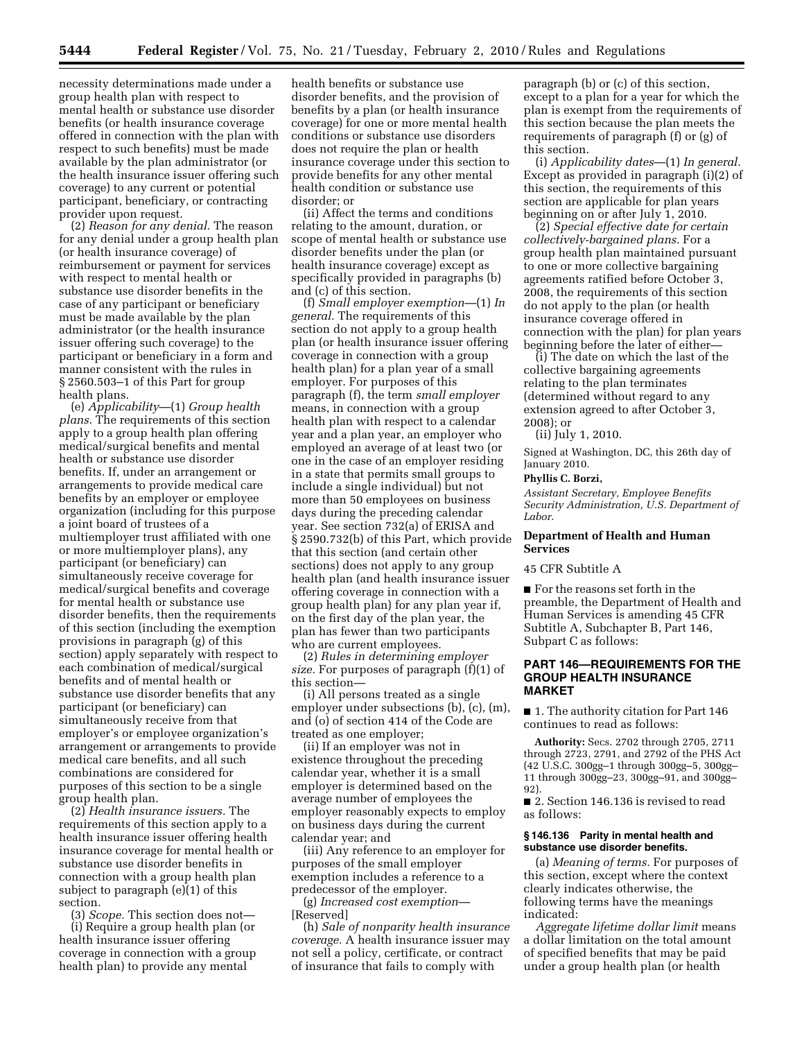necessity determinations made under a group health plan with respect to mental health or substance use disorder benefits (or health insurance coverage offered in connection with the plan with respect to such benefits) must be made available by the plan administrator (or the health insurance issuer offering such coverage) to any current or potential participant, beneficiary, or contracting provider upon request.

(2) *Reason for any denial.* The reason for any denial under a group health plan (or health insurance coverage) of reimbursement or payment for services with respect to mental health or substance use disorder benefits in the case of any participant or beneficiary must be made available by the plan administrator (or the health insurance issuer offering such coverage) to the participant or beneficiary in a form and manner consistent with the rules in § 2560.503–1 of this Part for group health plans.

(e) *Applicability*—(1) *Group health plans.* The requirements of this section apply to a group health plan offering medical/surgical benefits and mental health or substance use disorder benefits. If, under an arrangement or arrangements to provide medical care benefits by an employer or employee organization (including for this purpose a joint board of trustees of a multiemployer trust affiliated with one or more multiemployer plans), any participant (or beneficiary) can simultaneously receive coverage for medical/surgical benefits and coverage for mental health or substance use disorder benefits, then the requirements of this section (including the exemption provisions in paragraph (g) of this section) apply separately with respect to each combination of medical/surgical benefits and of mental health or substance use disorder benefits that any participant (or beneficiary) can simultaneously receive from that employer's or employee organization's arrangement or arrangements to provide medical care benefits, and all such combinations are considered for purposes of this section to be a single group health plan.

(2) *Health insurance issuers.* The requirements of this section apply to a health insurance issuer offering health insurance coverage for mental health or substance use disorder benefits in connection with a group health plan subject to paragraph (e)(1) of this section.

(3) *Scope.* This section does not—

(i) Require a group health plan (or health insurance issuer offering coverage in connection with a group health plan) to provide any mental health benefits or substance use disorder benefits, and the provision of benefits by a plan (or health insurance coverage) for one or more mental health conditions or substance use disorders does not require the plan or health insurance coverage under this section to provide benefits for any other mental health condition or substance use disorder; or

(ii) Affect the terms and conditions relating to the amount, duration, or scope of mental health or substance use disorder benefits under the plan (or health insurance coverage) except as specifically provided in paragraphs (b) and (c) of this section.

(f) *Small employer exemption*—(1) *In general.* The requirements of this section do not apply to a group health plan (or health insurance issuer offering coverage in connection with a group health plan) for a plan year of a small employer. For purposes of this paragraph (f), the term *small employer* means, in connection with a group health plan with respect to a calendar year and a plan year, an employer who employed an average of at least two (or one in the case of an employer residing in a state that permits small groups to include a single individual) but not more than 50 employees on business days during the preceding calendar year. See section 732(a) of ERISA and § 2590.732(b) of this Part, which provide that this section (and certain other sections) does not apply to any group health plan (and health insurance issuer offering coverage in connection with a group health plan) for any plan year if, on the first day of the plan year, the plan has fewer than two participants who are current employees.

(2) *Rules in determining employer size.* For purposes of paragraph (f)(1) of this section—

(i) All persons treated as a single employer under subsections (b), (c), (m), and (o) of section 414 of the Code are treated as one employer;

(ii) If an employer was not in existence throughout the preceding calendar year, whether it is a small employer is determined based on the average number of employees the employer reasonably expects to employ on business days during the current calendar year; and

(iii) Any reference to an employer for purposes of the small employer exemption includes a reference to a predecessor of the employer.

(g) *Increased cost exemption*—[Reserved]

(h) *Sale of nonparity health insurance coverage.* A health insurance issuer may not sell a policy, certificate, or contract of insurance that fails to comply with paragraph (b) or (c) of this section, except to a plan for a year for which the plan is exempt from the requirements of this section because the plan meets the requirements of paragraph (f) or (g) of this section.

(i) *Applicability dates*—(1) *In general.* Except as provided in paragraph (i)(2) of this section, the requirements of this section are applicable for plan years beginning on or after July 1, 2010.

(2) *Special effective date for certain collectively-bargained plans.* For a group health plan maintained pursuant to one or more collective bargaining agreements ratified before October 3, 2008, the requirements of this section do not apply to the plan (or health insurance coverage offered in connection with the plan) for plan years beginning before the later of either—

(i) The date on which the last of the collective bargaining agreements relating to the plan terminates (determined without regard to any extension agreed to after October 3, 2008); or

(ii) July 1, 2010.

Signed at Washington, DC, this 26th day of January 2010.

**Phyllis C. Borzi,**

*Assistant Secretary, Employee Benefits Security Administration, U.S. Department of Labor.*

**Department of Health and Human Services**

45 CFR Subtitle A

■ For the reasons set forth in the preamble, the Department of Health and Human Services is amending 45 CFR Subtitle A, Subchapter B, Part 146, Subpart C as follows:

## PART 146—REQUIREMENTS FOR THE GROUP HEALTH INSURANCE MARKET

■ 1. The authority citation for Part 146 continues to read as follows:

**Authority:** Secs. 2702 through 2705, 2711 through 2723, 2791, and 2792 of the PHS Act (42 U.S.C. 300gg–1 through 300gg–5, 300gg–11 through 300gg–23, 300gg–91, and 300gg–92).

■ 2. Section 146.136 is revised to read as follows:

### § 146.136 Parity in mental health and substance use disorder benefits.

(a) *Meaning of terms.* For purposes of this section, except where the context clearly indicates otherwise, the following terms have the meanings indicated:

*Aggregate lifetime dollar limit* means a dollar limitation on the total amount of specified benefits that may be paid under a group health plan (or health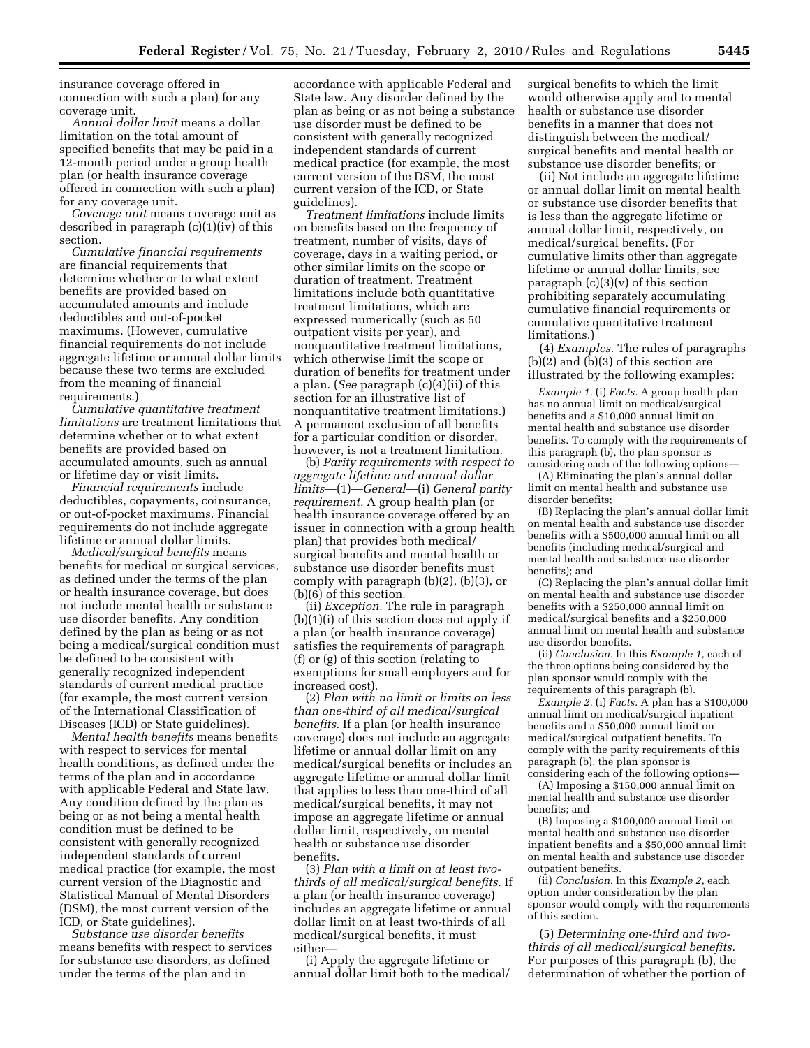insurance coverage offered in connection with such a plan) for any coverage unit.

*Annual dollar limit* means a dollar limitation on the total amount of specified benefits that may be paid in a 12-month period under a group health plan (or health insurance coverage offered in connection with such a plan) for any coverage unit.

*Coverage unit* means coverage unit as described in paragraph (c)(1)(iv) of this section.

*Cumulative financial requirements* are financial requirements that determine whether or to what extent benefits are provided based on accumulated amounts and include deductibles and out-of-pocket maximums. (However, cumulative financial requirements do not include aggregate lifetime or annual dollar limits because these two terms are excluded from the meaning of financial requirements.)

*Cumulative quantitative treatment limitations* are treatment limitations that determine whether or to what extent benefits are provided based on accumulated amounts, such as annual or lifetime day or visit limits.

*Financial requirements* include deductibles, copayments, coinsurance, or out-of-pocket maximums. Financial requirements do not include aggregate lifetime or annual dollar limits.

*Medical/surgical benefits* means benefits for medical or surgical services, as defined under the terms of the plan or health insurance coverage, but does not include mental health or substance use disorder benefits. Any condition defined by the plan as being or as not being a medical/surgical condition must be defined to be consistent with generally recognized independent standards of current medical practice (for example, the most current version of the International Classification of Diseases (ICD) or State guidelines).

*Mental health benefits* means benefits with respect to services for mental health conditions, as defined under the terms of the plan and in accordance with applicable Federal and State law. Any condition defined by the plan as being or as not being a mental health condition must be defined to be consistent with generally recognized independent standards of current medical practice (for example, the most current version of the Diagnostic and Statistical Manual of Mental Disorders (DSM), the most current version of the ICD, or State guidelines).

*Substance use disorder benefits* means benefits with respect to services for substance use disorders, as defined under the terms of the plan and in accordance with applicable Federal and State law. Any disorder defined by the plan as being or as not being a substance use disorder must be defined to be consistent with generally recognized independent standards of current medical practice (for example, the most current version of the DSM, the most current version of the ICD, or State guidelines).

*Treatment limitations* include limits on benefits based on the frequency of treatment, number of visits, days of coverage, days in a waiting period, or other similar limits on the scope or duration of treatment. Treatment limitations include both quantitative treatment limitations, which are expressed numerically (such as 50 outpatient visits per year), and nonquantitative treatment limitations, which otherwise limit the scope or duration of benefits for treatment under a plan. (*See* paragraph (c)(4)(ii) of this section for an illustrative list of nonquantitative treatment limitations.) A permanent exclusion of all benefits for a particular condition or disorder, however, is not a treatment limitation.

(b) *Parity requirements with respect to aggregate lifetime and annual dollar limits*—(1)—*General*—(i) *General parity requirement.* A group health plan (or health insurance coverage offered by an issuer in connection with a group health plan) that provides both medical/surgical benefits and mental health or substance use disorder benefits must comply with paragraph (b)(2), (b)(3), or (b)(6) of this section.

(ii) *Exception.* The rule in paragraph (b)(1)(i) of this section does not apply if a plan (or health insurance coverage) satisfies the requirements of paragraph (f) or (g) of this section (relating to exemptions for small employers and for increased cost).

(2) *Plan with no limit or limits on less than one-third of all medical/surgical benefits.* If a plan (or health insurance coverage) does not include an aggregate lifetime or annual dollar limit on any medical/surgical benefits or includes an aggregate lifetime or annual dollar limit that applies to less than one-third of all medical/surgical benefits, it may not impose an aggregate lifetime or annual dollar limit, respectively, on mental health or substance use disorder benefits.

(3) *Plan with a limit on at least two-thirds of all medical/surgical benefits.* If a plan (or health insurance coverage) includes an aggregate lifetime or annual dollar limit on at least two-thirds of all medical/surgical benefits, it must either—

(i) Apply the aggregate lifetime or annual dollar limit both to the medical/surgical benefits to which the limit would otherwise apply and to mental health or substance use disorder benefits in a manner that does not distinguish between the medical/surgical benefits and mental health or substance use disorder benefits; or

(ii) Not include an aggregate lifetime or annual dollar limit on mental health or substance use disorder benefits that is less than the aggregate lifetime or annual dollar limit, respectively, on medical/surgical benefits. (For cumulative limits other than aggregate lifetime or annual dollar limits, see paragraph (c)(3)(v) of this section prohibiting separately accumulating cumulative financial requirements or cumulative quantitative treatment limitations.)

(4) *Examples.* The rules of paragraphs (b)(2) and (b)(3) of this section are illustrated by the following examples:

*Example 1.* (i) *Facts.* A group health plan has no annual limit on medical/surgical benefits and a $10,000 annual limit on mental health and substance use disorder benefits. To comply with the requirements of this paragraph (b), the plan sponsor is considering each of the following options—

(A) Eliminating the plan's annual dollar limit on mental health and substance use disorder benefits;

(B) Replacing the plan's annual dollar limit on mental health and substance use disorder benefits with a $500,000 annual limit on all benefits (including medical/surgical and mental health and substance use disorder benefits); and

(C) Replacing the plan's annual dollar limit on mental health and substance use disorder benefits with a $250,000 annual limit on medical/surgical benefits and a $250,000 annual limit on mental health and substance use disorder benefits.

(ii) *Conclusion.* In this *Example 1,* each of the three options being considered by the plan sponsor would comply with the requirements of this paragraph (b).

*Example 2.* (i) *Facts.* A plan has a $100,000 annual limit on medical/surgical inpatient benefits and a $50,000 annual limit on medical/surgical outpatient benefits. To comply with the parity requirements of this paragraph (b), the plan sponsor is considering each of the following options—

(A) Imposing a $150,000 annual limit on mental health and substance use disorder benefits; and

(B) Imposing a $100,000 annual limit on mental health and substance use disorder inpatient benefits and a $50,000 annual limit on mental health and substance use disorder outpatient benefits.

(ii) *Conclusion.* In this *Example 2,* each option under consideration by the plan sponsor would comply with the requirements of this section.

(5) *Determining one-third and two-thirds of all medical/surgical benefits.* For purposes of this paragraph (b), the determination of whether the portion of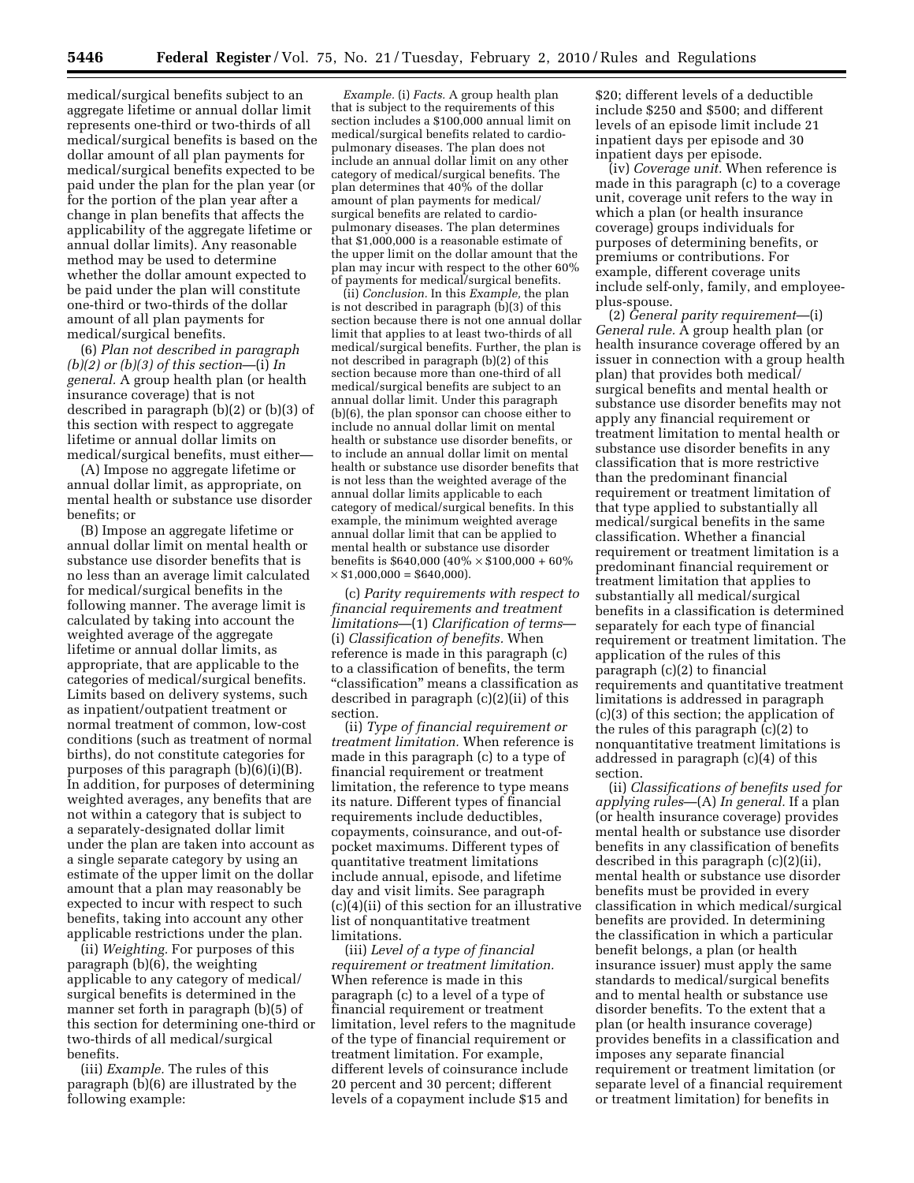medical/surgical benefits subject to an aggregate lifetime or annual dollar limit represents one-third or two-thirds of all medical/surgical benefits is based on the dollar amount of all plan payments for medical/surgical benefits expected to be paid under the plan for the plan year (or for the portion of the plan year after a change in plan benefits that affects the applicability of the aggregate lifetime or annual dollar limits). Any reasonable method may be used to determine whether the dollar amount expected to be paid under the plan will constitute one-third or two-thirds of the dollar amount of all plan payments for medical/surgical benefits.

(6) *Plan not described in paragraph (b)(2) or (b)(3) of this section*—(i) *In general.* A group health plan (or health insurance coverage) that is not described in paragraph (b)(2) or (b)(3) of this section with respect to aggregate lifetime or annual dollar limits on medical/surgical benefits, must either—

(A) Impose no aggregate lifetime or annual dollar limit, as appropriate, on mental health or substance use disorder benefits; or

(B) Impose an aggregate lifetime or annual dollar limit on mental health or substance use disorder benefits that is no less than an average limit calculated for medical/surgical benefits in the following manner. The average limit is calculated by taking into account the weighted average of the aggregate lifetime or annual dollar limits, as appropriate, that are applicable to the categories of medical/surgical benefits. Limits based on delivery systems, such as inpatient/outpatient treatment or normal treatment of common, low-cost conditions (such as treatment of normal births), do not constitute categories for purposes of this paragraph (b)(6)(i)(B). In addition, for purposes of determining weighted averages, any benefits that are not within a category that is subject to a separately-designated dollar limit under the plan are taken into account as a single separate category by using an estimate of the upper limit on the dollar amount that a plan may reasonably be expected to incur with respect to such benefits, taking into account any other applicable restrictions under the plan.

(ii) *Weighting.* For purposes of this paragraph (b)(6), the weighting applicable to any category of medical/surgical benefits is determined in the manner set forth in paragraph (b)(5) of this section for determining one-third or two-thirds of all medical/surgical benefits.

(iii) *Example.* The rules of this paragraph (b)(6) are illustrated by the following example:

*Example.* (i) *Facts.* A group health plan that is subject to the requirements of this section includes a $100,000 annual limit on medical/surgical benefits related to cardio-pulmonary diseases. The plan does not include an annual dollar limit on any other category of medical/surgical benefits. The plan determines that 40% of the dollar amount of plan payments for medical/surgical benefits are related to cardio-pulmonary diseases. The plan determines that $1,000,000 is a reasonable estimate of the upper limit on the dollar amount that the plan may incur with respect to the other 60% of payments for medical/surgical benefits.

(ii) *Conclusion.* In this *Example,* the plan is not described in paragraph (b)(3) of this section because there is not one annual dollar limit that applies to at least two-thirds of all medical/surgical benefits. Further, the plan is not described in paragraph (b)(2) of this section because more than one-third of all medical/surgical benefits are subject to an annual dollar limit. Under this paragraph (b)(6), the plan sponsor can choose either to include no annual dollar limit on mental health or substance use disorder benefits, or to include an annual dollar limit on mental health or substance use disorder benefits that is not less than the weighted average of the annual dollar limits applicable to each category of medical/surgical benefits. In this example, the minimum weighted average annual dollar limit that can be applied to mental health or substance use disorder benefits is $640,000 (40% × $100,000 + 60% × $1,000,000 = $640,000).

(c) *Parity requirements with respect to financial requirements and treatment limitations*—(1) *Clarification of terms*—(i) *Classification of benefits.* When reference is made in this paragraph (c) to a classification of benefits, the term "classification" means a classification as described in paragraph (c)(2)(ii) of this section.

(ii) *Type of financial requirement or treatment limitation.* When reference is made in this paragraph (c) to a type of financial requirement or treatment limitation, the reference to type means its nature. Different types of financial requirements include deductibles, copayments, coinsurance, and out-of-pocket maximums. Different types of quantitative treatment limitations include annual, episode, and lifetime day and visit limits. See paragraph (c)(4)(ii) of this section for an illustrative list of nonquantitative treatment limitations.

(iii) *Level of a type of financial requirement or treatment limitation.* When reference is made in this paragraph (c) to a level of a type of financial requirement or treatment limitation, level refers to the magnitude of the type of financial requirement or treatment limitation. For example, different levels of coinsurance include 20 percent and 30 percent; different levels of a copayment include $15 and $20; different levels of a deductible include $250 and $500; and different levels of an episode limit include 21 inpatient days per episode and 30 inpatient days per episode.

(iv) *Coverage unit.* When reference is made in this paragraph (c) to a coverage unit, coverage unit refers to the way in which a plan (or health insurance coverage) groups individuals for purposes of determining benefits, or premiums or contributions. For example, different coverage units include self-only, family, and employee-plus-spouse.

(2) *General parity requirement*—(i) *General rule.* A group health plan (or health insurance coverage offered by an issuer in connection with a group health plan) that provides both medical/surgical benefits and mental health or substance use disorder benefits may not apply any financial requirement or treatment limitation to mental health or substance use disorder benefits in any classification that is more restrictive than the predominant financial requirement or treatment limitation of that type applied to substantially all medical/surgical benefits in the same classification. Whether a financial requirement or treatment limitation is a predominant financial requirement or treatment limitation that applies to substantially all medical/surgical benefits in a classification is determined separately for each type of financial requirement or treatment limitation. The application of the rules of this paragraph (c)(2) to financial requirements and quantitative treatment limitations is addressed in paragraph (c)(3) of this section; the application of the rules of this paragraph (c)(2) to nonquantitative treatment limitations is addressed in paragraph (c)(4) of this section.

(ii) *Classifications of benefits used for applying rules*—(A) *In general.* If a plan (or health insurance coverage) provides mental health or substance use disorder benefits in any classification of benefits described in this paragraph (c)(2)(ii), mental health or substance use disorder benefits must be provided in every classification in which medical/surgical benefits are provided. In determining the classification in which a particular benefit belongs, a plan (or health insurance issuer) must apply the same standards to medical/surgical benefits and to mental health or substance use disorder benefits. To the extent that a plan (or health insurance coverage) provides benefits in a classification and imposes any separate financial requirement or treatment limitation (or separate level of a financial requirement or treatment limitation) for benefits in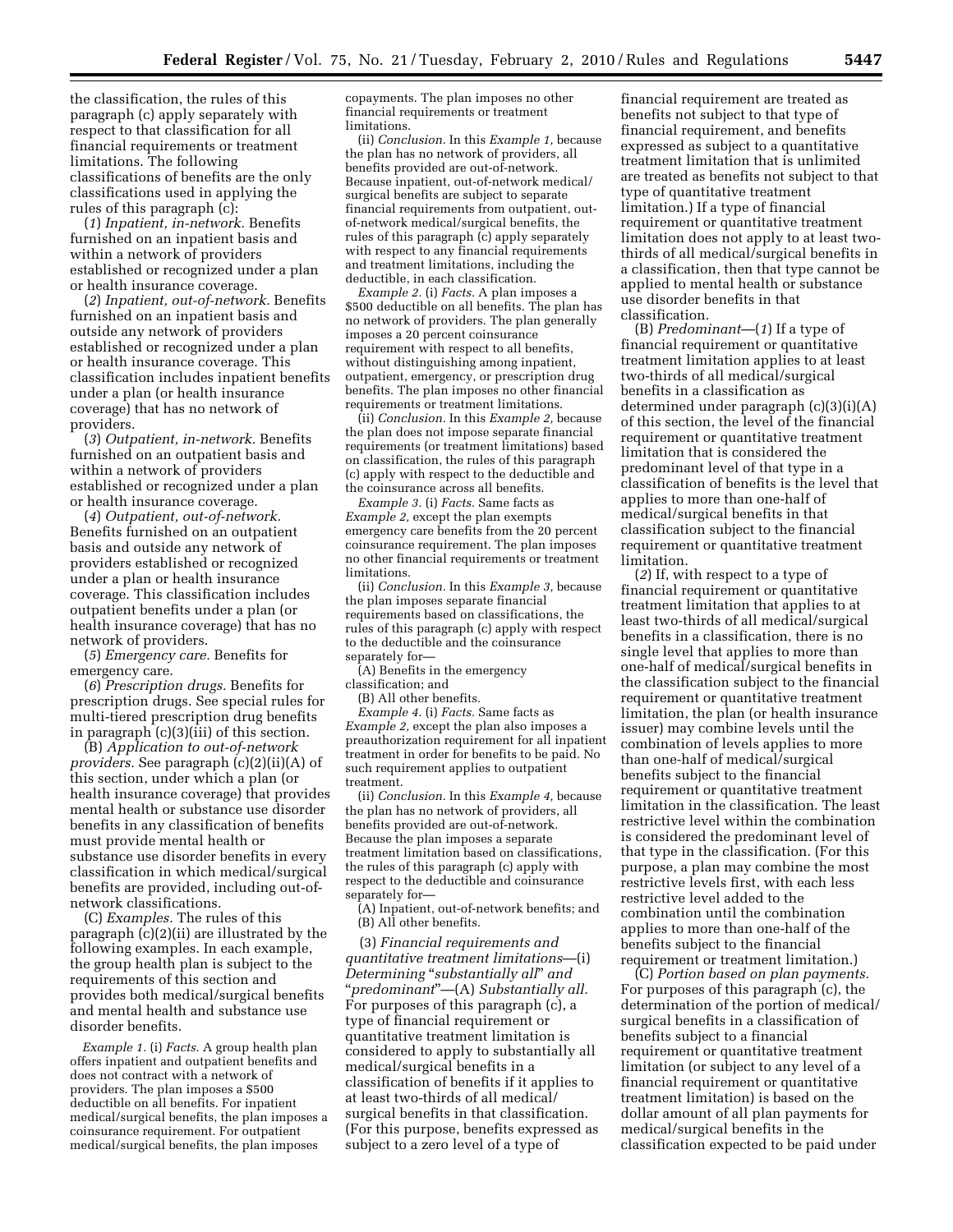the classification, the rules of this paragraph (c) apply separately with respect to that classification for all financial requirements or treatment limitations. The following classifications of benefits are the only classifications used in applying the rules of this paragraph (c):

(*1*) *Inpatient, in-network.* Benefits furnished on an inpatient basis and within a network of providers established or recognized under a plan or health insurance coverage.

(*2*) *Inpatient, out-of-network.* Benefits furnished on an inpatient basis and outside any network of providers established or recognized under a plan or health insurance coverage. This classification includes inpatient benefits under a plan (or health insurance coverage) that has no network of providers.

(*3*) *Outpatient, in-network.* Benefits furnished on an outpatient basis and within a network of providers established or recognized under a plan or health insurance coverage.

(*4*) *Outpatient, out-of-network.* Benefits furnished on an outpatient basis and outside any network of providers established or recognized under a plan or health insurance coverage. This classification includes outpatient benefits under a plan (or health insurance coverage) that has no network of providers.

(*5*) *Emergency care.* Benefits for emergency care.

(*6*) *Prescription drugs.* Benefits for prescription drugs. See special rules for multi-tiered prescription drug benefits in paragraph (c)(3)(iii) of this section.

(B) *Application to out-of-network providers.* See paragraph (c)(2)(ii)(A) of this section, under which a plan (or health insurance coverage) that provides mental health or substance use disorder benefits in any classification of benefits must provide mental health or substance use disorder benefits in every classification in which medical/surgical benefits are provided, including out-of-network classifications.

(C) *Examples.* The rules of this paragraph (c)(2)(ii) are illustrated by the following examples. In each example, the group health plan is subject to the requirements of this section and provides both medical/surgical benefits and mental health and substance use disorder benefits.

*Example 1.* (i) *Facts.* A group health plan offers inpatient and outpatient benefits and does not contract with a network of providers. The plan imposes a $500 deductible on all benefits. For inpatient medical/surgical benefits, the plan imposes a coinsurance requirement. For outpatient medical/surgical benefits, the plan imposes copayments. The plan imposes no other financial requirements or treatment limitations.

(ii) *Conclusion.* In this *Example 1,* because the plan has no network of providers, all benefits provided are out-of-network. Because inpatient, out-of-network medical/surgical benefits are subject to separate financial requirements from outpatient, out-of-network medical/surgical benefits, the rules of this paragraph (c) apply separately with respect to any financial requirements and treatment limitations, including the deductible, in each classification.

*Example 2.* (i) *Facts.* A plan imposes a $500 deductible on all benefits. The plan has no network of providers. The plan generally imposes a 20 percent coinsurance requirement with respect to all benefits, without distinguishing among inpatient, outpatient, emergency, or prescription drug benefits. The plan imposes no other financial requirements or treatment limitations.

(ii) *Conclusion.* In this *Example 2,* because the plan does not impose separate financial requirements (or treatment limitations) based on classification, the rules of this paragraph (c) apply with respect to the deductible and the coinsurance across all benefits.

*Example 3.* (i) *Facts.* Same facts as *Example 2,* except the plan exempts emergency care benefits from the 20 percent coinsurance requirement. The plan imposes no other financial requirements or treatment limitations.

(ii) *Conclusion.* In this *Example 3,* because the plan imposes separate financial requirements based on classifications, the rules of this paragraph (c) apply with respect to the deductible and the coinsurance separately for—

(A) Benefits in the emergency classification; and

(B) All other benefits.

*Example 4.* (i) *Facts.* Same facts as *Example 2,* except the plan also imposes a preauthorization requirement for all inpatient treatment in order for benefits to be paid. No such requirement applies to outpatient treatment.

(ii) *Conclusion.* In this *Example 4,* because the plan has no network of providers, all benefits provided are out-of-network. Because the plan imposes a separate treatment limitation based on classifications, the rules of this paragraph (c) apply with respect to the deductible and coinsurance separately for—

(A) Inpatient, out-of-network benefits; and

(B) All other benefits.

(3) *Financial requirements and quantitative treatment limitations*—(i) *Determining "substantially all" and "predominant"*—(A) *Substantially all.* For purposes of this paragraph (c), a type of financial requirement or quantitative treatment limitation is considered to apply to substantially all medical/surgical benefits in a classification of benefits if it applies to at least two-thirds of all medical/surgical benefits in that classification. (For this purpose, benefits expressed as subject to a zero level of a type of financial requirement are treated as benefits not subject to that type of financial requirement, and benefits expressed as subject to a quantitative treatment limitation that is unlimited are treated as benefits not subject to that type of quantitative treatment limitation.) If a type of financial requirement or quantitative treatment limitation does not apply to at least two-thirds of all medical/surgical benefits in a classification, then that type cannot be applied to mental health or substance use disorder benefits in that classification.

(B) *Predominant*—(*1*) If a type of financial requirement or quantitative treatment limitation applies to at least two-thirds of all medical/surgical benefits in a classification as determined under paragraph (c)(3)(i)(A) of this section, the level of the financial requirement or quantitative treatment limitation that is considered the predominant level of that type in a classification of benefits is the level that applies to more than one-half of medical/surgical benefits in that classification subject to the financial requirement or quantitative treatment limitation.

(*2*) If, with respect to a type of financial requirement or quantitative treatment limitation that applies to at least two-thirds of all medical/surgical benefits in a classification, there is no single level that applies to more than one-half of medical/surgical benefits in the classification subject to the financial requirement or quantitative treatment limitation, the plan (or health insurance issuer) may combine levels until the combination of levels applies to more than one-half of medical/surgical benefits subject to the financial requirement or quantitative treatment limitation in the classification. The least restrictive level within the combination is considered the predominant level of that type in the classification. (For this purpose, a plan may combine the most restrictive levels first, with each less restrictive level added to the combination until the combination applies to more than one-half of the benefits subject to the financial requirement or treatment limitation.)

(C) *Portion based on plan payments.* For purposes of this paragraph (c), the determination of the portion of medical/surgical benefits in a classification of benefits subject to a financial requirement or quantitative treatment limitation (or subject to any level of a financial requirement or quantitative treatment limitation) is based on the dollar amount of all plan payments for medical/surgical benefits in the classification expected to be paid under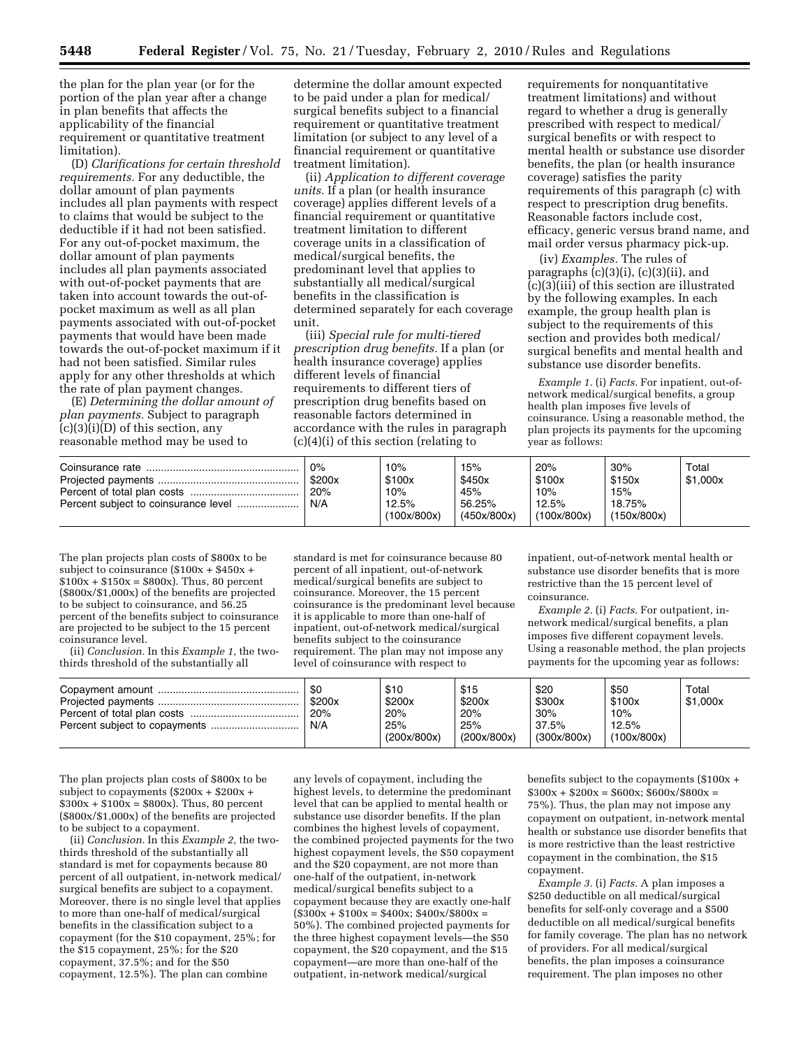the plan for the plan year (or for the portion of the plan year after a change in plan benefits that affects the applicability of the financial requirement or quantitative treatment limitation).

(D) *Clarifications for certain threshold requirements.* For any deductible, the dollar amount of plan payments includes all plan payments with respect to claims that would be subject to the deductible if it had not been satisfied. For any out-of-pocket maximum, the dollar amount of plan payments includes all plan payments associated with out-of-pocket payments that are taken into account towards the out-of-pocket maximum as well as all plan payments associated with out-of-pocket payments that would have been made towards the out-of-pocket maximum if it had not been satisfied. Similar rules apply for any other thresholds at which the rate of plan payment changes.

(E) *Determining the dollar amount of plan payments.* Subject to paragraph (c)(3)(i)(D) of this section, any reasonable method may be used to determine the dollar amount expected to be paid under a plan for medical/surgical benefits subject to a financial requirement or quantitative treatment limitation (or subject to any level of a financial requirement or quantitative treatment limitation).

(ii) *Application to different coverage units.* If a plan (or health insurance coverage) applies different levels of a financial requirement or quantitative treatment limitation to different coverage units in a classification of medical/surgical benefits, the predominant level that applies to substantially all medical/surgical benefits in the classification is determined separately for each coverage unit.

(iii) *Special rule for multi-tiered prescription drug benefits.* If a plan (or health insurance coverage) applies different levels of financial requirements to different tiers of prescription drug benefits based on reasonable factors determined in accordance with the rules in paragraph (c)(4)(i) of this section (relating to requirements for nonquantitative treatment limitations) and without regard to whether a drug is generally prescribed with respect to medical/surgical benefits or with respect to mental health or substance use disorder benefits, the plan (or health insurance coverage) satisfies the parity requirements of this paragraph (c) with respect to prescription drug benefits. Reasonable factors include cost, efficacy, generic versus brand name, and mail order versus pharmacy pick-up.

(iv) *Examples.* The rules of paragraphs (c)(3)(i), (c)(3)(ii), and (c)(3)(iii) of this section are illustrated by the following examples. In each example, the group health plan is subject to the requirements of this section and provides both medical/surgical benefits and mental health and substance use disorder benefits.

*Example 1.* (i) *Facts.* For inpatient, out-of-network medical/surgical benefits, a group health plan imposes five levels of coinsurance. Using a reasonable method, the plan projects its payments for the upcoming year as follows:

| | | | | | | |
|---|---|---|---|---|---|---|
| Coinsurance rate | 0% | 10% | 15% | 20% | 30% | Total |
| Projected payments | $200x | $100x | $450x | $100x | $150x | $1,000x |
| Percent of total plan costs | 20% | 10% | 45% | 10% | 15% | |
| Percent subject to coinsurance level | N/A | 12.5% (100x/800x) | 56.25% (450x/800x) | 12.5% (100x/800x) | 18.75% (150x/800x) | |

The plan projects plan costs of $800x to be subject to coinsurance ($100x + $450x + $100x + $150x = $800x). Thus, 80 percent ($800x/$1,000x) of the benefits are projected to be subject to coinsurance, and 56.25 percent of the benefits subject to coinsurance are projected to be subject to the 15 percent coinsurance level.

(ii) *Conclusion.* In this *Example 1,* the two-thirds threshold of the substantially all standard is met for coinsurance because 80 percent of all inpatient, out-of-network medical/surgical benefits are subject to coinsurance. Moreover, the 15 percent coinsurance is the predominant level because it is applicable to more than one-half of inpatient, out-of-network medical/surgical benefits subject to the coinsurance requirement. The plan may not impose any level of coinsurance with respect to inpatient, out-of-network mental health or substance use disorder benefits that is more restrictive than the 15 percent level of coinsurance.

*Example 2.* (i) *Facts.* For outpatient, in-network medical/surgical benefits, a plan imposes five different copayment levels. Using a reasonable method, the plan projects payments for the upcoming year as follows:

| | | | | | | |
|---|---|---|---|---|---|---|
| Copayment amount | $0 | $10 | $15 | $20 | $50 | Total |
| Projected payments | $200x | $200x | $200x | $300x | $100x | $1,000x |
| Percent of total plan costs | 20% | 20% | 20% | 30% | 10% | |
| Percent subject to copayments | N/A | 25% (200x/800x) | 25% (200x/800x) | 37.5% (300x/800x) | 12.5% (100x/800x) | |

The plan projects plan costs of $800x to be subject to copayments ($200x + $200x + $300x + $100x = $800x). Thus, 80 percent ($800x/$1,000x) of the benefits are projected to be subject to a copayment.

(ii) *Conclusion.* In this *Example 2,* the two-thirds threshold of the substantially all standard is met for copayments because 80 percent of all outpatient, in-network medical/surgical benefits are subject to a copayment. Moreover, there is no single level that applies to more than one-half of medical/surgical benefits in the classification subject to a copayment (for the $10 copayment, 25%; for the $15 copayment, 25%; for the $20 copayment, 37.5%; and for the $50 copayment, 12.5%). The plan can combine any levels of copayment, including the highest levels, to determine the predominant level that can be applied to mental health or substance use disorder benefits. If the plan combines the highest levels of copayment, the combined projected payments for the two highest copayment levels, the $50 copayment and the $20 copayment, are not more than one-half of the outpatient, in-network medical/surgical benefits subject to a copayment because they are exactly one-half ($300x + $100x = $400x; $400x/$800x = 50%). The combined projected payments for the three highest copayment levels—the $50 copayment, the $20 copayment, and the $15 copayment—are more than one-half of the outpatient, in-network medical/surgical benefits subject to the copayments ($100x + $300x + $200x = $600x; $600x/$800x = 75%). Thus, the plan may not impose any copayment on outpatient, in-network mental health or substance use disorder benefits that is more restrictive than the least restrictive copayment in the combination, the $15 copayment.

*Example 3.* (i) *Facts.* A plan imposes a $250 deductible on all medical/surgical benefits for self-only coverage and a $500 deductible on all medical/surgical benefits for family coverage. The plan has no network of providers. For all medical/surgical benefits, the plan imposes a coinsurance requirement. The plan imposes no other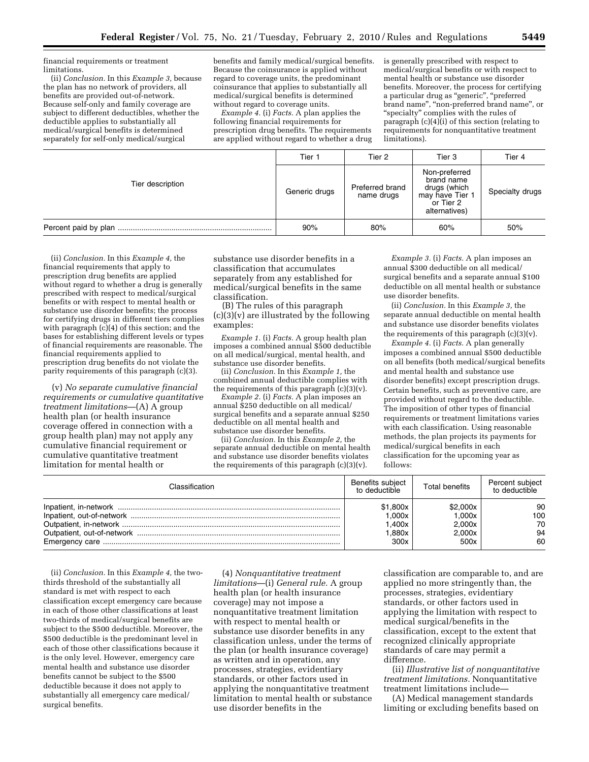financial requirements or treatment limitations.

(ii) *Conclusion.* In this *Example 3,* because the plan has no network of providers, all benefits are provided out-of-network. Because self-only and family coverage are subject to different deductibles, whether the deductible applies to substantially all medical/surgical benefits is determined separately for self-only medical/surgical benefits and family medical/surgical benefits. Because the coinsurance is applied without regard to coverage units, the predominant coinsurance that applies to substantially all medical/surgical benefits is determined without regard to coverage units.

*Example 4.* (i) *Facts.* A plan applies the following financial requirements for prescription drug benefits. The requirements are applied without regard to whether a drug is generally prescribed with respect to medical/surgical benefits or with respect to mental health or substance use disorder benefits. Moreover, the process for certifying a particular drug as "generic", "preferred brand name", "non-preferred brand name", or "specialty" complies with the rules of paragraph (c)(4)(i) of this section (relating to requirements for nonquantitative treatment limitations).

| | Tier 1 | Tier 2 | Tier 3 | Tier 4 |
|---|---|---|---|---|
| Tier description | Generic drugs | Preferred brand name drugs | Non-preferred brand name drugs (which may have Tier 1 or Tier 2 alternatives) | Specialty drugs |
| Percent paid by plan | 90% | 80% | 60% | 50% |

(ii) *Conclusion.* In this *Example 4,* the financial requirements that apply to prescription drug benefits are applied without regard to whether a drug is generally prescribed with respect to medical/surgical benefits or with respect to mental health or substance use disorder benefits; the process for certifying drugs in different tiers complies with paragraph (c)(4) of this section; and the bases for establishing different levels or types of financial requirements are reasonable. The financial requirements applied to prescription drug benefits do not violate the parity requirements of this paragraph (c)(3).

(v) *No separate cumulative financial requirements or cumulative quantitative treatment limitations*—(A) A group health plan (or health insurance coverage offered in connection with a group health plan) may not apply any cumulative financial requirement or cumulative quantitative treatment limitation for mental health or substance use disorder benefits in a classification that accumulates separately from any established for medical/surgical benefits in the same classification.

(B) The rules of this paragraph (c)(3)(v) are illustrated by the following examples:

*Example 1.* (i) *Facts.* A group health plan imposes a combined annual $500 deductible on all medical/surgical, mental health, and substance use disorder benefits.

(ii) *Conclusion.* In this *Example 1,* the combined annual deductible complies with the requirements of this paragraph (c)(3)(v).

*Example 2.* (i) *Facts.* A plan imposes an annual $250 deductible on all medical/surgical benefits and a separate annual $250 deductible on all mental health and substance use disorder benefits.

(ii) *Conclusion.* In this *Example 2,* the separate annual deductible on mental health and substance use disorder benefits violates the requirements of this paragraph (c)(3)(v).

*Example 3.* (i) *Facts.* A plan imposes an annual $300 deductible on all medical/surgical benefits and a separate annual $100 deductible on all mental health or substance use disorder benefits.

(ii) *Conclusion.* In this *Example 3,* the separate annual deductible on mental health and substance use disorder benefits violates the requirements of this paragraph (c)(3)(v).

*Example 4.* (i) *Facts.* A plan generally imposes a combined annual $500 deductible on all benefits (both medical/surgical benefits and mental health and substance use disorder benefits) except prescription drugs. Certain benefits, such as preventive care, are provided without regard to the deductible. The imposition of other types of financial requirements or treatment limitations varies with each classification. Using reasonable methods, the plan projects its payments for medical/surgical benefits in each classification for the upcoming year as follows:

| Classification | Benefits subject to deductible | Total benefits | Percent subject to deductible |
|---|---|---|---|
| Inpatient, in-network | $1,800x | $2,000x | 90 |
| Inpatient, out-of-network | 1,000x | 1,000x | 100 |
| Outpatient, in-network | 1,400x | 2,000x | 70 |
| Outpatient, out-of-network | 1,880x | 2,000x | 94 |
| Emergency care | 300x | 500x | 60 |

(ii) *Conclusion.* In this *Example 4,* the two-thirds threshold of the substantially all standard is met with respect to each classification except emergency care because in each of those other classifications at least two-thirds of medical/surgical benefits are subject to the $500 deductible. Moreover, the $500 deductible is the predominant level in each of those other classifications because it is the only level. However, emergency care mental health and substance use disorder benefits cannot be subject to the $500 deductible because it does not apply to substantially all emergency care medical/surgical benefits.

(4) *Nonquantitative treatment limitations*—(i) *General rule.* A group health plan (or health insurance coverage) may not impose a nonquantitative treatment limitation with respect to mental health or substance use disorder benefits in any classification unless, under the terms of the plan (or health insurance coverage) as written and in operation, any processes, strategies, evidentiary standards, or other factors used in applying the nonquantitative treatment limitation to mental health or substance use disorder benefits in the classification are comparable to, and are applied no more stringently than, the processes, strategies, evidentiary standards, or other factors used in applying the limitation with respect to medical surgical/benefits in the classification, except to the extent that recognized clinically appropriate standards of care may permit a difference.

(ii) *Illustrative list of nonquantitative treatment limitations.* Nonquantitative treatment limitations include—

(A) Medical management standards limiting or excluding benefits based on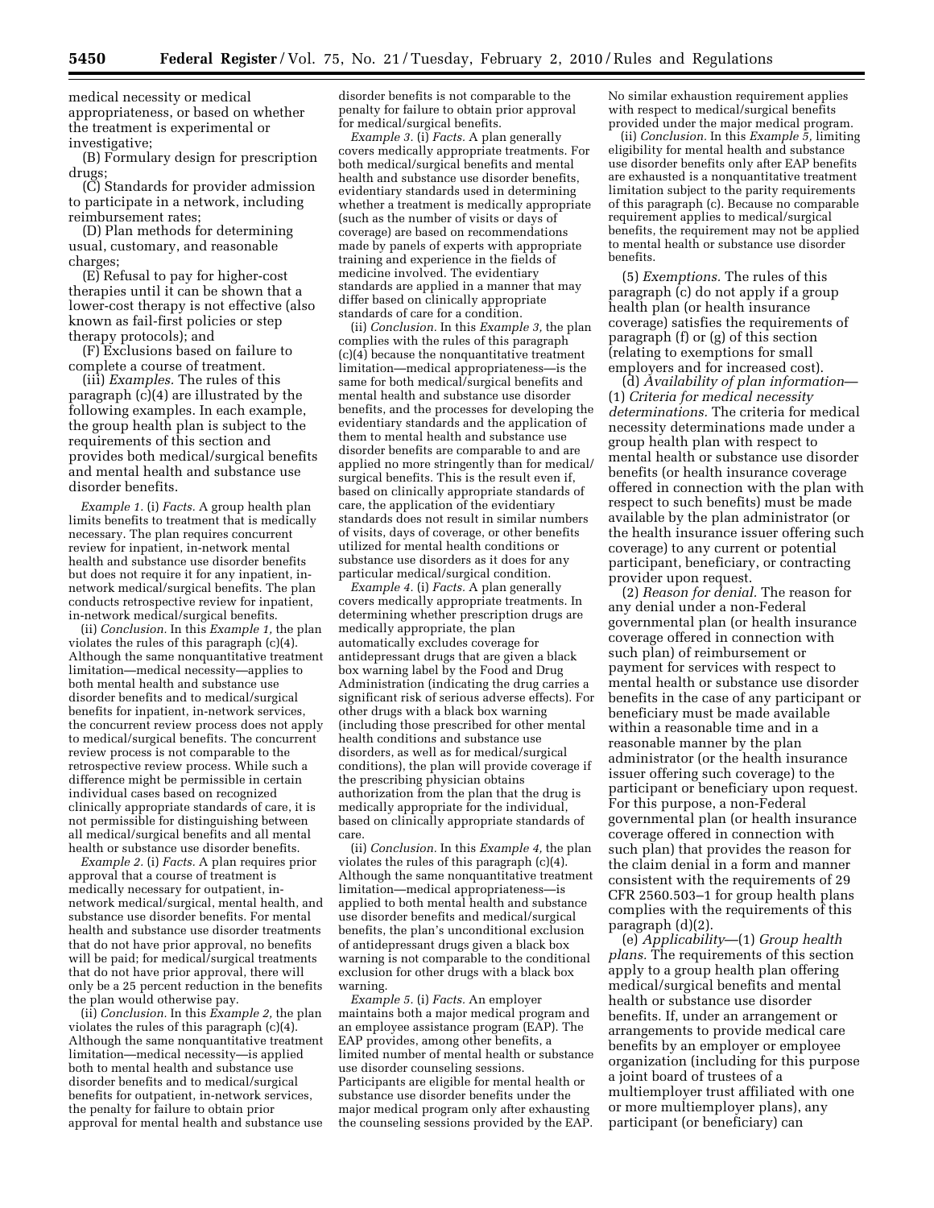medical necessity or medical appropriateness, or based on whether the treatment is experimental or investigative;

(B) Formulary design for prescription drugs;

(C) Standards for provider admission to participate in a network, including reimbursement rates;

(D) Plan methods for determining usual, customary, and reasonable charges;

(E) Refusal to pay for higher-cost therapies until it can be shown that a lower-cost therapy is not effective (also known as fail-first policies or step therapy protocols); and

(F) Exclusions based on failure to complete a course of treatment.

(iii) *Examples.* The rules of this paragraph (c)(4) are illustrated by the following examples. In each example, the group health plan is subject to the requirements of this section and provides both medical/surgical benefits and mental health and substance use disorder benefits.

*Example 1.* (i) *Facts.* A group health plan limits benefits to treatment that is medically necessary. The plan requires concurrent review for inpatient, in-network mental health and substance use disorder benefits but does not require it for any inpatient, in-network medical/surgical benefits. The plan conducts retrospective review for inpatient, in-network medical/surgical benefits.

(ii) *Conclusion.* In this *Example 1,* the plan violates the rules of this paragraph (c)(4). Although the same nonquantitative treatment limitation—medical necessity—applies to both mental health and substance use disorder benefits and to medical/surgical benefits for inpatient, in-network services, the concurrent review process does not apply to medical/surgical benefits. The concurrent review process is not comparable to the retrospective review process. While such a difference might be permissible in certain individual cases based on recognized clinically appropriate standards of care, it is not permissible for distinguishing between all medical/surgical benefits and all mental health or substance use disorder benefits.

*Example 2.* (i) *Facts.* A plan requires prior approval that a course of treatment is medically necessary for outpatient, in-network medical/surgical, mental health, and substance use disorder benefits. For mental health and substance use disorder treatments that do not have prior approval, no benefits will be paid; for medical/surgical treatments that do not have prior approval, there will only be a 25 percent reduction in the benefits the plan would otherwise pay.

(ii) *Conclusion.* In this *Example 2,* the plan violates the rules of this paragraph (c)(4). Although the same nonquantitative treatment limitation—medical necessity—is applied both to mental health and substance use disorder benefits and to medical/surgical benefits for outpatient, in-network services, the penalty for failure to obtain prior approval for mental health and substance use disorder benefits is not comparable to the penalty for failure to obtain prior approval for medical/surgical benefits.

*Example 3.* (i) *Facts.* A plan generally covers medically appropriate treatments. For both medical/surgical benefits and mental health and substance use disorder benefits, evidentiary standards used in determining whether a treatment is medically appropriate (such as the number of visits or days of coverage) are based on recommendations made by panels of experts with appropriate training and experience in the fields of medicine involved. The evidentiary standards are applied in a manner that may differ based on clinically appropriate standards of care for a condition.

(ii) *Conclusion.* In this *Example 3,* the plan complies with the rules of this paragraph (c)(4) because the nonquantitative treatment limitation—medical appropriateness—is the same for both medical/surgical benefits and mental health and substance use disorder benefits, and the processes for developing the evidentiary standards and the application of them to mental health and substance use disorder benefits are comparable to and are applied no more stringently than for medical/surgical benefits. This is the result even if, based on clinically appropriate standards of care, the application of the evidentiary standards does not result in similar numbers of visits, days of coverage, or other benefits utilized for mental health conditions or substance use disorders as it does for any particular medical/surgical condition.

*Example 4.* (i) *Facts.* A plan generally covers medically appropriate treatments. In determining whether prescription drugs are medically appropriate, the plan automatically excludes coverage for antidepressant drugs that are given a black box warning label by the Food and Drug Administration (indicating the drug carries a significant risk of serious adverse effects). For other drugs with a black box warning (including those prescribed for other mental health conditions and substance use disorders, as well as for medical/surgical conditions), the plan will provide coverage if the prescribing physician obtains authorization from the plan that the drug is medically appropriate for the individual, based on clinically appropriate standards of care.

(ii) *Conclusion.* In this *Example 4,* the plan violates the rules of this paragraph (c)(4). Although the same nonquantitative treatment limitation—medical appropriateness—is applied to both mental health and substance use disorder benefits and medical/surgical benefits, the plan's unconditional exclusion of antidepressant drugs given a black box warning is not comparable to the conditional exclusion for other drugs with a black box warning.

*Example 5.* (i) *Facts.* An employer maintains both a major medical program and an employee assistance program (EAP). The EAP provides, among other benefits, a limited number of mental health or substance use disorder counseling sessions. Participants are eligible for mental health or substance use disorder benefits under the major medical program only after exhausting the counseling sessions provided by the EAP. No similar exhaustion requirement applies with respect to medical/surgical benefits provided under the major medical program.

(ii) *Conclusion.* In this *Example 5,* limiting eligibility for mental health and substance use disorder benefits only after EAP benefits are exhausted is a nonquantitative treatment limitation subject to the parity requirements of this paragraph (c). Because no comparable requirement applies to medical/surgical benefits, the requirement may not be applied to mental health or substance use disorder benefits.

(5) *Exemptions.* The rules of this paragraph (c) do not apply if a group health plan (or health insurance coverage) satisfies the requirements of paragraph (f) or (g) of this section (relating to exemptions for small employers and for increased cost).

(d) *Availability of plan information*—(1) *Criteria for medical necessity determinations.* The criteria for medical necessity determinations made under a group health plan with respect to mental health or substance use disorder benefits (or health insurance coverage offered in connection with the plan with respect to such benefits) must be made available by the plan administrator (or the health insurance issuer offering such coverage) to any current or potential participant, beneficiary, or contracting provider upon request.

(2) *Reason for denial.* The reason for any denial under a non-Federal governmental plan (or health insurance coverage offered in connection with such plan) of reimbursement or payment for services with respect to mental health or substance use disorder benefits in the case of any participant or beneficiary must be made available within a reasonable time and in a reasonable manner by the plan administrator (or the health insurance issuer offering such coverage) to the participant or beneficiary upon request. For this purpose, a non-Federal governmental plan (or health insurance coverage offered in connection with such plan) that provides the reason for the claim denial in a form and manner consistent with the requirements of 29 CFR 2560.503–1 for group health plans complies with the requirements of this paragraph (d)(2).

(e) *Applicability*—(1) *Group health plans.* The requirements of this section apply to a group health plan offering medical/surgical benefits and mental health or substance use disorder benefits. If, under an arrangement or arrangements to provide medical care benefits by an employer or employee organization (including for this purpose a joint board of trustees of a multiemployer trust affiliated with one or more multiemployer plans), any participant (or beneficiary) can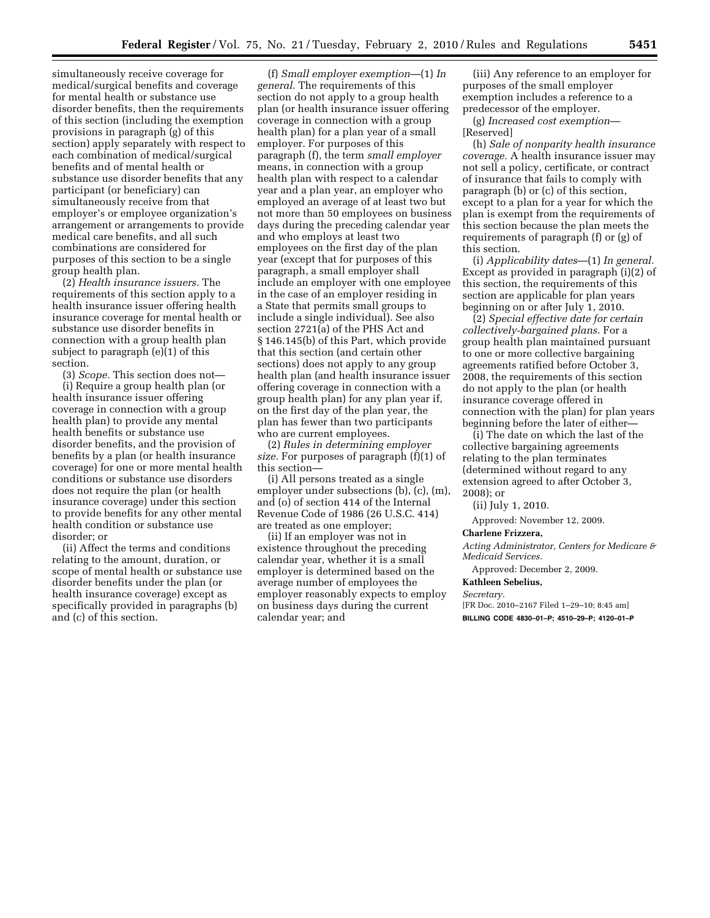simultaneously receive coverage for medical/surgical benefits and coverage for mental health or substance use disorder benefits, then the requirements of this section (including the exemption provisions in paragraph (g) of this section) apply separately with respect to each combination of medical/surgical benefits and of mental health or substance use disorder benefits that any participant (or beneficiary) can simultaneously receive from that employer's or employee organization's arrangement or arrangements to provide medical care benefits, and all such combinations are considered for purposes of this section to be a single group health plan.

(2) *Health insurance issuers.* The requirements of this section apply to a health insurance issuer offering health insurance coverage for mental health or substance use disorder benefits in connection with a group health plan subject to paragraph (e)(1) of this section.

(3) *Scope.* This section does not—

(i) Require a group health plan (or health insurance issuer offering coverage in connection with a group health plan) to provide any mental health benefits or substance use disorder benefits, and the provision of benefits by a plan (or health insurance coverage) for one or more mental health conditions or substance use disorders does not require the plan (or health insurance coverage) under this section to provide benefits for any other mental health condition or substance use disorder; or

(ii) Affect the terms and conditions relating to the amount, duration, or scope of mental health or substance use disorder benefits under the plan (or health insurance coverage) except as specifically provided in paragraphs (b) and (c) of this section.

(f) *Small employer exemption*—(1) *In general.* The requirements of this section do not apply to a group health plan (or health insurance issuer offering coverage in connection with a group health plan) for a plan year of a small employer. For purposes of this paragraph (f), the term *small employer* means, in connection with a group health plan with respect to a calendar year and a plan year, an employer who employed an average of at least two but not more than 50 employees on business days during the preceding calendar year and who employs at least two employees on the first day of the plan year (except that for purposes of this paragraph, a small employer shall include an employer with one employee in the case of an employer residing in a State that permits small groups to include a single individual). See also section 2721(a) of the PHS Act and § 146.145(b) of this Part, which provide that this section (and certain other sections) does not apply to any group health plan (and health insurance issuer offering coverage in connection with a group health plan) for any plan year if, on the first day of the plan year, the plan has fewer than two participants who are current employees.

(2) *Rules in determining employer size.* For purposes of paragraph (f)(1) of this section—

(i) All persons treated as a single employer under subsections (b), (c), (m), and (o) of section 414 of the Internal Revenue Code of 1986 (26 U.S.C. 414) are treated as one employer;

(ii) If an employer was not in existence throughout the preceding calendar year, whether it is a small employer is determined based on the average number of employees the employer reasonably expects to employ on business days during the current calendar year; and

(iii) Any reference to an employer for purposes of the small employer exemption includes a reference to a predecessor of the employer.

(g) *Increased cost exemption*—[Reserved]

(h) *Sale of nonparity health insurance coverage.* A health insurance issuer may not sell a policy, certificate, or contract of insurance that fails to comply with paragraph (b) or (c) of this section, except to a plan for a year for which the plan is exempt from the requirements of this section because the plan meets the requirements of paragraph (f) or (g) of this section.

(i) *Applicability dates*—(1) *In general.* Except as provided in paragraph (i)(2) of this section, the requirements of this section are applicable for plan years beginning on or after July 1, 2010.

(2) *Special effective date for certain collectively-bargained plans.* For a group health plan maintained pursuant to one or more collective bargaining agreements ratified before October 3, 2008, the requirements of this section do not apply to the plan (or health insurance coverage offered in connection with the plan) for plan years beginning before the later of either—

(i) The date on which the last of the collective bargaining agreements relating to the plan terminates (determined without regard to any extension agreed to after October 3, 2008); or

(ii) July 1, 2010.

Approved: November 12, 2009.

**Charlene Frizzera,**

*Acting Administrator, Centers for Medicare & Medicaid Services.*

Approved: December 2, 2009.

**Kathleen Sebelius,**

*Secretary.*

[FR Doc. 2010–2167 Filed 1–29–10; 8:45 am]

**BILLING CODE 4830–01–P; 4510–29–P; 4120–01–P**